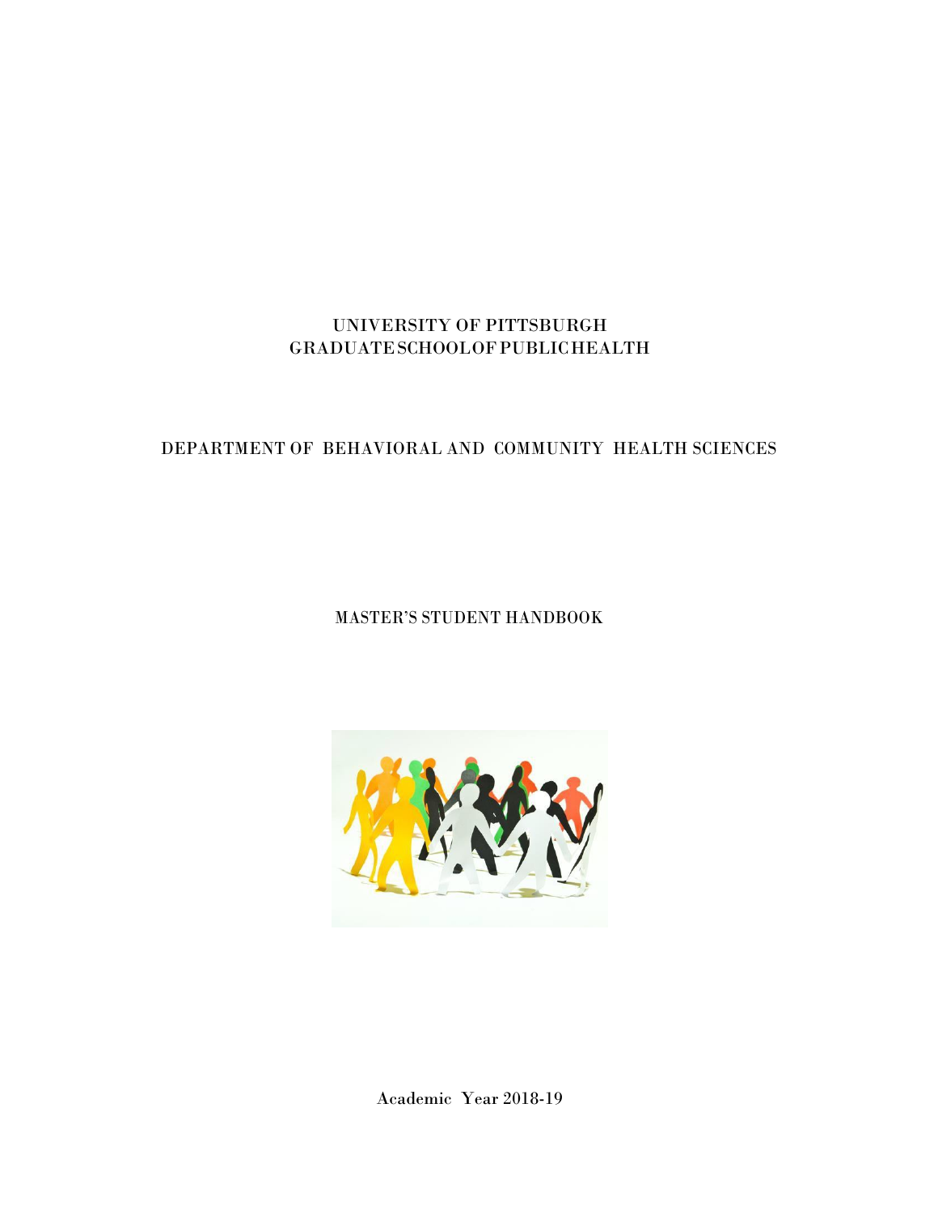# UNIVERSITY OF PITTSBURGH
# GRADUATE SCHOOL OF PUBLIC HEALTH

## DEPARTMENT OF BEHAVIORAL AND COMMUNITY HEALTH SCIENCES

## MASTER'S STUDENT HANDBOOK

Academic Year 2018-19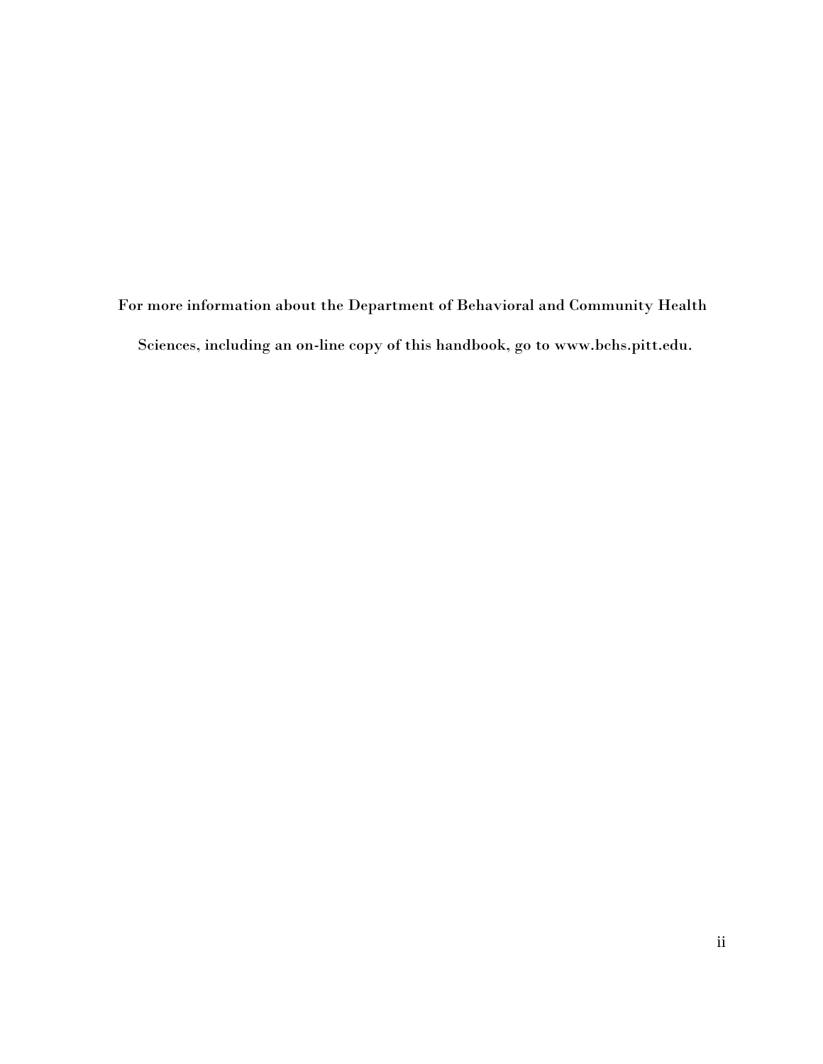**For more information about the Department of Behavioral and Community Health Sciences, including an on-line copy of this handbook, go to www.bchs.pitt.edu.**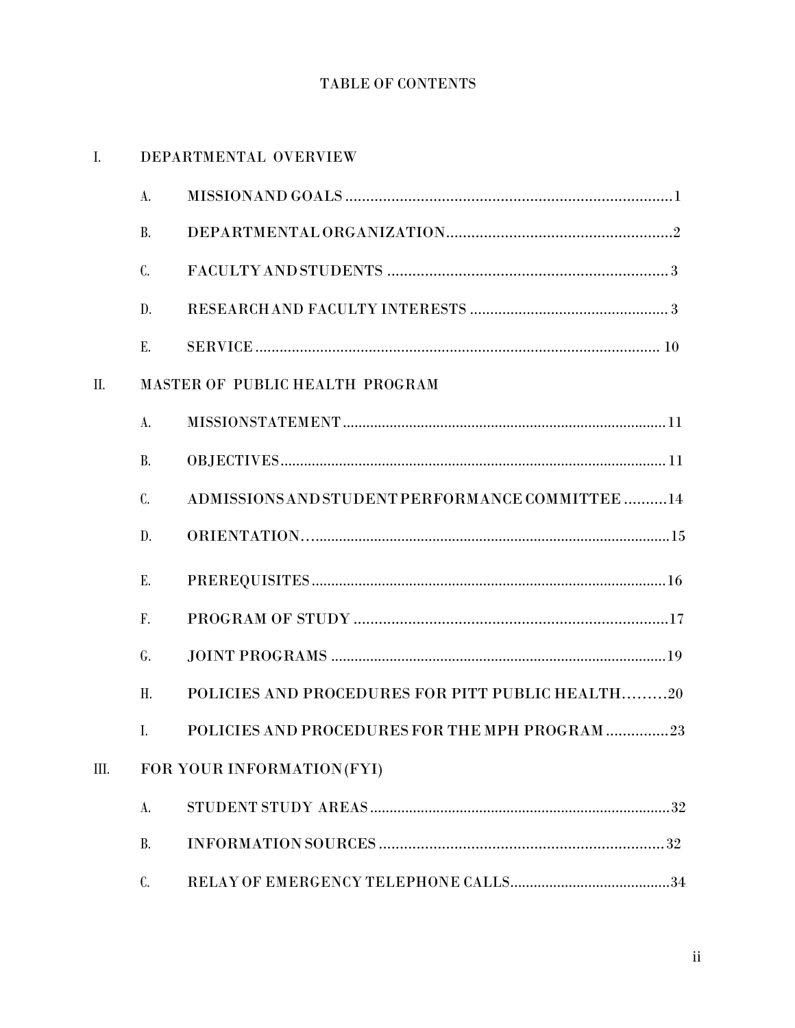# TABLE OF CONTENTS

I. DEPARTMENTAL OVERVIEW

- A. MISSIONAND GOALS ............................................................................... 1
- B. DEPARTMENTAL ORGANIZATION....................................................... 2
- C. FACULTY AND STUDENTS .................................................................... 3
- D. RESEARCH AND FACULTY INTERESTS ................................................ 3
- E. SERVICE .................................................................................................. 10

II. MASTER OF PUBLIC HEALTH PROGRAM

- A. MISSIONSTATEMENT ............................................................................. 11
- B. OBJECTIVES ............................................................................................. 11
- C. ADMISSIONS AND STUDENT PERFORMANCE COMMITTEE .......... 14
- D. ORIENTATION…......................................................................................15
- E. PREREQUISITES .......................................................................................16
- F. PROGRAM OF STUDY .............................................................................17
- G. JOINT PROGRAMS ...................................................................................19
- H. POLICIES AND PROCEDURES FOR PITT PUBLIC HEALTH………20
- I. POLICIES AND PROCEDURES FOR THE MPH PROGRAM ...............23

III. FOR YOUR INFORMATION (FYI)

- A. STUDENT STUDY AREAS ........................................................................32
- B. INFORMATION SOURCES ....................................................................... 32
- C. RELAY OF EMERGENCY TELEPHONE CALLS.......................................34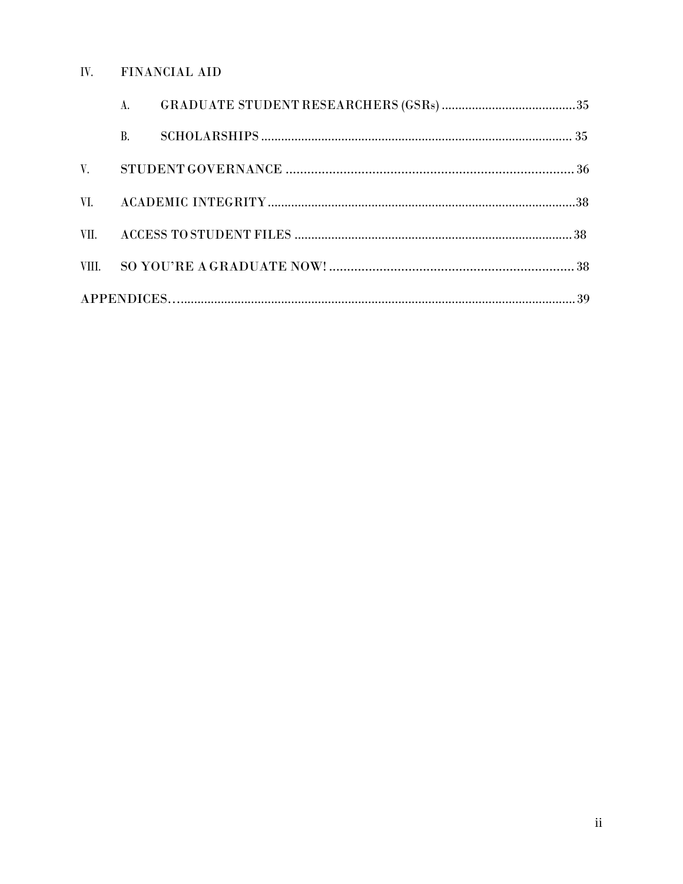IV. FINANCIAL AID

- A. GRADUATE STUDENT RESEARCHERS (GSRs) .......................................35
- B. SCHOLARSHIPS ........................................................................................... 35

V. STUDENT GOVERNANCE ................................................................................ 36

VI. ACADEMIC INTEGRITY..........................................................................................38

VII. ACCESS TO STUDENT FILES .................................................................................. 38

VIII. SO YOU'RE A GRADUATE NOW! .................................................................... 38

APPENDICES…......................................................................................................................39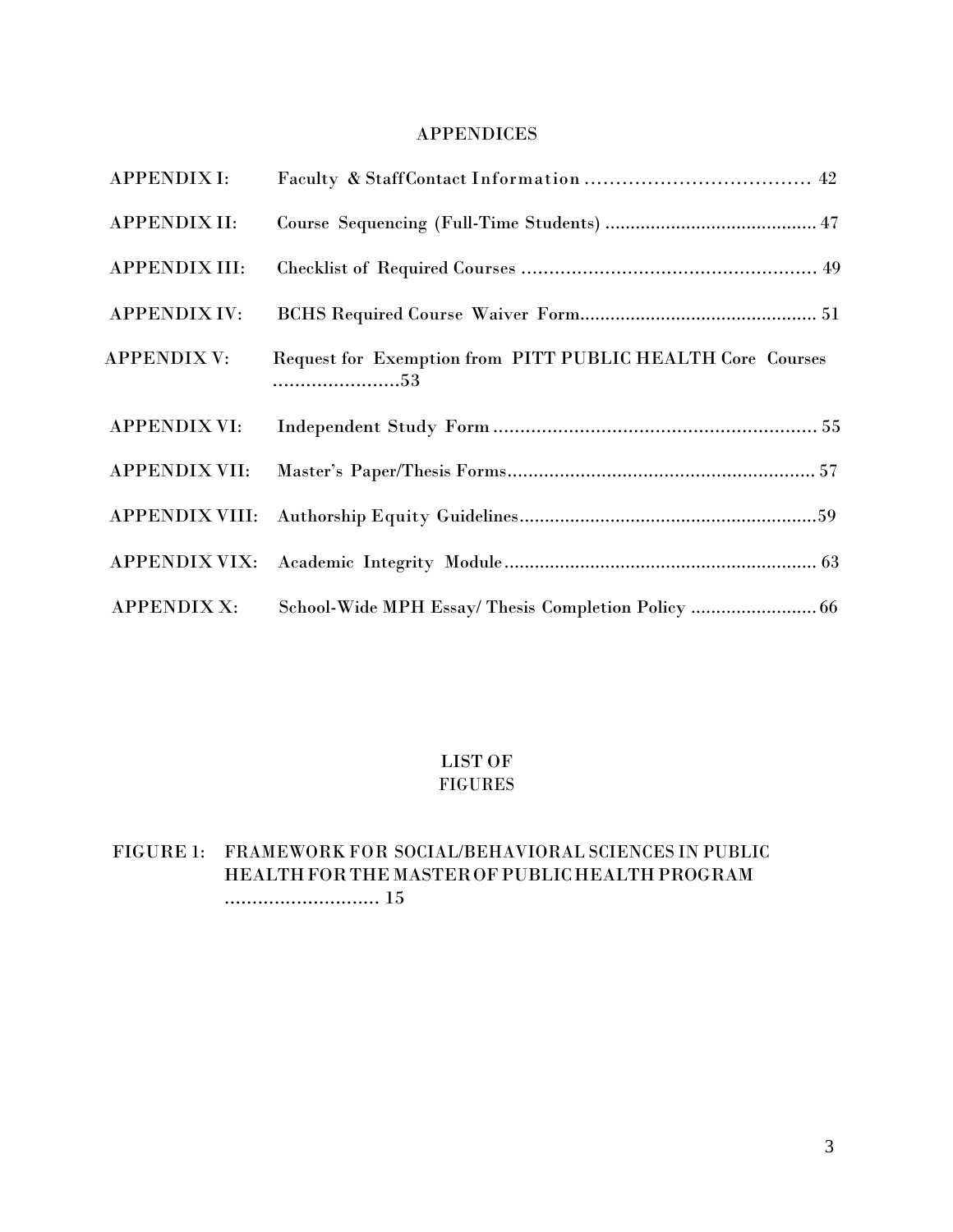## APPENDICES

| | | |
|---|---|---|
| APPENDIX I: | Faculty & Staff Contact Information | 42 |
| APPENDIX II: | Course Sequencing (Full-Time Students) | 47 |
| APPENDIX III: | Checklist of Required Courses | 49 |
| APPENDIX IV: | BCHS Required Course Waiver Form | 51 |
| APPENDIX V: | Request for Exemption from PITT PUBLIC HEALTH Core Courses | 53 |
| APPENDIX VI: | Independent Study Form | 55 |
| APPENDIX VII: | Master's Paper/Thesis Forms | 57 |
| APPENDIX VIII: | Authorship Equity Guidelines | 59 |
| APPENDIX VIX: | Academic Integrity Module | 63 |
| APPENDIX X: | School-Wide MPH Essay/ Thesis Completion Policy | 66 |

## LIST OF FIGURES

FIGURE 1: FRAMEWORK FOR SOCIAL/BEHAVIORAL SCIENCES IN PUBLIC HEALTH FOR THE MASTER OF PUBLIC HEALTH PROGRAM ............................ 15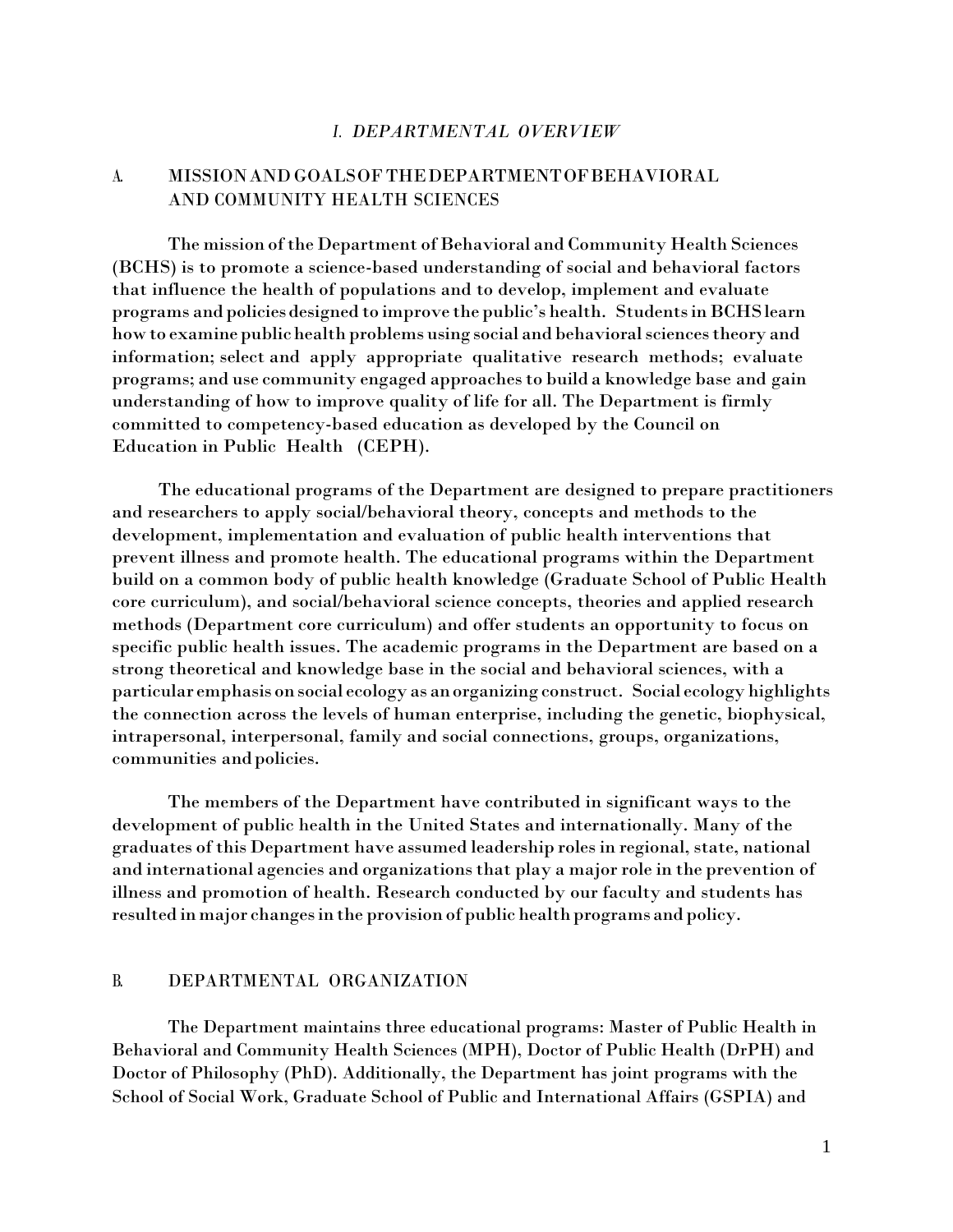# *I. DEPARTMENTAL OVERVIEW*

## A. MISSION AND GOALS OF THE DEPARTMENT OF BEHAVIORAL AND COMMUNITY HEALTH SCIENCES

The mission of the Department of Behavioral and Community Health Sciences (BCHS) is to promote a science-based understanding of social and behavioral factors that influence the health of populations and to develop, implement and evaluate programs and policies designed to improve the public's health. Students in BCHS learn how to examine public health problems using social and behavioral sciences theory and information; select and apply appropriate qualitative research methods; evaluate programs; and use community engaged approaches to build a knowledge base and gain understanding of how to improve quality of life for all. The Department is firmly committed to competency-based education as developed by the Council on Education in Public Health (CEPH).

The educational programs of the Department are designed to prepare practitioners and researchers to apply social/behavioral theory, concepts and methods to the development, implementation and evaluation of public health interventions that prevent illness and promote health. The educational programs within the Department build on a common body of public health knowledge (Graduate School of Public Health core curriculum), and social/behavioral science concepts, theories and applied research methods (Department core curriculum) and offer students an opportunity to focus on specific public health issues. The academic programs in the Department are based on a strong theoretical and knowledge base in the social and behavioral sciences, with a particular emphasis on social ecology as an organizing construct. Social ecology highlights the connection across the levels of human enterprise, including the genetic, biophysical, intrapersonal, interpersonal, family and social connections, groups, organizations, communities and policies.

The members of the Department have contributed in significant ways to the development of public health in the United States and internationally. Many of the graduates of this Department have assumed leadership roles in regional, state, national and international agencies and organizations that play a major role in the prevention of illness and promotion of health. Research conducted by our faculty and students has resulted in major changes in the provision of public health programs and policy.

## B. DEPARTMENTAL ORGANIZATION

The Department maintains three educational programs: Master of Public Health in Behavioral and Community Health Sciences (MPH), Doctor of Public Health (DrPH) and Doctor of Philosophy (PhD). Additionally, the Department has joint programs with the School of Social Work, Graduate School of Public and International Affairs (GSPIA) and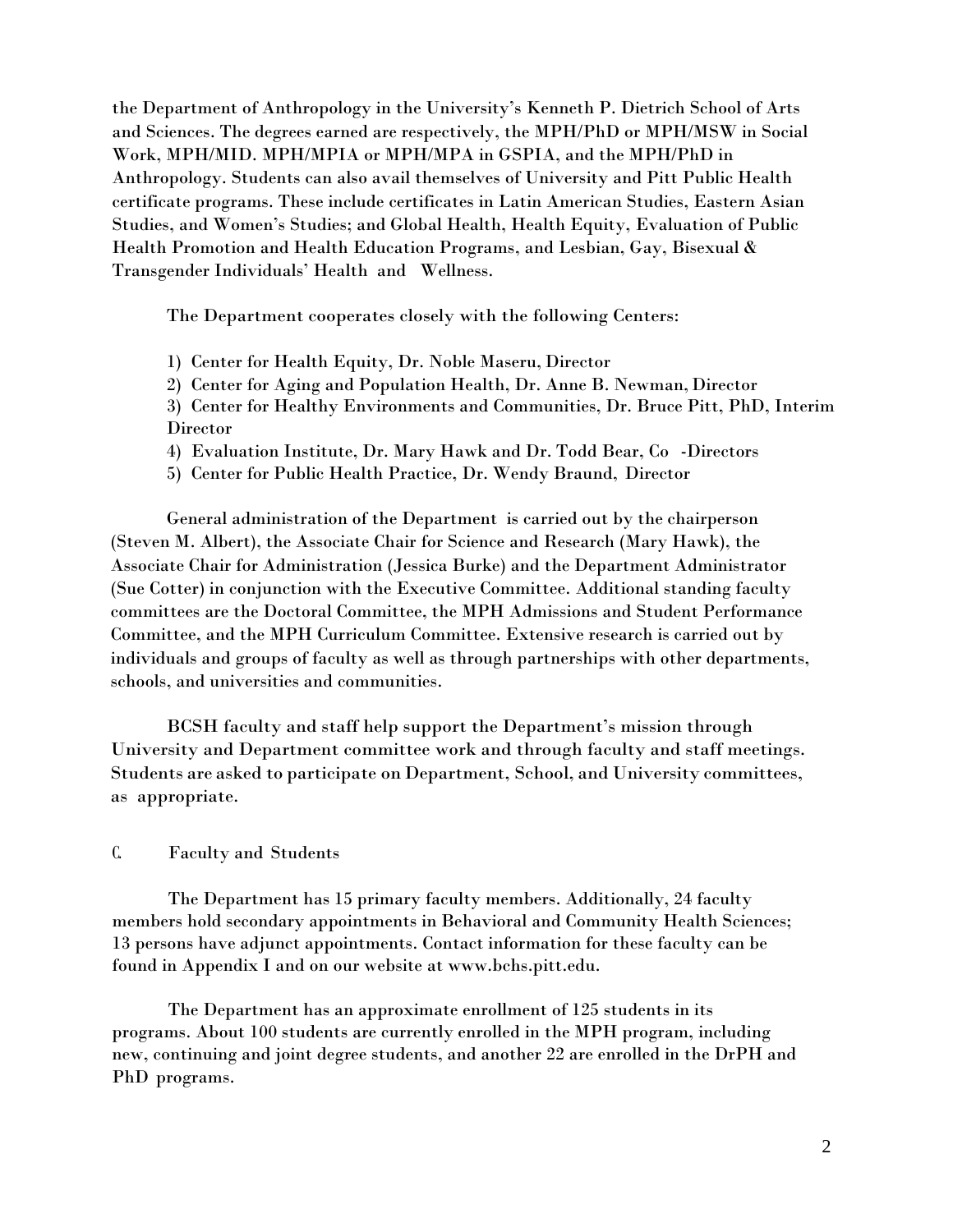the Department of Anthropology in the University's Kenneth P. Dietrich School of Arts and Sciences. The degrees earned are respectively, the MPH/PhD or MPH/MSW in Social Work, MPH/MID. MPH/MPIA or MPH/MPA in GSPIA, and the MPH/PhD in Anthropology. Students can also avail themselves of University and Pitt Public Health certificate programs. These include certificates in Latin American Studies, Eastern Asian Studies, and Women's Studies; and Global Health, Health Equity, Evaluation of Public Health Promotion and Health Education Programs, and Lesbian, Gay, Bisexual & Transgender Individuals' Health and Wellness.

The Department cooperates closely with the following Centers:

1) Center for Health Equity, Dr. Noble Maseru, Director
2) Center for Aging and Population Health, Dr. Anne B. Newman, Director
3) Center for Healthy Environments and Communities, Dr. Bruce Pitt, PhD, Interim Director
4) Evaluation Institute, Dr. Mary Hawk and Dr. Todd Bear, Co-Directors
5) Center for Public Health Practice, Dr. Wendy Braund, Director

General administration of the Department is carried out by the chairperson (Steven M. Albert), the Associate Chair for Science and Research (Mary Hawk), the Associate Chair for Administration (Jessica Burke) and the Department Administrator (Sue Cotter) in conjunction with the Executive Committee. Additional standing faculty committees are the Doctoral Committee, the MPH Admissions and Student Performance Committee, and the MPH Curriculum Committee. Extensive research is carried out by individuals and groups of faculty as well as through partnerships with other departments, schools, and universities and communities.

BCSH faculty and staff help support the Department's mission through University and Department committee work and through faculty and staff meetings. Students are asked to participate on Department, School, and University committees, as appropriate.

## C. Faculty and Students

The Department has 15 primary faculty members. Additionally, 24 faculty members hold secondary appointments in Behavioral and Community Health Sciences; 13 persons have adjunct appointments. Contact information for these faculty can be found in Appendix I and on our website at www.bchs.pitt.edu.

The Department has an approximate enrollment of 125 students in its programs. About 100 students are currently enrolled in the MPH program, including new, continuing and joint degree students, and another 22 are enrolled in the DrPH and PhD programs.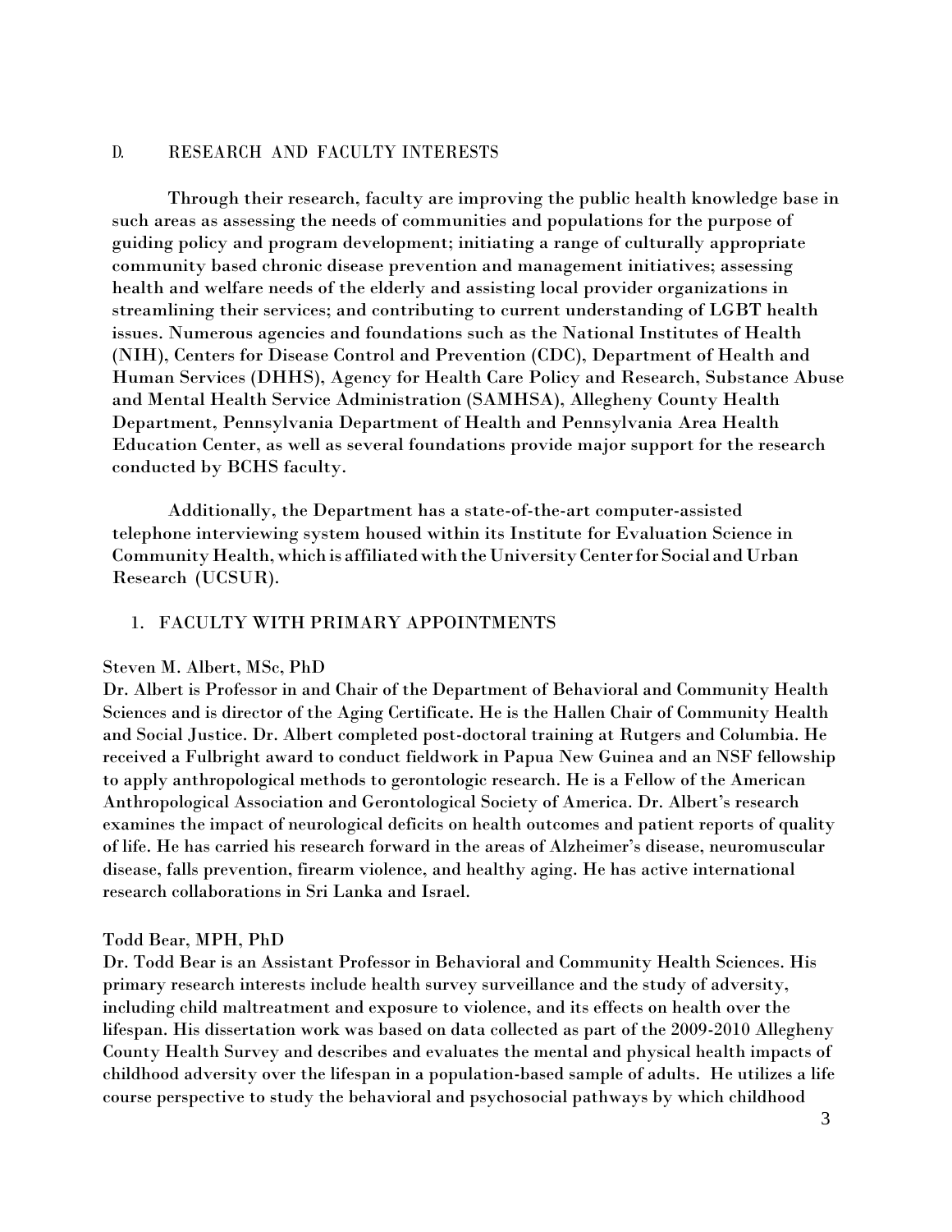## D. RESEARCH AND FACULTY INTERESTS

Through their research, faculty are improving the public health knowledge base in such areas as assessing the needs of communities and populations for the purpose of guiding policy and program development; initiating a range of culturally appropriate community based chronic disease prevention and management initiatives; assessing health and welfare needs of the elderly and assisting local provider organizations in streamlining their services; and contributing to current understanding of LGBT health issues. Numerous agencies and foundations such as the National Institutes of Health (NIH), Centers for Disease Control and Prevention (CDC), Department of Health and Human Services (DHHS), Agency for Health Care Policy and Research, Substance Abuse and Mental Health Service Administration (SAMHSA), Allegheny County Health Department, Pennsylvania Department of Health and Pennsylvania Area Health Education Center, as well as several foundations provide major support for the research conducted by BCHS faculty.

Additionally, the Department has a state-of-the-art computer-assisted telephone interviewing system housed within its Institute for Evaluation Science in Community Health, which is affiliated with the University Center for Social and Urban Research (UCSUR).

### 1. FACULTY WITH PRIMARY APPOINTMENTS

Steven M. Albert, MSc, PhD
Dr. Albert is Professor in and Chair of the Department of Behavioral and Community Health Sciences and is director of the Aging Certificate. He is the Hallen Chair of Community Health and Social Justice. Dr. Albert completed post-doctoral training at Rutgers and Columbia. He received a Fulbright award to conduct fieldwork in Papua New Guinea and an NSF fellowship to apply anthropological methods to gerontologic research. He is a Fellow of the American Anthropological Association and Gerontological Society of America. Dr. Albert's research examines the impact of neurological deficits on health outcomes and patient reports of quality of life. He has carried his research forward in the areas of Alzheimer's disease, neuromuscular disease, falls prevention, firearm violence, and healthy aging. He has active international research collaborations in Sri Lanka and Israel.

Todd Bear, MPH, PhD
Dr. Todd Bear is an Assistant Professor in Behavioral and Community Health Sciences. His primary research interests include health survey surveillance and the study of adversity, including child maltreatment and exposure to violence, and its effects on health over the lifespan. His dissertation work was based on data collected as part of the 2009-2010 Allegheny County Health Survey and describes and evaluates the mental and physical health impacts of childhood adversity over the lifespan in a population-based sample of adults. He utilizes a life course perspective to study the behavioral and psychosocial pathways by which childhood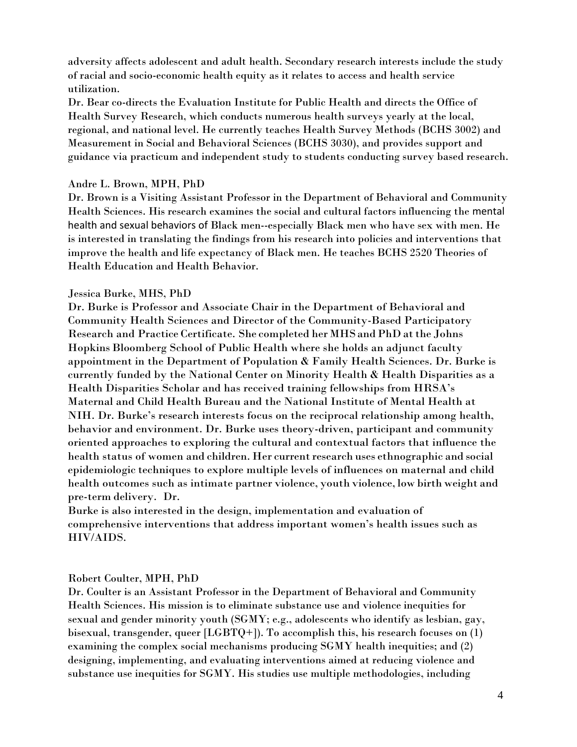adversity affects adolescent and adult health. Secondary research interests include the study of racial and socio-economic health equity as it relates to access and health service utilization.

Dr. Bear co-directs the Evaluation Institute for Public Health and directs the Office of Health Survey Research, which conducts numerous health surveys yearly at the local, regional, and national level. He currently teaches Health Survey Methods (BCHS 3002) and Measurement in Social and Behavioral Sciences (BCHS 3030), and provides support and guidance via practicum and independent study to students conducting survey based research.

Andre L. Brown, MPH, PhD

Dr. Brown is a Visiting Assistant Professor in the Department of Behavioral and Community Health Sciences. His research examines the social and cultural factors influencing the mental health and sexual behaviors of Black men--especially Black men who have sex with men. He is interested in translating the findings from his research into policies and interventions that improve the health and life expectancy of Black men. He teaches BCHS 2520 Theories of Health Education and Health Behavior.

Jessica Burke, MHS, PhD

Dr. Burke is Professor and Associate Chair in the Department of Behavioral and Community Health Sciences and Director of the Community-Based Participatory Research and Practice Certificate. She completed her MHS and PhD at the Johns Hopkins Bloomberg School of Public Health where she holds an adjunct faculty appointment in the Department of Population & Family Health Sciences. Dr. Burke is currently funded by the National Center on Minority Health & Health Disparities as a Health Disparities Scholar and has received training fellowships from HRSA's Maternal and Child Health Bureau and the National Institute of Mental Health at NIH. Dr. Burke's research interests focus on the reciprocal relationship among health, behavior and environment. Dr. Burke uses theory-driven, participant and community oriented approaches to exploring the cultural and contextual factors that influence the health status of women and children. Her current research uses ethnographic and social epidemiologic techniques to explore multiple levels of influences on maternal and child health outcomes such as intimate partner violence, youth violence, low birth weight and pre-term delivery. Dr. Burke is also interested in the design, implementation and evaluation of comprehensive interventions that address important women's health issues such as HIV/AIDS.

Robert Coulter, MPH, PhD

Dr. Coulter is an Assistant Professor in the Department of Behavioral and Community Health Sciences. His mission is to eliminate substance use and violence inequities for sexual and gender minority youth (SGMY; e.g., adolescents who identify as lesbian, gay, bisexual, transgender, queer [LGBTQ+]). To accomplish this, his research focuses on (1) examining the complex social mechanisms producing SGMY health inequities; and (2) designing, implementing, and evaluating interventions aimed at reducing violence and substance use inequities for SGMY. His studies use multiple methodologies, including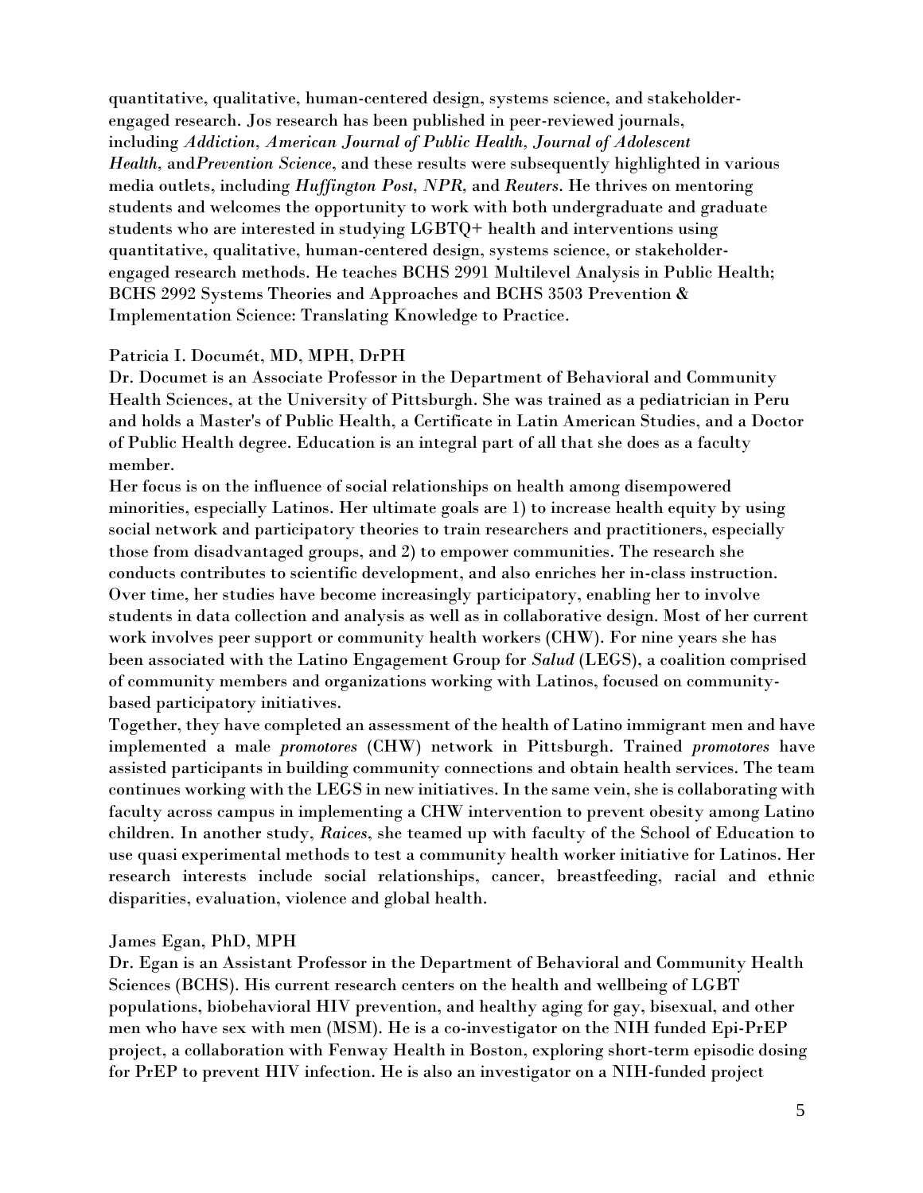quantitative, qualitative, human-centered design, systems science, and stakeholder-engaged research. Jos research has been published in peer-reviewed journals, including *Addiction*, *American Journal of Public Health*, *Journal of Adolescent Health*, and*Prevention Science*, and these results were subsequently highlighted in various media outlets, including *Huffington Post*, *NPR*, and *Reuters*. He thrives on mentoring students and welcomes the opportunity to work with both undergraduate and graduate students who are interested in studying LGBTQ+ health and interventions using quantitative, qualitative, human-centered design, systems science, or stakeholder-engaged research methods. He teaches BCHS 2991 Multilevel Analysis in Public Health; BCHS 2992 Systems Theories and Approaches and BCHS 3503 Prevention & Implementation Science: Translating Knowledge to Practice.

Patricia I. Documét, MD, MPH, DrPH
Dr. Documet is an Associate Professor in the Department of Behavioral and Community Health Sciences, at the University of Pittsburgh. She was trained as a pediatrician in Peru and holds a Master's of Public Health, a Certificate in Latin American Studies, and a Doctor of Public Health degree. Education is an integral part of all that she does as a faculty member.
Her focus is on the influence of social relationships on health among disempowered minorities, especially Latinos. Her ultimate goals are 1) to increase health equity by using social network and participatory theories to train researchers and practitioners, especially those from disadvantaged groups, and 2) to empower communities. The research she conducts contributes to scientific development, and also enriches her in-class instruction. Over time, her studies have become increasingly participatory, enabling her to involve students in data collection and analysis as well as in collaborative design. Most of her current work involves peer support or community health workers (CHW). For nine years she has been associated with the Latino Engagement Group for *Salud* (LEGS), a coalition comprised of community members and organizations working with Latinos, focused on community-based participatory initiatives.
Together, they have completed an assessment of the health of Latino immigrant men and have implemented a male *promotores* (CHW) network in Pittsburgh. Trained *promotores* have assisted participants in building community connections and obtain health services. The team continues working with the LEGS in new initiatives. In the same vein, she is collaborating with faculty across campus in implementing a CHW intervention to prevent obesity among Latino children. In another study, *Raices*, she teamed up with faculty of the School of Education to use quasi experimental methods to test a community health worker initiative for Latinos. Her research interests include social relationships, cancer, breastfeeding, racial and ethnic disparities, evaluation, violence and global health.

James Egan, PhD, MPH
Dr. Egan is an Assistant Professor in the Department of Behavioral and Community Health Sciences (BCHS). His current research centers on the health and wellbeing of LGBT populations, biobehavioral HIV prevention, and healthy aging for gay, bisexual, and other men who have sex with men (MSM). He is a co-investigator on the NIH funded Epi-PrEP project, a collaboration with Fenway Health in Boston, exploring short-term episodic dosing for PrEP to prevent HIV infection. He is also an investigator on a NIH-funded project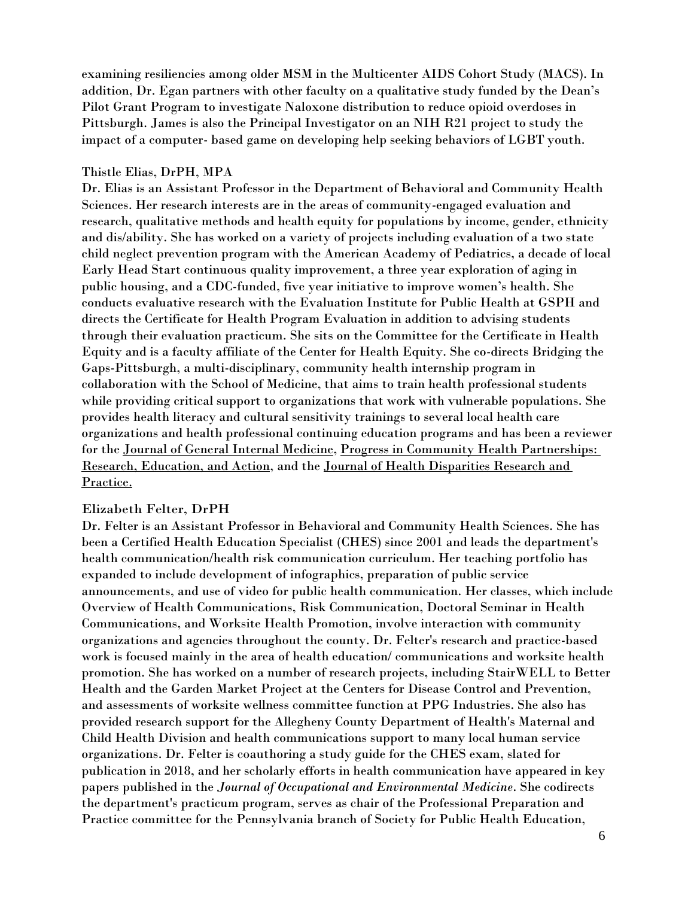examining resiliencies among older MSM in the Multicenter AIDS Cohort Study (MACS). In addition, Dr. Egan partners with other faculty on a qualitative study funded by the Dean's Pilot Grant Program to investigate Naloxone distribution to reduce opioid overdoses in Pittsburgh. James is also the Principal Investigator on an NIH R21 project to study the impact of a computer- based game on developing help seeking behaviors of LGBT youth.

Thistle Elias, DrPH, MPA

Dr. Elias is an Assistant Professor in the Department of Behavioral and Community Health Sciences. Her research interests are in the areas of community-engaged evaluation and research, qualitative methods and health equity for populations by income, gender, ethnicity and dis/ability. She has worked on a variety of projects including evaluation of a two state child neglect prevention program with the American Academy of Pediatrics, a decade of local Early Head Start continuous quality improvement, a three year exploration of aging in public housing, and a CDC-funded, five year initiative to improve women's health. She conducts evaluative research with the Evaluation Institute for Public Health at GSPH and directs the Certificate for Health Program Evaluation in addition to advising students through their evaluation practicum. She sits on the Committee for the Certificate in Health Equity and is a faculty affiliate of the Center for Health Equity. She co-directs Bridging the Gaps-Pittsburgh, a multi-disciplinary, community health internship program in collaboration with the School of Medicine, that aims to train health professional students while providing critical support to organizations that work with vulnerable populations. She provides health literacy and cultural sensitivity trainings to several local health care organizations and health professional continuing education programs and has been a reviewer for the Journal of General Internal Medicine, Progress in Community Health Partnerships: Research, Education, and Action, and the Journal of Health Disparities Research and Practice.

Elizabeth Felter, DrPH

Dr. Felter is an Assistant Professor in Behavioral and Community Health Sciences. She has been a Certified Health Education Specialist (CHES) since 2001 and leads the department's health communication/health risk communication curriculum. Her teaching portfolio has expanded to include development of infographics, preparation of public service announcements, and use of video for public health communication. Her classes, which include Overview of Health Communications, Risk Communication, Doctoral Seminar in Health Communications, and Worksite Health Promotion, involve interaction with community organizations and agencies throughout the county. Dr. Felter's research and practice-based work is focused mainly in the area of health education/ communications and worksite health promotion. She has worked on a number of research projects, including StairWELL to Better Health and the Garden Market Project at the Centers for Disease Control and Prevention, and assessments of worksite wellness committee function at PPG Industries. She also has provided research support for the Allegheny County Department of Health's Maternal and Child Health Division and health communications support to many local human service organizations. Dr. Felter is coauthoring a study guide for the CHES exam, slated for publication in 2018, and her scholarly efforts in health communication have appeared in key papers published in the *Journal of Occupational and Environmental Medicine*. She codirects the department's practicum program, serves as chair of the Professional Preparation and Practice committee for the Pennsylvania branch of Society for Public Health Education,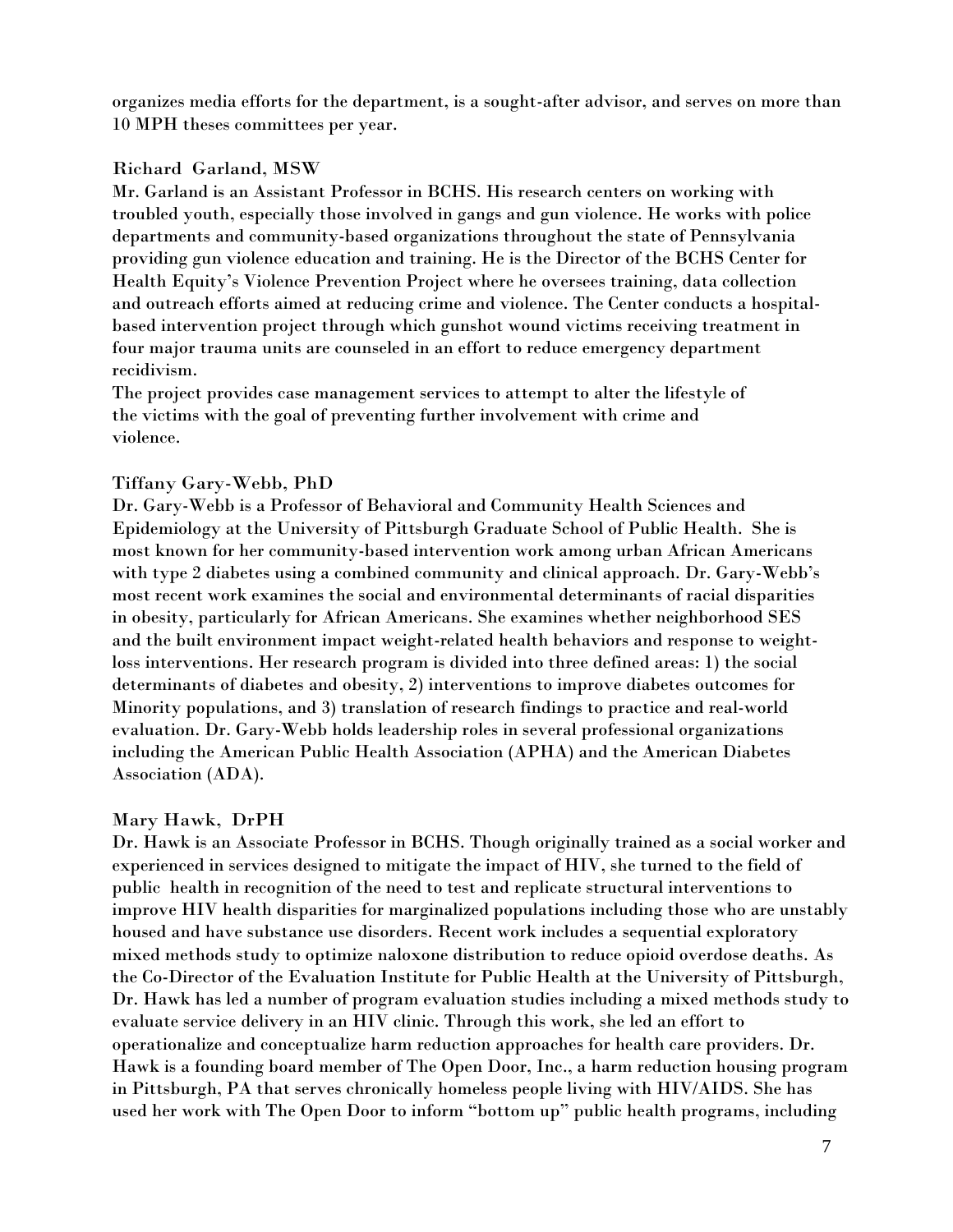organizes media efforts for the department, is a sought-after advisor, and serves on more than 10 MPH theses committees per year.

Richard Garland, MSW

Mr. Garland is an Assistant Professor in BCHS. His research centers on working with troubled youth, especially those involved in gangs and gun violence. He works with police departments and community-based organizations throughout the state of Pennsylvania providing gun violence education and training. He is the Director of the BCHS Center for Health Equity's Violence Prevention Project where he oversees training, data collection and outreach efforts aimed at reducing crime and violence. The Center conducts a hospital-based intervention project through which gunshot wound victims receiving treatment in four major trauma units are counseled in an effort to reduce emergency department recidivism.

The project provides case management services to attempt to alter the lifestyle of the victims with the goal of preventing further involvement with crime and violence.

Tiffany Gary-Webb, PhD

Dr. Gary-Webb is a Professor of Behavioral and Community Health Sciences and Epidemiology at the University of Pittsburgh Graduate School of Public Health. She is most known for her community-based intervention work among urban African Americans with type 2 diabetes using a combined community and clinical approach. Dr. Gary-Webb's most recent work examines the social and environmental determinants of racial disparities in obesity, particularly for African Americans. She examines whether neighborhood SES and the built environment impact weight-related health behaviors and response to weight-loss interventions. Her research program is divided into three defined areas: 1) the social determinants of diabetes and obesity, 2) interventions to improve diabetes outcomes for Minority populations, and 3) translation of research findings to practice and real-world evaluation. Dr. Gary-Webb holds leadership roles in several professional organizations including the American Public Health Association (APHA) and the American Diabetes Association (ADA).

Mary Hawk, DrPH

Dr. Hawk is an Associate Professor in BCHS. Though originally trained as a social worker and experienced in services designed to mitigate the impact of HIV, she turned to the field of public health in recognition of the need to test and replicate structural interventions to improve HIV health disparities for marginalized populations including those who are unstably housed and have substance use disorders. Recent work includes a sequential exploratory mixed methods study to optimize naloxone distribution to reduce opioid overdose deaths. As the Co-Director of the Evaluation Institute for Public Health at the University of Pittsburgh, Dr. Hawk has led a number of program evaluation studies including a mixed methods study to evaluate service delivery in an HIV clinic. Through this work, she led an effort to operationalize and conceptualize harm reduction approaches for health care providers. Dr. Hawk is a founding board member of The Open Door, Inc., a harm reduction housing program in Pittsburgh, PA that serves chronically homeless people living with HIV/AIDS. She has used her work with The Open Door to inform "bottom up" public health programs, including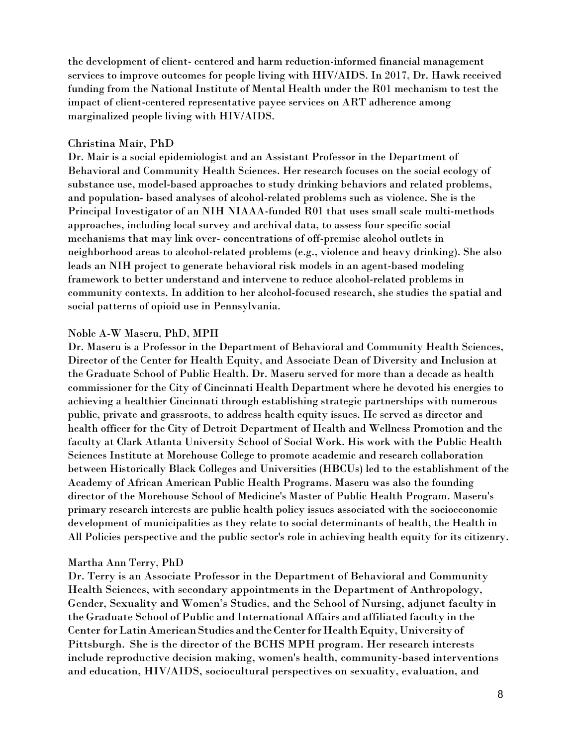the development of client- centered and harm reduction-informed financial management services to improve outcomes for people living with HIV/AIDS. In 2017, Dr. Hawk received funding from the National Institute of Mental Health under the R01 mechanism to test the impact of client-centered representative payee services on ART adherence among marginalized people living with HIV/AIDS.

Christina Mair, PhD
Dr. Mair is a social epidemiologist and an Assistant Professor in the Department of Behavioral and Community Health Sciences. Her research focuses on the social ecology of substance use, model-based approaches to study drinking behaviors and related problems, and population- based analyses of alcohol-related problems such as violence. She is the Principal Investigator of an NIH NIAAA-funded R01 that uses small scale multi-methods approaches, including local survey and archival data, to assess four specific social mechanisms that may link over- concentrations of off-premise alcohol outlets in neighborhood areas to alcohol-related problems (e.g., violence and heavy drinking). She also leads an NIH project to generate behavioral risk models in an agent-based modeling framework to better understand and intervene to reduce alcohol-related problems in community contexts. In addition to her alcohol-focused research, she studies the spatial and social patterns of opioid use in Pennsylvania.

Noble A-W Maseru, PhD, MPH
Dr. Maseru is a Professor in the Department of Behavioral and Community Health Sciences, Director of the Center for Health Equity, and Associate Dean of Diversity and Inclusion at the Graduate School of Public Health. Dr. Maseru served for more than a decade as health commissioner for the City of Cincinnati Health Department where he devoted his energies to achieving a healthier Cincinnati through establishing strategic partnerships with numerous public, private and grassroots, to address health equity issues. He served as director and health officer for the City of Detroit Department of Health and Wellness Promotion and the faculty at Clark Atlanta University School of Social Work. His work with the Public Health Sciences Institute at Morehouse College to promote academic and research collaboration between Historically Black Colleges and Universities (HBCUs) led to the establishment of the Academy of African American Public Health Programs. Maseru was also the founding director of the Morehouse School of Medicine's Master of Public Health Program. Maseru's primary research interests are public health policy issues associated with the socioeconomic development of municipalities as they relate to social determinants of health, the Health in All Policies perspective and the public sector's role in achieving health equity for its citizenry.

Martha Ann Terry, PhD
Dr. Terry is an Associate Professor in the Department of Behavioral and Community Health Sciences, with secondary appointments in the Department of Anthropology, Gender, Sexuality and Women's Studies, and the School of Nursing, adjunct faculty in the Graduate School of Public and International Affairs and affiliated faculty in the Center for Latin American Studies and the Center for Health Equity, University of Pittsburgh. She is the director of the BCHS MPH program. Her research interests include reproductive decision making, women's health, community-based interventions and education, HIV/AIDS, sociocultural perspectives on sexuality, evaluation, and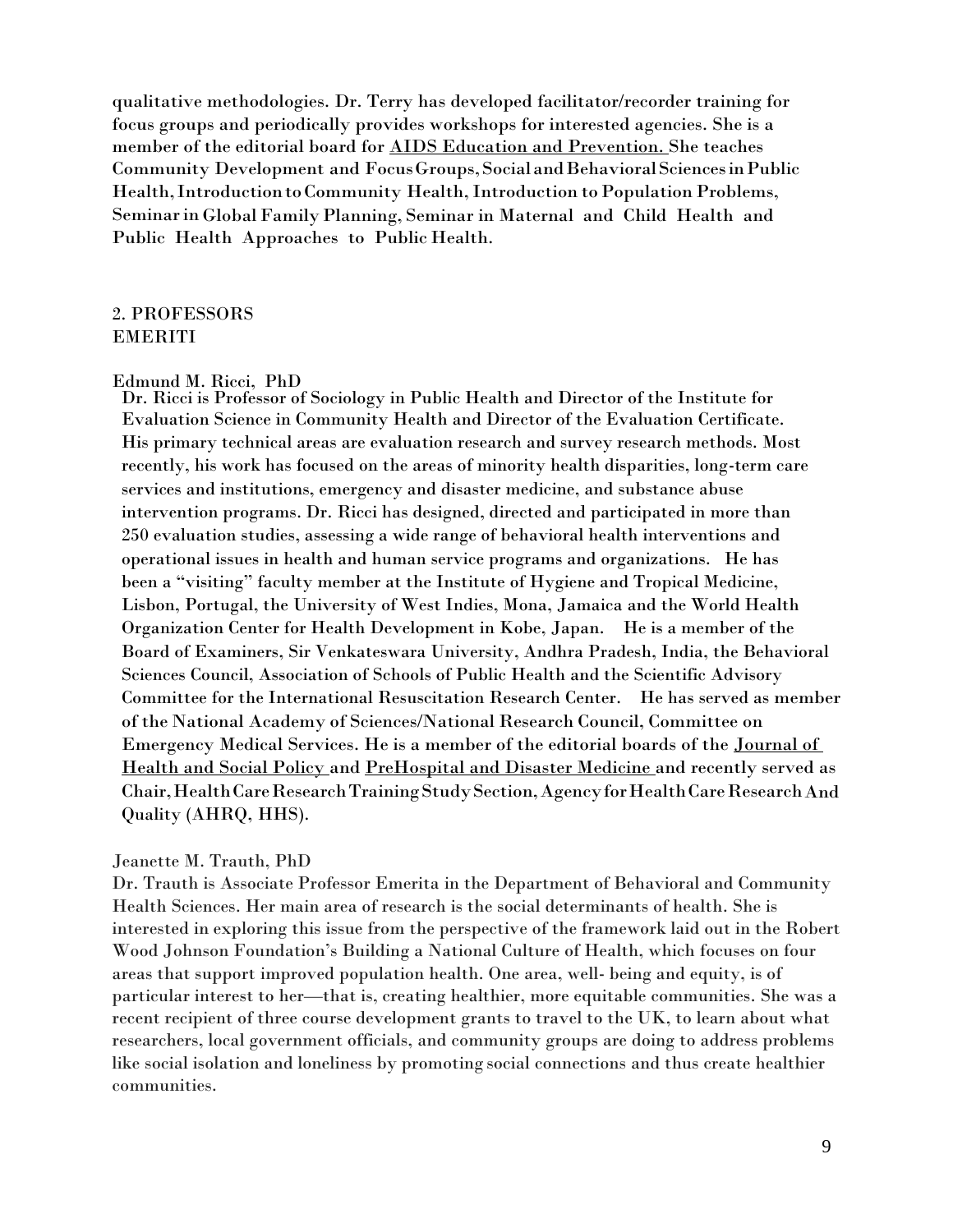qualitative methodologies. Dr. Terry has developed facilitator/recorder training for focus groups and periodically provides workshops for interested agencies. She is a member of the editorial board for AIDS Education and Prevention. She teaches Community Development and Focus Groups, Social and Behavioral Sciences in Public Health, Introduction to Community Health, Introduction to Population Problems, Seminar in Global Family Planning, Seminar in Maternal and Child Health and Public Health Approaches to Public Health.

## 2. PROFESSORS EMERITI

### Edmund M. Ricci, PhD

Dr. Ricci is Professor of Sociology in Public Health and Director of the Institute for Evaluation Science in Community Health and Director of the Evaluation Certificate. His primary technical areas are evaluation research and survey research methods. Most recently, his work has focused on the areas of minority health disparities, long-term care services and institutions, emergency and disaster medicine, and substance abuse intervention programs. Dr. Ricci has designed, directed and participated in more than 250 evaluation studies, assessing a wide range of behavioral health interventions and operational issues in health and human service programs and organizations. He has been a "visiting" faculty member at the Institute of Hygiene and Tropical Medicine, Lisbon, Portugal, the University of West Indies, Mona, Jamaica and the World Health Organization Center for Health Development in Kobe, Japan. He is a member of the Board of Examiners, Sir Venkateswara University, Andhra Pradesh, India, the Behavioral Sciences Council, Association of Schools of Public Health and the Scientific Advisory Committee for the International Resuscitation Research Center. He has served as member of the National Academy of Sciences/National Research Council, Committee on Emergency Medical Services. He is a member of the editorial boards of the Journal of Health and Social Policy and PreHospital and Disaster Medicine and recently served as Chair, Health Care Research Training Study Section, Agency for Health Care Research And Quality (AHRQ, HHS).

### Jeanette M. Trauth, PhD

Dr. Trauth is Associate Professor Emerita in the Department of Behavioral and Community Health Sciences. Her main area of research is the social determinants of health. She is interested in exploring this issue from the perspective of the framework laid out in the Robert Wood Johnson Foundation's Building a National Culture of Health, which focuses on four areas that support improved population health. One area, well- being and equity, is of particular interest to her—that is, creating healthier, more equitable communities. She was a recent recipient of three course development grants to travel to the UK, to learn about what researchers, local government officials, and community groups are doing to address problems like social isolation and loneliness by promoting social connections and thus create healthier communities.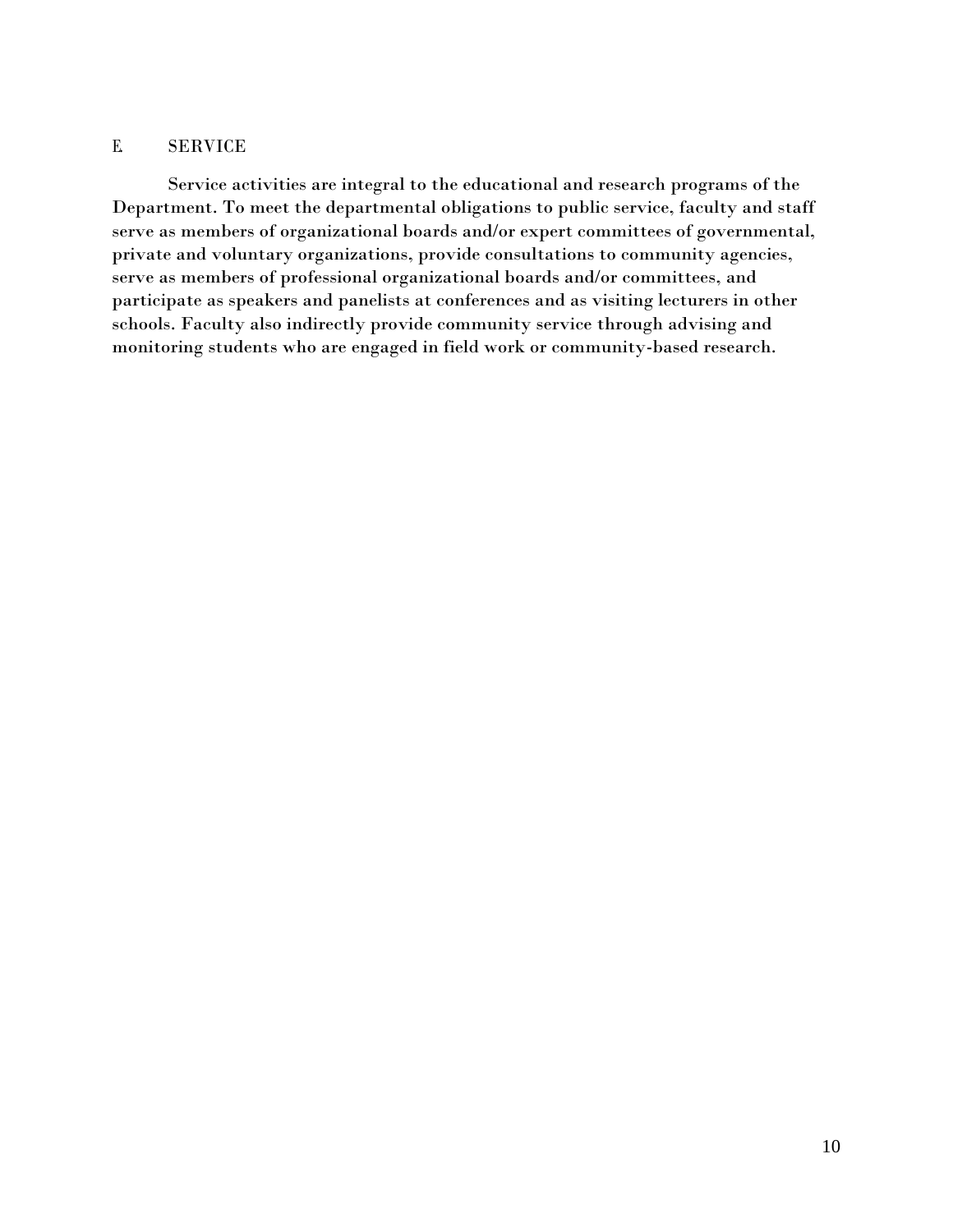## E. SERVICE

Service activities are integral to the educational and research programs of the Department. To meet the departmental obligations to public service, faculty and staff serve as members of organizational boards and/or expert committees of governmental, private and voluntary organizations, provide consultations to community agencies, serve as members of professional organizational boards and/or committees, and participate as speakers and panelists at conferences and as visiting lecturers in other schools. Faculty also indirectly provide community service through advising and monitoring students who are engaged in field work or community-based research.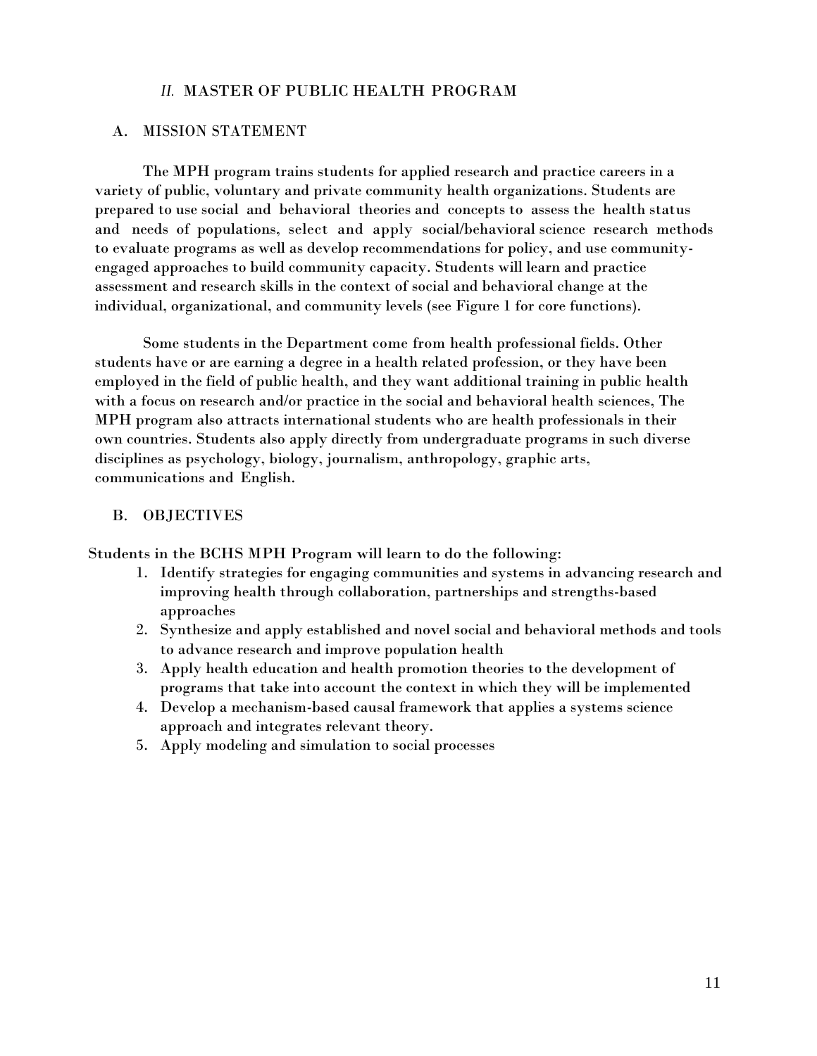## *II.* MASTER OF PUBLIC HEALTH PROGRAM

### A. MISSION STATEMENT

The MPH program trains students for applied research and practice careers in a variety of public, voluntary and private community health organizations. Students are prepared to use social and behavioral theories and concepts to assess the health status and needs of populations, select and apply social/behavioral science research methods to evaluate programs as well as develop recommendations for policy, and use community-engaged approaches to build community capacity. Students will learn and practice assessment and research skills in the context of social and behavioral change at the individual, organizational, and community levels (see Figure 1 for core functions).

Some students in the Department come from health professional fields. Other students have or are earning a degree in a health related profession, or they have been employed in the field of public health, and they want additional training in public health with a focus on research and/or practice in the social and behavioral health sciences, The MPH program also attracts international students who are health professionals in their own countries. Students also apply directly from undergraduate programs in such diverse disciplines as psychology, biology, journalism, anthropology, graphic arts, communications and English.

### B. OBJECTIVES

Students in the BCHS MPH Program will learn to do the following:

1. Identify strategies for engaging communities and systems in advancing research and improving health through collaboration, partnerships and strengths-based approaches
2. Synthesize and apply established and novel social and behavioral methods and tools to advance research and improve population health
3. Apply health education and health promotion theories to the development of programs that take into account the context in which they will be implemented
4. Develop a mechanism-based causal framework that applies a systems science approach and integrates relevant theory.
5. Apply modeling and simulation to social processes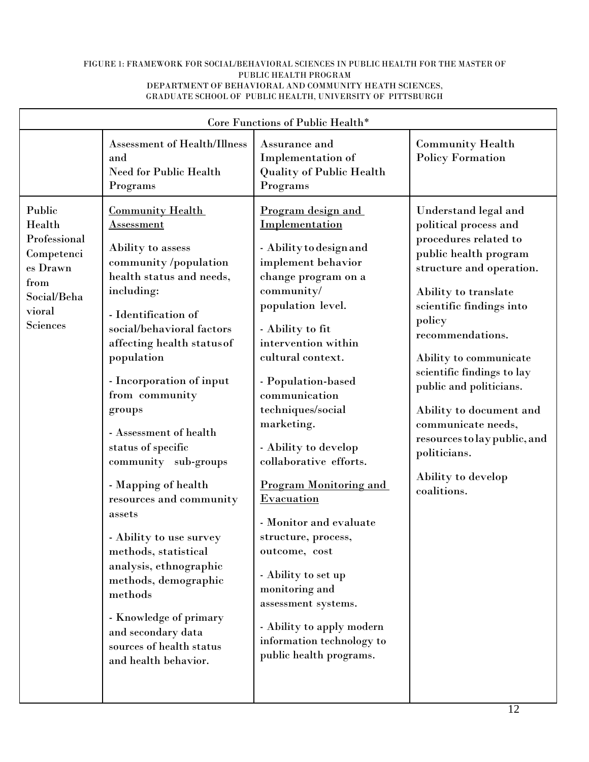FIGURE 1: FRAMEWORK FOR SOCIAL/BEHAVIORAL SCIENCES IN PUBLIC HEALTH FOR THE MASTER OF PUBLIC HEALTH PROGRAM
DEPARTMENT OF BEHAVIORAL AND COMMUNITY HEATH SCIENCES,
GRADUATE SCHOOL OF PUBLIC HEALTH, UNIVERSITY OF PITTSBURGH

| Core Functions of Public Health* | | | |
|---|---|---|---|
| | Assessment of Health/Illness and Need for Public Health Programs | Assurance and Implementation of Quality of Public Health Programs | Community Health Policy Formation |
| Public Health Professional Competencies Drawn from Social/Behavioral Sciences | <u>Community Health Assessment</u><br><br>Ability to assess community /population health status and needs, including:<br><br>- Identification of social/behavioral factors affecting health status of population<br><br>- Incorporation of input from community groups<br><br>- Assessment of health status of specific community sub-groups<br><br>- Mapping of health resources and community assets<br><br>- Ability to use survey methods, statistical analysis, ethnographic methods, demographic methods<br><br>- Knowledge of primary and secondary data sources of health status and health behavior. | <u>Program design and Implementation</u><br><br>- Ability to design and implement behavior change program on a community/ population level.<br><br>- Ability to fit intervention within cultural context.<br><br>- Population-based communication techniques/social marketing.<br><br>- Ability to develop collaborative efforts.<br><br><u>Program Monitoring and Evacuation</u><br><br>- Monitor and evaluate structure, process, outcome, cost<br><br>- Ability to set up monitoring and assessment systems.<br><br>- Ability to apply modern information technology to public health programs. | Understand legal and political process and procedures related to public health program structure and operation.<br><br>Ability to translate scientific findings into policy recommendations.<br><br>Ability to communicate scientific findings to lay public and politicians.<br><br>Ability to document and communicate needs, resources to lay public, and politicians.<br><br>Ability to develop coalitions. |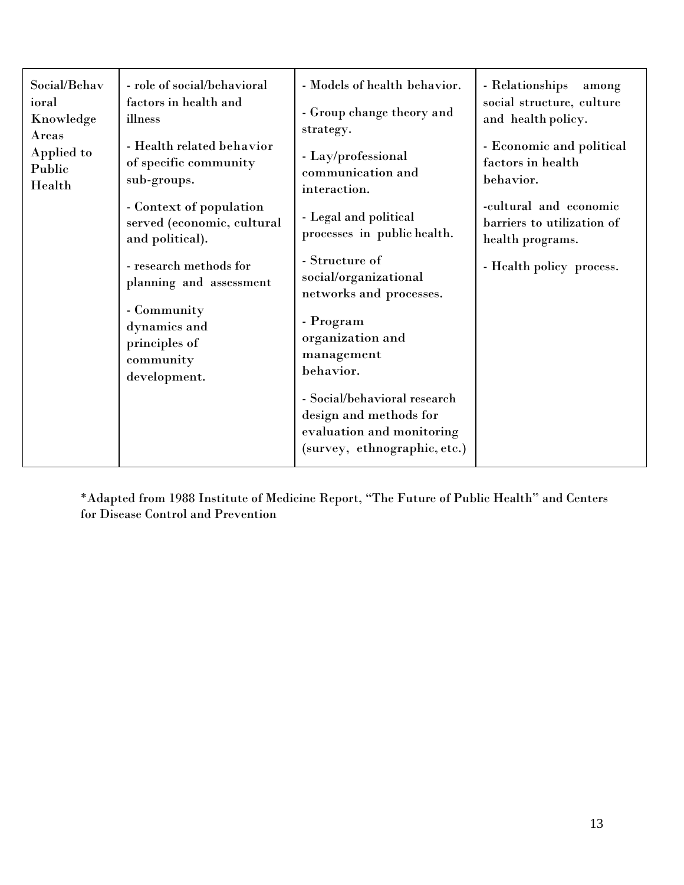| | | | |
|---|---|---|---|
| Social/Behavioral Knowledge Areas Applied to Public Health | - role of social/behavioral factors in health and illness<br><br>- Health related behavior of specific community sub-groups.<br><br>- Context of population served (economic, cultural and political).<br><br>- research methods for planning and assessment<br><br>- Community dynamics and principles of community development. | - Models of health behavior.<br><br>- Group change theory and strategy.<br><br>- Lay/professional communication and interaction.<br><br>- Legal and political processes in public health.<br><br>- Structure of social/organizational networks and processes.<br><br>- Program organization and management behavior.<br><br>- Social/behavioral research design and methods for evaluation and monitoring (survey, ethnographic, etc.) | - Relationships among social structure, culture and health policy.<br><br>- Economic and political factors in health behavior.<br><br>-cultural and economic barriers to utilization of health programs.<br><br>- Health policy process. |

*Adapted from 1988 Institute of Medicine Report, "The Future of Public Health" and Centers for Disease Control and Prevention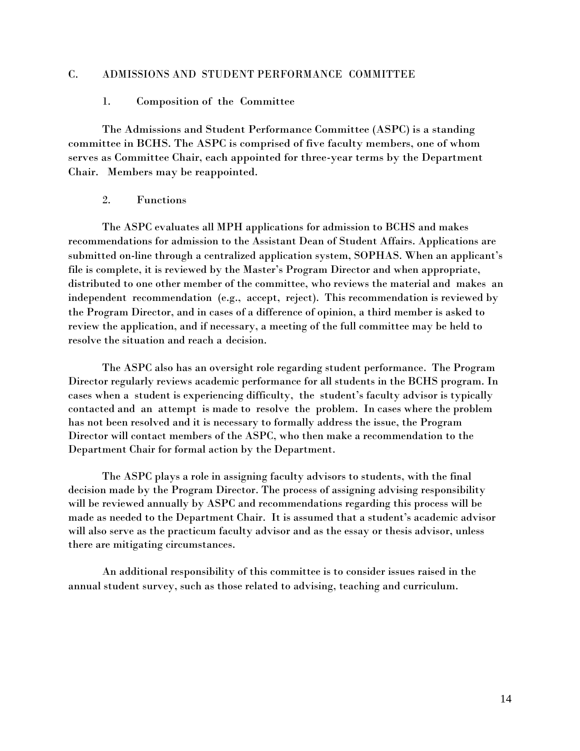## C. ADMISSIONS AND STUDENT PERFORMANCE COMMITTEE

### 1. Composition of the Committee

The Admissions and Student Performance Committee (ASPC) is a standing committee in BCHS. The ASPC is comprised of five faculty members, one of whom serves as Committee Chair, each appointed for three-year terms by the Department Chair. Members may be reappointed.

### 2. Functions

The ASPC evaluates all MPH applications for admission to BCHS and makes recommendations for admission to the Assistant Dean of Student Affairs. Applications are submitted on-line through a centralized application system, SOPHAS. When an applicant's file is complete, it is reviewed by the Master's Program Director and when appropriate, distributed to one other member of the committee, who reviews the material and makes an independent recommendation (e.g., accept, reject). This recommendation is reviewed by the Program Director, and in cases of a difference of opinion, a third member is asked to review the application, and if necessary, a meeting of the full committee may be held to resolve the situation and reach a decision.

The ASPC also has an oversight role regarding student performance. The Program Director regularly reviews academic performance for all students in the BCHS program. In cases when a student is experiencing difficulty, the student's faculty advisor is typically contacted and an attempt is made to resolve the problem. In cases where the problem has not been resolved and it is necessary to formally address the issue, the Program Director will contact members of the ASPC, who then make a recommendation to the Department Chair for formal action by the Department.

The ASPC plays a role in assigning faculty advisors to students, with the final decision made by the Program Director. The process of assigning advising responsibility will be reviewed annually by ASPC and recommendations regarding this process will be made as needed to the Department Chair. It is assumed that a student's academic advisor will also serve as the practicum faculty advisor and as the essay or thesis advisor, unless there are mitigating circumstances.

An additional responsibility of this committee is to consider issues raised in the annual student survey, such as those related to advising, teaching and curriculum.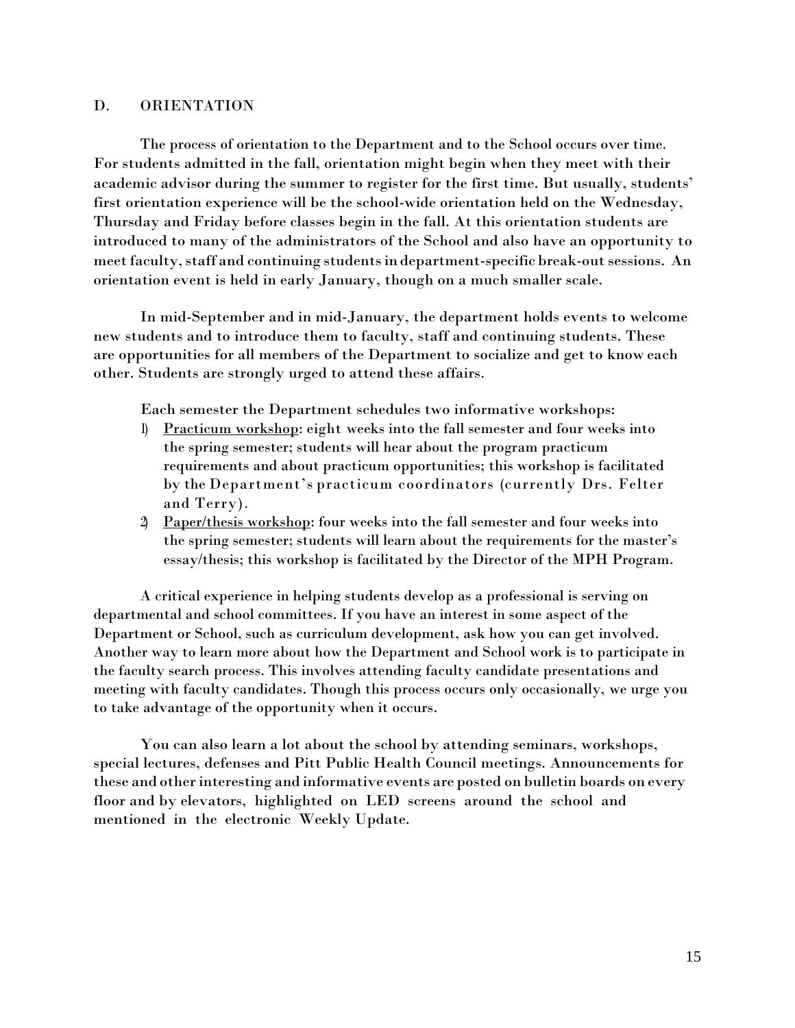## D. ORIENTATION

The process of orientation to the Department and to the School occurs over time. For students admitted in the fall, orientation might begin when they meet with their academic advisor during the summer to register for the first time. But usually, students' first orientation experience will be the school-wide orientation held on the Wednesday, Thursday and Friday before classes begin in the fall. At this orientation students are introduced to many of the administrators of the School and also have an opportunity to meet faculty, staff and continuing students in department-specific break-out sessions. An orientation event is held in early January, though on a much smaller scale.

In mid-September and in mid-January, the department holds events to welcome new students and to introduce them to faculty, staff and continuing students. These are opportunities for all members of the Department to socialize and get to know each other. Students are strongly urged to attend these affairs.

Each semester the Department schedules two informative workshops:

1) Practicum workshop: eight weeks into the fall semester and four weeks into the spring semester; students will hear about the program practicum requirements and about practicum opportunities; this workshop is facilitated by the Department's practicum coordinators (currently Drs. Felter and Terry).
2) Paper/thesis workshop: four weeks into the fall semester and four weeks into the spring semester; students will learn about the requirements for the master's essay/thesis; this workshop is facilitated by the Director of the MPH Program.

A critical experience in helping students develop as a professional is serving on departmental and school committees. If you have an interest in some aspect of the Department or School, such as curriculum development, ask how you can get involved. Another way to learn more about how the Department and School work is to participate in the faculty search process. This involves attending faculty candidate presentations and meeting with faculty candidates. Though this process occurs only occasionally, we urge you to take advantage of the opportunity when it occurs.

You can also learn a lot about the school by attending seminars, workshops, special lectures, defenses and Pitt Public Health Council meetings. Announcements for these and other interesting and informative events are posted on bulletin boards on every floor and by elevators, highlighted on LED screens around the school and mentioned in the electronic Weekly Update.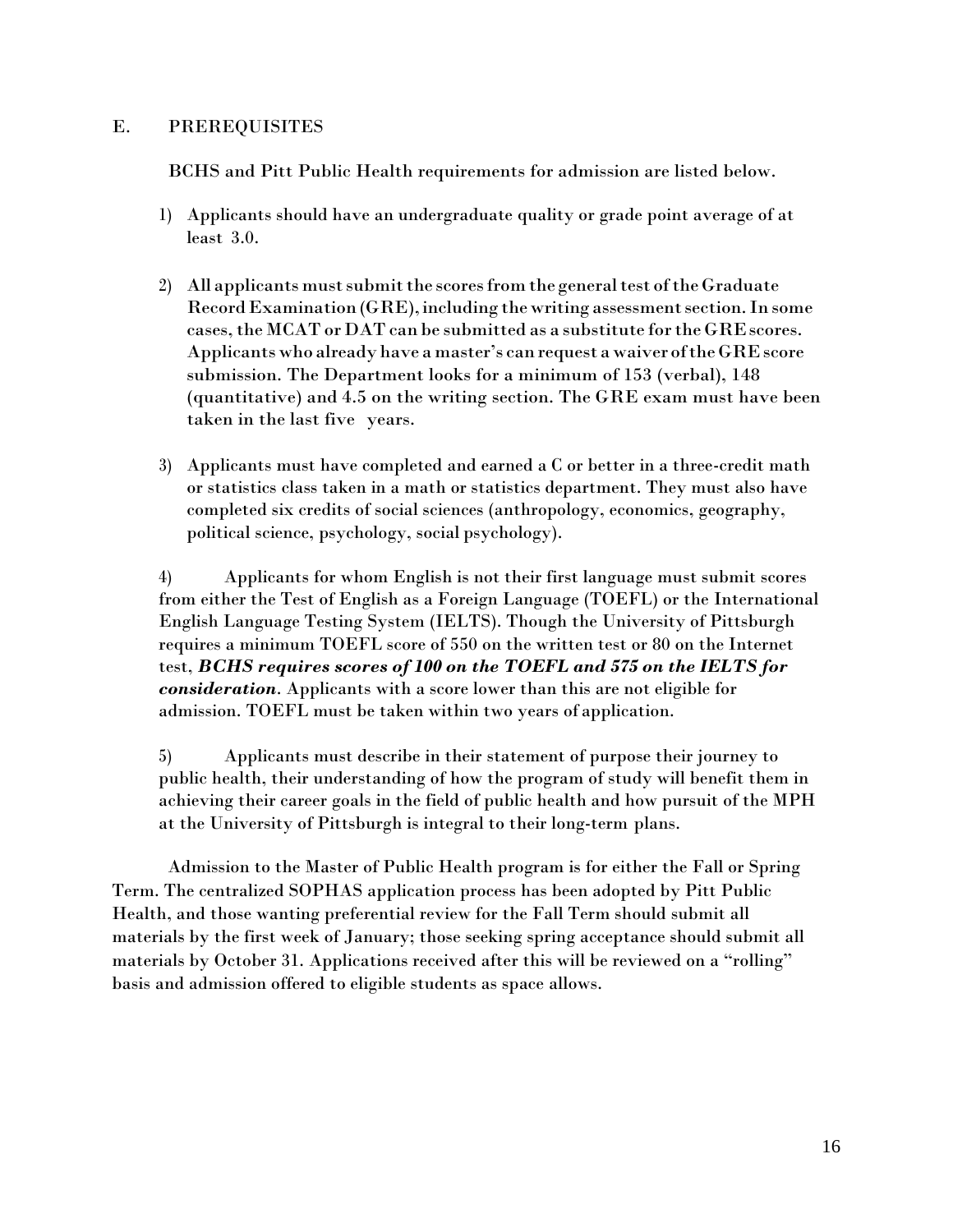## E. PREREQUISITES

BCHS and Pitt Public Health requirements for admission are listed below.

1) Applicants should have an undergraduate quality or grade point average of at least 3.0.

2) All applicants must submit the scores from the general test of the Graduate Record Examination (GRE), including the writing assessment section. In some cases, the MCAT or DAT can be submitted as a substitute for the GRE scores. Applicants who already have a master's can request a waiver of the GRE score submission. The Department looks for a minimum of 153 (verbal), 148 (quantitative) and 4.5 on the writing section. The GRE exam must have been taken in the last five years.

3) Applicants must have completed and earned a C or better in a three-credit math or statistics class taken in a math or statistics department. They must also have completed six credits of social sciences (anthropology, economics, geography, political science, psychology, social psychology).

4) Applicants for whom English is not their first language must submit scores from either the Test of English as a Foreign Language (TOEFL) or the International English Language Testing System (IELTS). Though the University of Pittsburgh requires a minimum TOEFL score of 550 on the written test or 80 on the Internet test, ***BCHS requires scores of 100 on the TOEFL and 575 on the IELTS for consideration***. Applicants with a score lower than this are not eligible for admission. TOEFL must be taken within two years of application.

5) Applicants must describe in their statement of purpose their journey to public health, their understanding of how the program of study will benefit them in achieving their career goals in the field of public health and how pursuit of the MPH at the University of Pittsburgh is integral to their long-term plans.

Admission to the Master of Public Health program is for either the Fall or Spring Term. The centralized SOPHAS application process has been adopted by Pitt Public Health, and those wanting preferential review for the Fall Term should submit all materials by the first week of January; those seeking spring acceptance should submit all materials by October 31. Applications received after this will be reviewed on a "rolling" basis and admission offered to eligible students as space allows.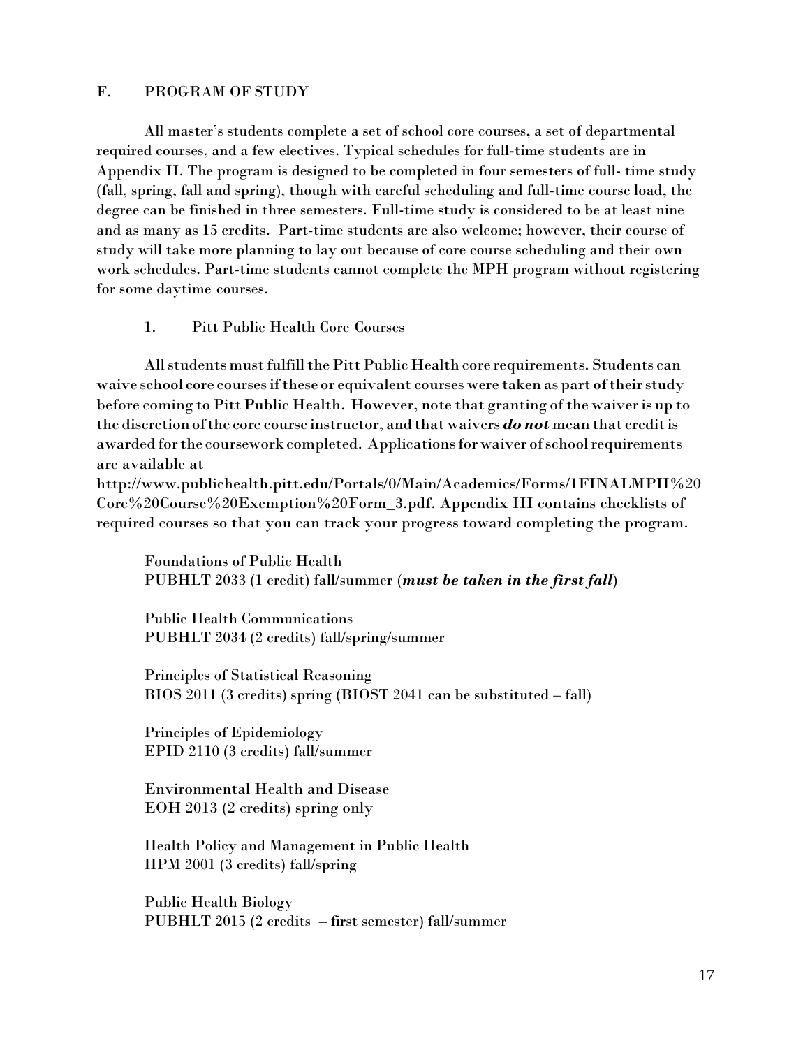## F. PROGRAM OF STUDY

All master's students complete a set of school core courses, a set of departmental required courses, and a few electives. Typical schedules for full-time students are in Appendix II. The program is designed to be completed in four semesters of full- time study (fall, spring, fall and spring), though with careful scheduling and full-time course load, the degree can be finished in three semesters. Full-time study is considered to be at least nine and as many as 15 credits. Part-time students are also welcome; however, their course of study will take more planning to lay out because of core course scheduling and their own work schedules. Part-time students cannot complete the MPH program without registering for some daytime courses.

### 1. Pitt Public Health Core Courses

All students must fulfill the Pitt Public Health core requirements. Students can waive school core courses if these or equivalent courses were taken as part of their study before coming to Pitt Public Health. However, note that granting of the waiver is up to the discretion of the core course instructor, and that waivers ***do not*** mean that credit is awarded for the coursework completed. Applications for waiver of school requirements are available at http://www.publichealth.pitt.edu/Portals/0/Main/Academics/Forms/1FINALMPH%20Core%20Course%20Exemption%20Form_3.pdf. Appendix III contains checklists of required courses so that you can track your progress toward completing the program.

Foundations of Public Health
PUBHLT 2033 (1 credit) fall/summer (***must be taken in the first fall***)

Public Health Communications
PUBHLT 2034 (2 credits) fall/spring/summer

Principles of Statistical Reasoning
BIOS 2011 (3 credits) spring (BIOST 2041 can be substituted – fall)

Principles of Epidemiology
EPID 2110 (3 credits) fall/summer

Environmental Health and Disease
EOH 2013 (2 credits) spring only

Health Policy and Management in Public Health
HPM 2001 (3 credits) fall/spring

Public Health Biology
PUBHLT 2015 (2 credits – first semester) fall/summer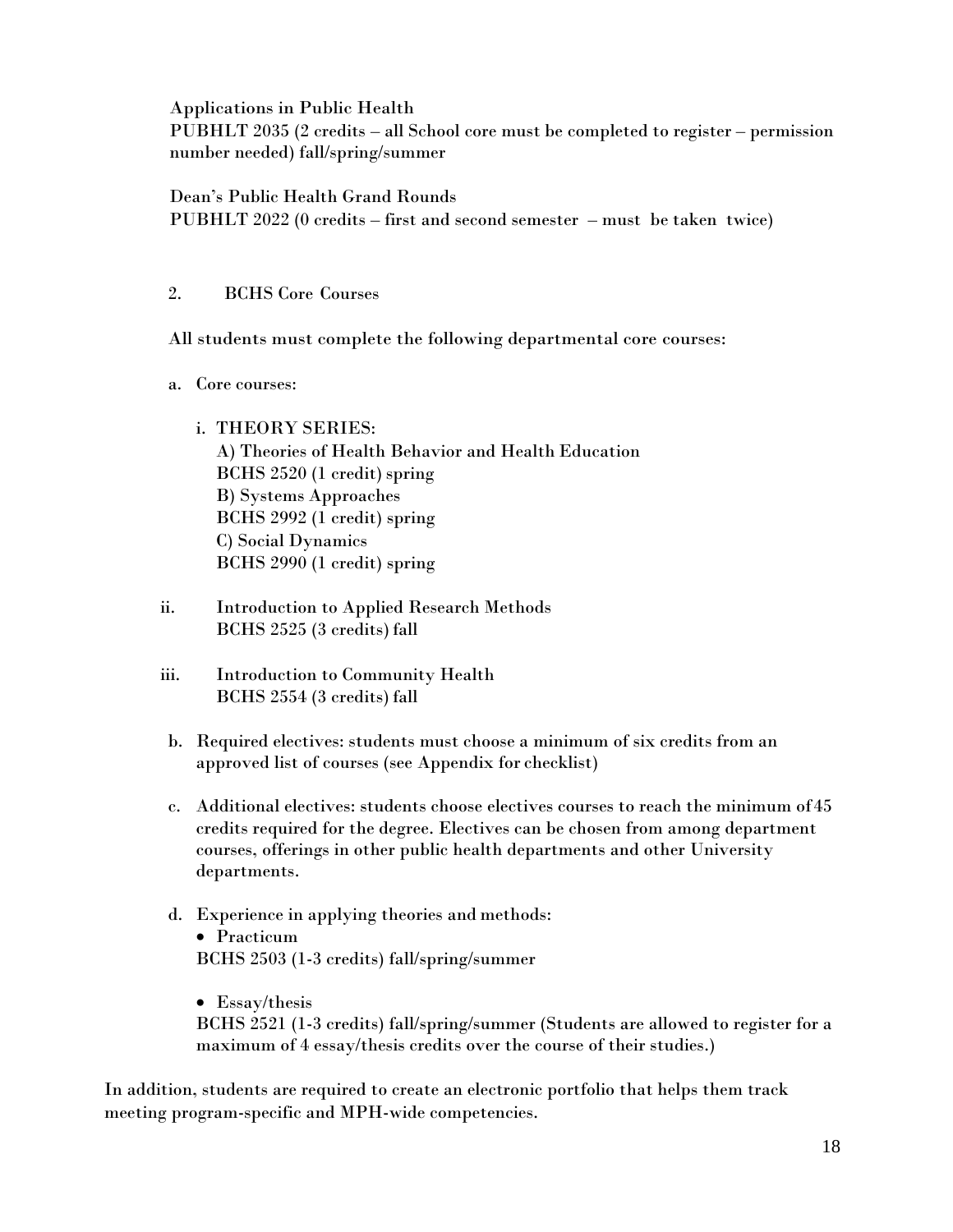Applications in Public Health
PUBHLT 2035 (2 credits – all School core must be completed to register – permission number needed) fall/spring/summer

Dean's Public Health Grand Rounds
PUBHLT 2022 (0 credits – first and second semester – must be taken twice)

2. BCHS Core Courses

All students must complete the following departmental core courses:

a. Core courses:

   i. THEORY SERIES:
      A) Theories of Health Behavior and Health Education
      BCHS 2520 (1 credit) spring
      B) Systems Approaches
      BCHS 2992 (1 credit) spring
      C) Social Dynamics
      BCHS 2990 (1 credit) spring

   ii. Introduction to Applied Research Methods
      BCHS 2525 (3 credits) fall

   iii. Introduction to Community Health
      BCHS 2554 (3 credits) fall

b. Required electives: students must choose a minimum of six credits from an approved list of courses (see Appendix for checklist)

c. Additional electives: students choose electives courses to reach the minimum of 45 credits required for the degree. Electives can be chosen from among department courses, offerings in other public health departments and other University departments.

d. Experience in applying theories and methods:
   - Practicum
   BCHS 2503 (1-3 credits) fall/spring/summer

   - Essay/thesis
   BCHS 2521 (1-3 credits) fall/spring/summer (Students are allowed to register for a maximum of 4 essay/thesis credits over the course of their studies.)

In addition, students are required to create an electronic portfolio that helps them track meeting program-specific and MPH-wide competencies.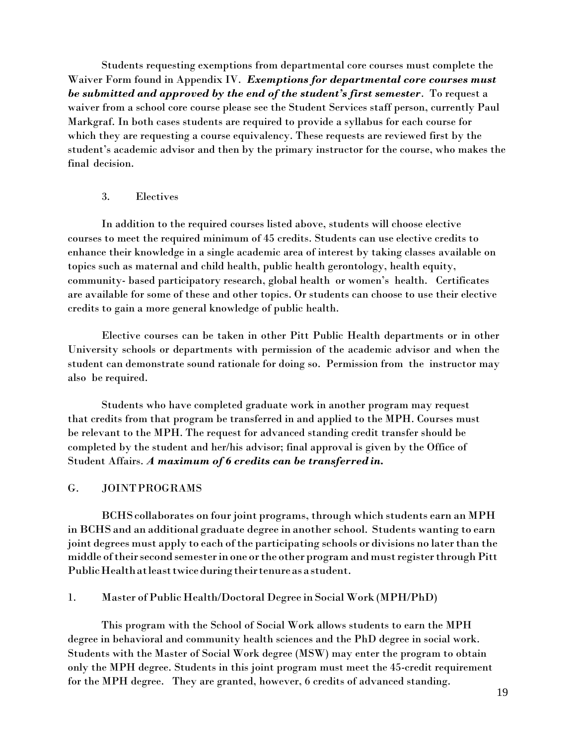Students requesting exemptions from departmental core courses must complete the Waiver Form found in Appendix IV. ***Exemptions for departmental core courses must be submitted and approved by the end of the student's first semester***. To request a waiver from a school core course please see the Student Services staff person, currently Paul Markgraf. In both cases students are required to provide a syllabus for each course for which they are requesting a course equivalency. These requests are reviewed first by the student's academic advisor and then by the primary instructor for the course, who makes the final decision.

### 3. Electives

In addition to the required courses listed above, students will choose elective courses to meet the required minimum of 45 credits. Students can use elective credits to enhance their knowledge in a single academic area of interest by taking classes available on topics such as maternal and child health, public health gerontology, health equity, community- based participatory research, global health or women's health. Certificates are available for some of these and other topics. Or students can choose to use their elective credits to gain a more general knowledge of public health.

Elective courses can be taken in other Pitt Public Health departments or in other University schools or departments with permission of the academic advisor and when the student can demonstrate sound rationale for doing so. Permission from the instructor may also be required.

Students who have completed graduate work in another program may request that credits from that program be transferred in and applied to the MPH. Courses must be relevant to the MPH. The request for advanced standing credit transfer should be completed by the student and her/his advisor; final approval is given by the Office of Student Affairs. ***A maximum of 6 credits can be transferred in.***

## G. JOINT PROGRAMS

BCHS collaborates on four joint programs, through which students earn an MPH in BCHS and an additional graduate degree in another school. Students wanting to earn joint degrees must apply to each of the participating schools or divisions no later than the middle of their second semester in one or the other program and must register through Pitt Public Health at least twice during their tenure as a student.

### 1. Master of Public Health/Doctoral Degree in Social Work (MPH/PhD)

This program with the School of Social Work allows students to earn the MPH degree in behavioral and community health sciences and the PhD degree in social work. Students with the Master of Social Work degree (MSW) may enter the program to obtain only the MPH degree. Students in this joint program must meet the 45-credit requirement for the MPH degree. They are granted, however, 6 credits of advanced standing.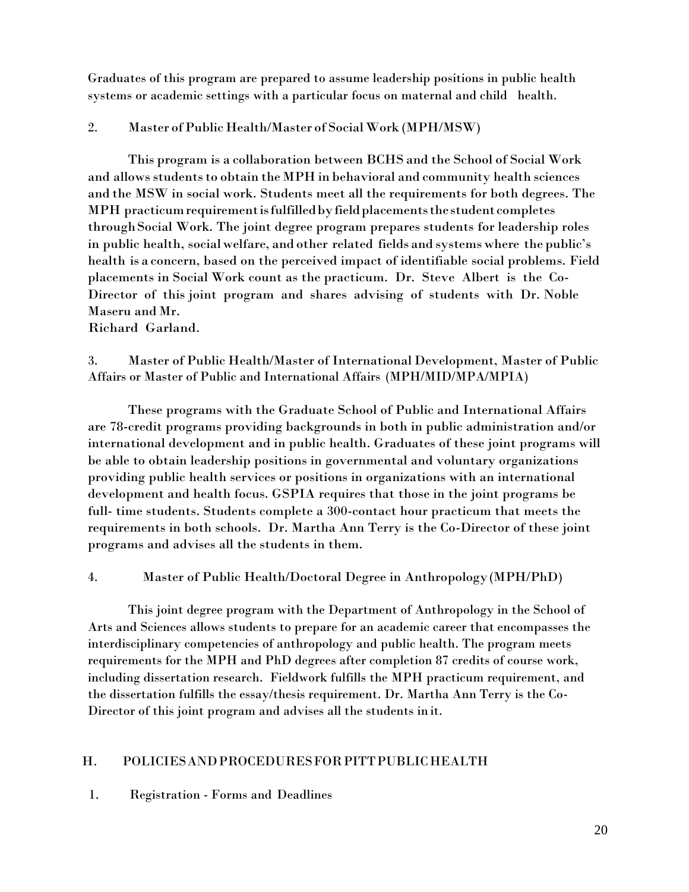Graduates of this program are prepared to assume leadership positions in public health systems or academic settings with a particular focus on maternal and child health.

### 2. Master of Public Health/Master of Social Work (MPH/MSW)

This program is a collaboration between BCHS and the School of Social Work and allows students to obtain the MPH in behavioral and community health sciences and the MSW in social work. Students meet all the requirements for both degrees. The MPH practicum requirement is fulfilled by field placements the student completes through Social Work. The joint degree program prepares students for leadership roles in public health, social welfare, and other related fields and systems where the public's health is a concern, based on the perceived impact of identifiable social problems. Field placements in Social Work count as the practicum. Dr. Steve Albert is the Co-Director of this joint program and shares advising of students with Dr. Noble Maseru and Mr. Richard Garland.

### 3. Master of Public Health/Master of International Development, Master of Public Affairs or Master of Public and International Affairs (MPH/MID/MPA/MPIA)

These programs with the Graduate School of Public and International Affairs are 78-credit programs providing backgrounds in both in public administration and/or international development and in public health. Graduates of these joint programs will be able to obtain leadership positions in governmental and voluntary organizations providing public health services or positions in organizations with an international development and health focus. GSPIA requires that those in the joint programs be full- time students. Students complete a 300-contact hour practicum that meets the requirements in both schools. Dr. Martha Ann Terry is the Co-Director of these joint programs and advises all the students in them.

### 4. Master of Public Health/Doctoral Degree in Anthropology (MPH/PhD)

This joint degree program with the Department of Anthropology in the School of Arts and Sciences allows students to prepare for an academic career that encompasses the interdisciplinary competencies of anthropology and public health. The program meets requirements for the MPH and PhD degrees after completion 87 credits of course work, including dissertation research. Fieldwork fulfills the MPH practicum requirement, and the dissertation fulfills the essay/thesis requirement. Dr. Martha Ann Terry is the Co-Director of this joint program and advises all the students in it.

## H. POLICIES AND PROCEDURES FOR PITT PUBLIC HEALTH

### 1. Registration - Forms and Deadlines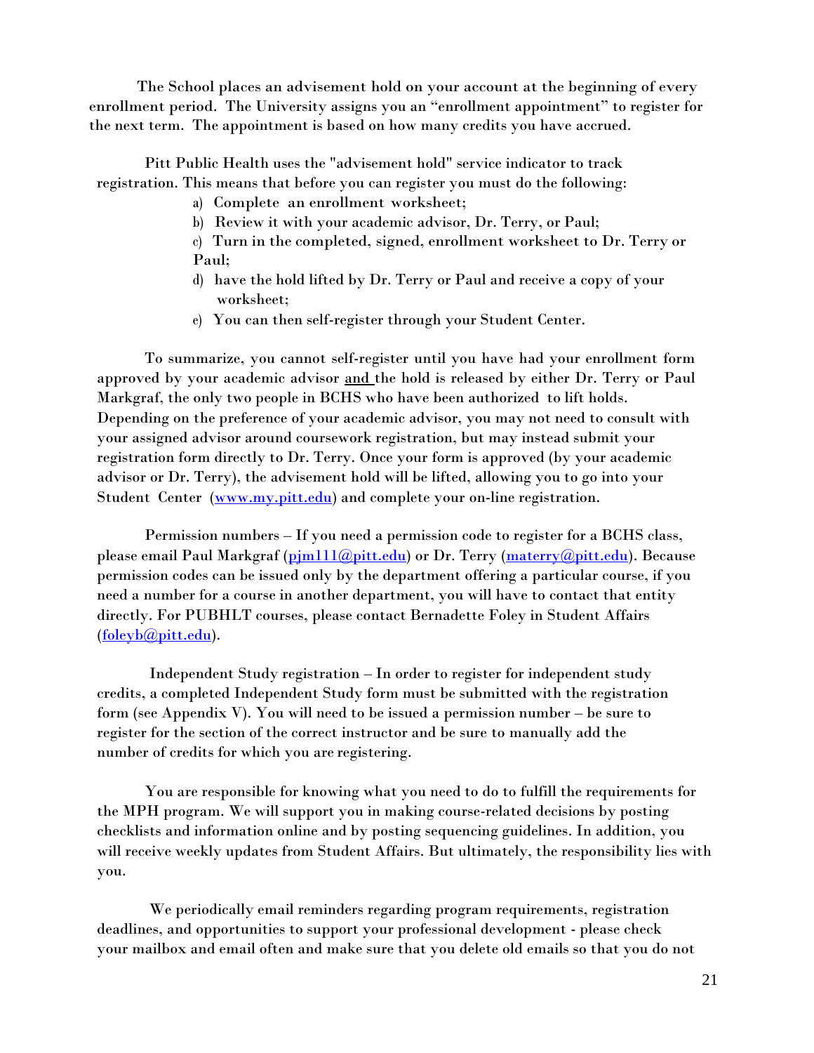The School places an advisement hold on your account at the beginning of every enrollment period. The University assigns you an "enrollment appointment" to register for the next term. The appointment is based on how many credits you have accrued.

Pitt Public Health uses the "advisement hold" service indicator to track registration. This means that before you can register you must do the following:

a) Complete an enrollment worksheet;
b) Review it with your academic advisor, Dr. Terry, or Paul;
c) Turn in the completed, signed, enrollment worksheet to Dr. Terry or Paul;
d) have the hold lifted by Dr. Terry or Paul and receive a copy of your worksheet;
e) You can then self-register through your Student Center.

To summarize, you cannot self-register until you have had your enrollment form approved by your academic advisor and the hold is released by either Dr. Terry or Paul Markgraf, the only two people in BCHS who have been authorized to lift holds. Depending on the preference of your academic advisor, you may not need to consult with your assigned advisor around coursework registration, but may instead submit your registration form directly to Dr. Terry. Once your form is approved (by your academic advisor or Dr. Terry), the advisement hold will be lifted, allowing you to go into your Student Center ([www.my.pitt.edu](www.my.pitt.edu)) and complete your on-line registration.

Permission numbers – If you need a permission code to register for a BCHS class, please email Paul Markgraf (pjm111@pitt.edu) or Dr. Terry (materry@pitt.edu). Because permission codes can be issued only by the department offering a particular course, if you need a number for a course in another department, you will have to contact that entity directly. For PUBHLT courses, please contact Bernadette Foley in Student Affairs (foleyb@pitt.edu).

Independent Study registration – In order to register for independent study credits, a completed Independent Study form must be submitted with the registration form (see Appendix V). You will need to be issued a permission number – be sure to register for the section of the correct instructor and be sure to manually add the number of credits for which you are registering.

You are responsible for knowing what you need to do to fulfill the requirements for the MPH program. We will support you in making course-related decisions by posting checklists and information online and by posting sequencing guidelines. In addition, you will receive weekly updates from Student Affairs. But ultimately, the responsibility lies with you.

We periodically email reminders regarding program requirements, registration deadlines, and opportunities to support your professional development - please check your mailbox and email often and make sure that you delete old emails so that you do not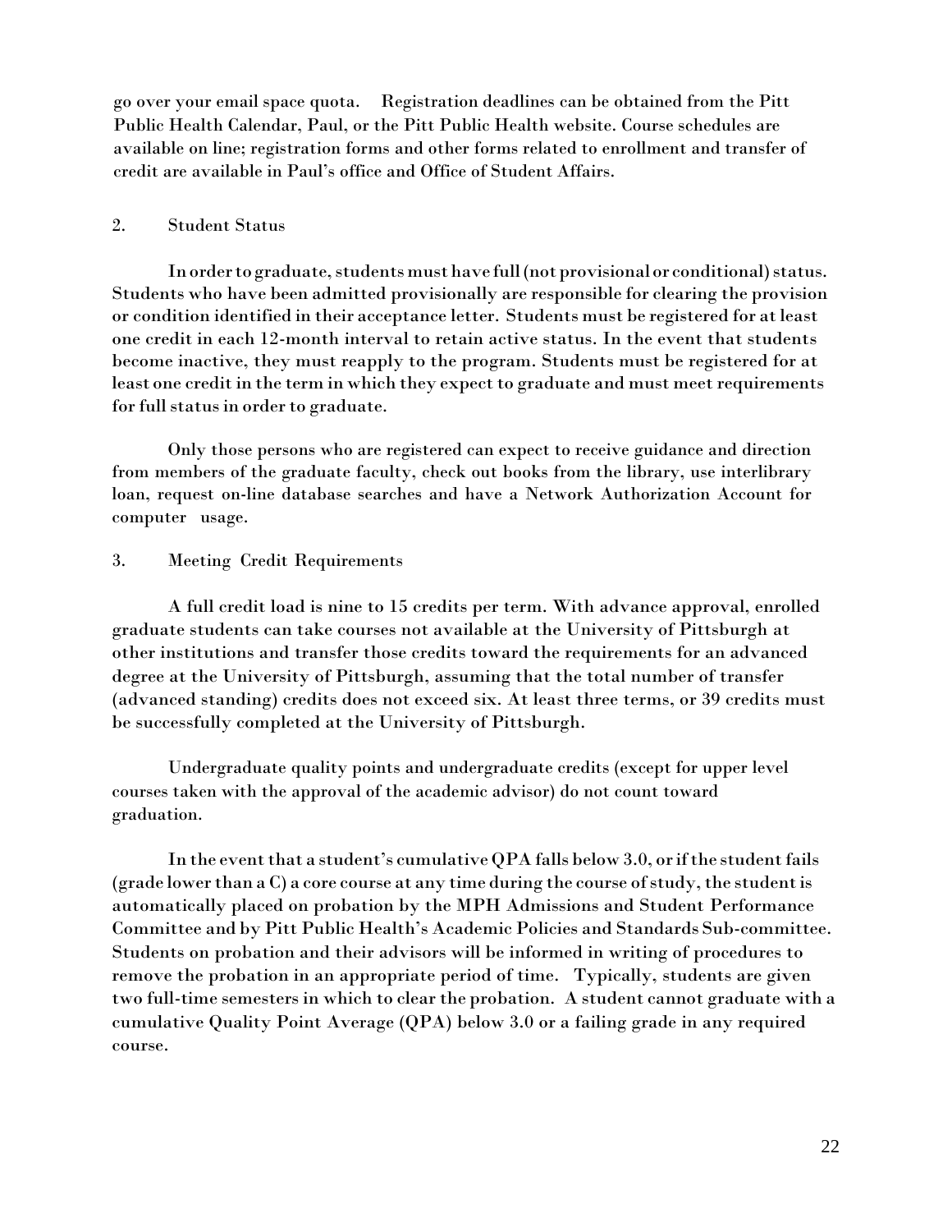go over your email space quota.   Registration deadlines can be obtained from the Pitt Public Health Calendar, Paul, or the Pitt Public Health website. Course schedules are available on line; registration forms and other forms related to enrollment and transfer of credit are available in Paul's office and Office of Student Affairs.

## 2. Student Status

In order to graduate, students must have full (not provisional or conditional) status. Students who have been admitted provisionally are responsible for clearing the provision or condition identified in their acceptance letter. Students must be registered for at least one credit in each 12-month interval to retain active status. In the event that students become inactive, they must reapply to the program. Students must be registered for at least one credit in the term in which they expect to graduate and must meet requirements for full status in order to graduate.

Only those persons who are registered can expect to receive guidance and direction from members of the graduate faculty, check out books from the library, use interlibrary loan, request on-line database searches and have a Network Authorization Account for computer usage.

## 3. Meeting Credit Requirements

A full credit load is nine to 15 credits per term. With advance approval, enrolled graduate students can take courses not available at the University of Pittsburgh at other institutions and transfer those credits toward the requirements for an advanced degree at the University of Pittsburgh, assuming that the total number of transfer (advanced standing) credits does not exceed six. At least three terms, or 39 credits must be successfully completed at the University of Pittsburgh.

Undergraduate quality points and undergraduate credits (except for upper level courses taken with the approval of the academic advisor) do not count toward graduation.

In the event that a student's cumulative QPA falls below 3.0, or if the student fails (grade lower than a C) a core course at any time during the course of study, the student is automatically placed on probation by the MPH Admissions and Student Performance Committee and by Pitt Public Health's Academic Policies and Standards Sub-committee. Students on probation and their advisors will be informed in writing of procedures to remove the probation in an appropriate period of time.  Typically, students are given two full-time semesters in which to clear the probation. A student cannot graduate with a cumulative Quality Point Average (QPA) below 3.0 or a failing grade in any required course.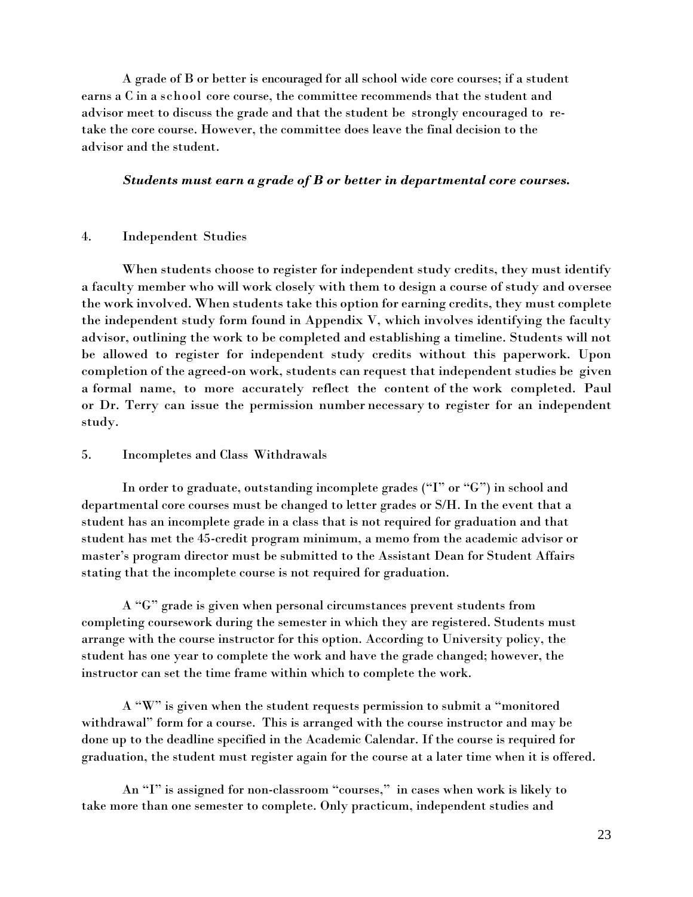A grade of B or better is encouraged for all school wide core courses; if a student earns a C in a school core course, the committee recommends that the student and advisor meet to discuss the grade and that the student be strongly encouraged to re-take the core course. However, the committee does leave the final decision to the advisor and the student.

***Students must earn a grade of B or better in departmental core courses.***

4. Independent Studies

When students choose to register for independent study credits, they must identify a faculty member who will work closely with them to design a course of study and oversee the work involved. When students take this option for earning credits, they must complete the independent study form found in Appendix V, which involves identifying the faculty advisor, outlining the work to be completed and establishing a timeline. Students will not be allowed to register for independent study credits without this paperwork. Upon completion of the agreed-on work, students can request that independent studies be given a formal name, to more accurately reflect the content of the work completed. Paul or Dr. Terry can issue the permission number necessary to register for an independent study.

5. Incompletes and Class Withdrawals

In order to graduate, outstanding incomplete grades ("I" or "G") in school and departmental core courses must be changed to letter grades or S/H. In the event that a student has an incomplete grade in a class that is not required for graduation and that student has met the 45-credit program minimum, a memo from the academic advisor or master's program director must be submitted to the Assistant Dean for Student Affairs stating that the incomplete course is not required for graduation.

A "G" grade is given when personal circumstances prevent students from completing coursework during the semester in which they are registered. Students must arrange with the course instructor for this option. According to University policy, the student has one year to complete the work and have the grade changed; however, the instructor can set the time frame within which to complete the work.

A "W" is given when the student requests permission to submit a "monitored withdrawal" form for a course. This is arranged with the course instructor and may be done up to the deadline specified in the Academic Calendar. If the course is required for graduation, the student must register again for the course at a later time when it is offered.

An "I" is assigned for non-classroom "courses," in cases when work is likely to take more than one semester to complete. Only practicum, independent studies and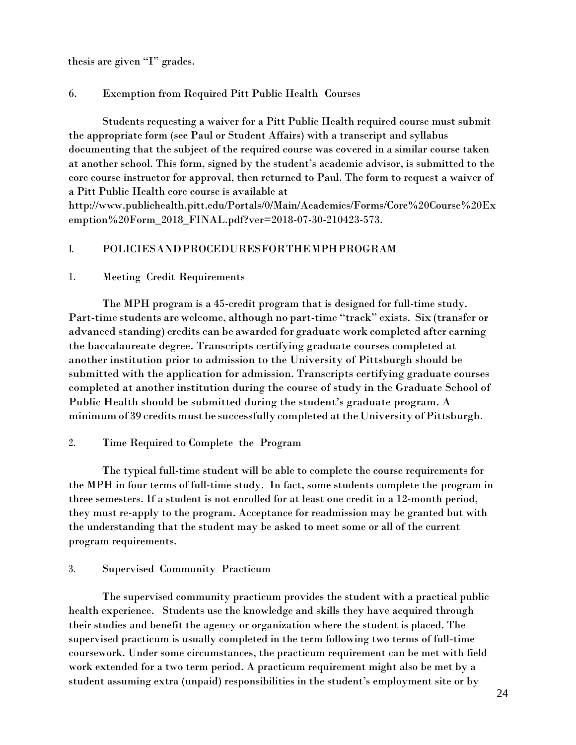thesis are given "I" grades.

### 6. Exemption from Required Pitt Public Health Courses

Students requesting a waiver for a Pitt Public Health required course must submit the appropriate form (see Paul or Student Affairs) with a transcript and syllabus documenting that the subject of the required course was covered in a similar course taken at another school. This form, signed by the student's academic advisor, is submitted to the core course instructor for approval, then returned to Paul. The form to request a waiver of a Pitt Public Health core course is available at http://www.publichealth.pitt.edu/Portals/0/Main/Academics/Forms/Core%20Course%20Exemption%20Form_2018_FINAL.pdf?ver=2018-07-30-210423-573.

## I. POLICIES AND PROCEDURES FOR THE MPH PROGRAM

### 1. Meeting Credit Requirements

The MPH program is a 45-credit program that is designed for full-time study. Part-time students are welcome, although no part-time "track" exists. Six (transfer or advanced standing) credits can be awarded for graduate work completed after earning the baccalaureate degree. Transcripts certifying graduate courses completed at another institution prior to admission to the University of Pittsburgh should be submitted with the application for admission. Transcripts certifying graduate courses completed at another institution during the course of study in the Graduate School of Public Health should be submitted during the student's graduate program. A minimum of 39 credits must be successfully completed at the University of Pittsburgh.

### 2. Time Required to Complete the Program

The typical full-time student will be able to complete the course requirements for the MPH in four terms of full-time study. In fact, some students complete the program in three semesters. If a student is not enrolled for at least one credit in a 12-month period, they must re-apply to the program. Acceptance for readmission may be granted but with the understanding that the student may be asked to meet some or all of the current program requirements.

### 3. Supervised Community Practicum

The supervised community practicum provides the student with a practical public health experience. Students use the knowledge and skills they have acquired through their studies and benefit the agency or organization where the student is placed. The supervised practicum is usually completed in the term following two terms of full-time coursework. Under some circumstances, the practicum requirement can be met with field work extended for a two term period. A practicum requirement might also be met by a student assuming extra (unpaid) responsibilities in the student's employment site or by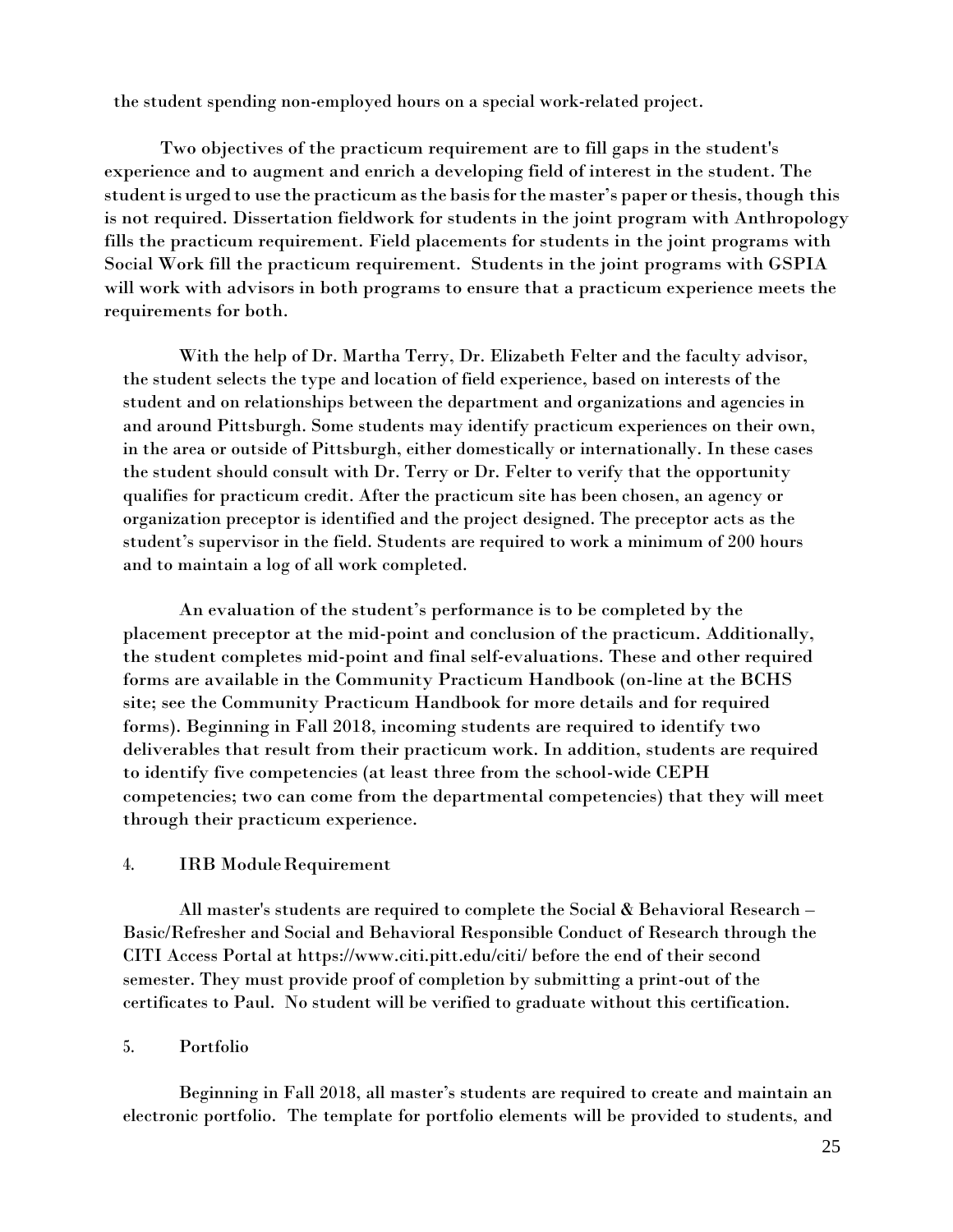the student spending non-employed hours on a special work-related project.

Two objectives of the practicum requirement are to fill gaps in the student's experience and to augment and enrich a developing field of interest in the student. The student is urged to use the practicum as the basis for the master's paper or thesis, though this is not required. Dissertation fieldwork for students in the joint program with Anthropology fills the practicum requirement. Field placements for students in the joint programs with Social Work fill the practicum requirement. Students in the joint programs with GSPIA will work with advisors in both programs to ensure that a practicum experience meets the requirements for both.

With the help of Dr. Martha Terry, Dr. Elizabeth Felter and the faculty advisor, the student selects the type and location of field experience, based on interests of the student and on relationships between the department and organizations and agencies in and around Pittsburgh. Some students may identify practicum experiences on their own, in the area or outside of Pittsburgh, either domestically or internationally. In these cases the student should consult with Dr. Terry or Dr. Felter to verify that the opportunity qualifies for practicum credit. After the practicum site has been chosen, an agency or organization preceptor is identified and the project designed. The preceptor acts as the student's supervisor in the field. Students are required to work a minimum of 200 hours and to maintain a log of all work completed.

An evaluation of the student's performance is to be completed by the placement preceptor at the mid-point and conclusion of the practicum. Additionally, the student completes mid-point and final self-evaluations. These and other required forms are available in the Community Practicum Handbook (on-line at the BCHS site; see the Community Practicum Handbook for more details and for required forms). Beginning in Fall 2018, incoming students are required to identify two deliverables that result from their practicum work. In addition, students are required to identify five competencies (at least three from the school-wide CEPH competencies; two can come from the departmental competencies) that they will meet through their practicum experience.

4. **IRB Module Requirement**

All master's students are required to complete the Social & Behavioral Research – Basic/Refresher and Social and Behavioral Responsible Conduct of Research through the CITI Access Portal at https://www.citi.pitt.edu/citi/ before the end of their second semester. They must provide proof of completion by submitting a print-out of the certificates to Paul. No student will be verified to graduate without this certification.

5. **Portfolio**

Beginning in Fall 2018, all master's students are required to create and maintain an electronic portfolio. The template for portfolio elements will be provided to students, and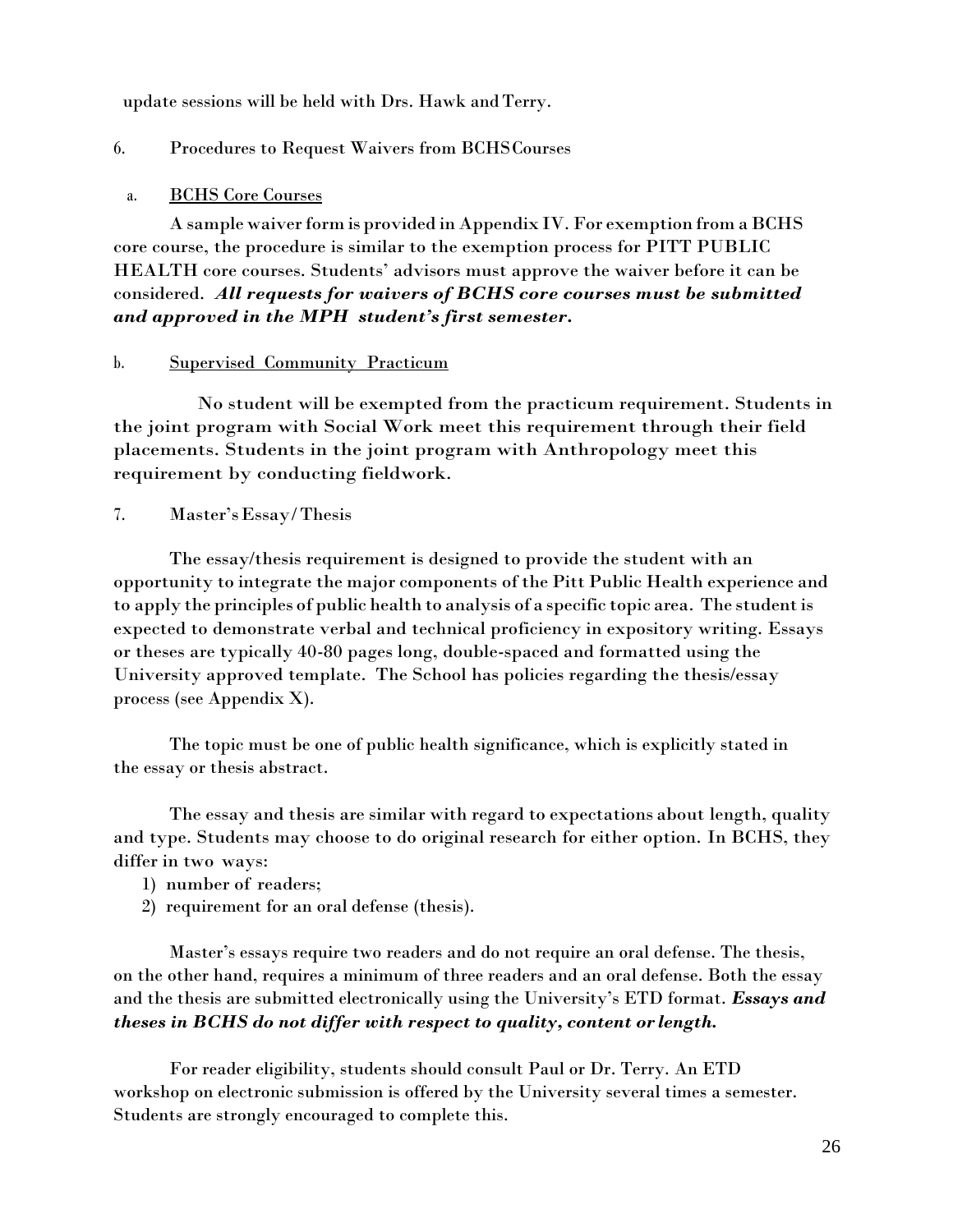update sessions will be held with Drs. Hawk and Terry.

6. Procedures to Request Waivers from BCHS Courses

a. <u>BCHS Core Courses</u>

A sample waiver form is provided in Appendix IV. For exemption from a BCHS core course, the procedure is similar to the exemption process for PITT PUBLIC HEALTH core courses. Students' advisors must approve the waiver before it can be considered. ***All requests for waivers of BCHS core courses must be submitted and approved in the MPH student's first semester.***

b. <u>Supervised Community Practicum</u>

No student will be exempted from the practicum requirement. Students in the joint program with Social Work meet this requirement through their field placements. Students in the joint program with Anthropology meet this requirement by conducting fieldwork.

7. Master's Essay/Thesis

The essay/thesis requirement is designed to provide the student with an opportunity to integrate the major components of the Pitt Public Health experience and to apply the principles of public health to analysis of a specific topic area. The student is expected to demonstrate verbal and technical proficiency in expository writing. Essays or theses are typically 40-80 pages long, double-spaced and formatted using the University approved template. The School has policies regarding the thesis/essay process (see Appendix X).

The topic must be one of public health significance, which is explicitly stated in the essay or thesis abstract.

The essay and thesis are similar with regard to expectations about length, quality and type. Students may choose to do original research for either option. In BCHS, they differ in two ways:

1) number of readers;
2) requirement for an oral defense (thesis).

Master's essays require two readers and do not require an oral defense. The thesis, on the other hand, requires a minimum of three readers and an oral defense. Both the essay and the thesis are submitted electronically using the University's ETD format. ***Essays and theses in BCHS do not differ with respect to quality, content or length.***

For reader eligibility, students should consult Paul or Dr. Terry. An ETD workshop on electronic submission is offered by the University several times a semester. Students are strongly encouraged to complete this.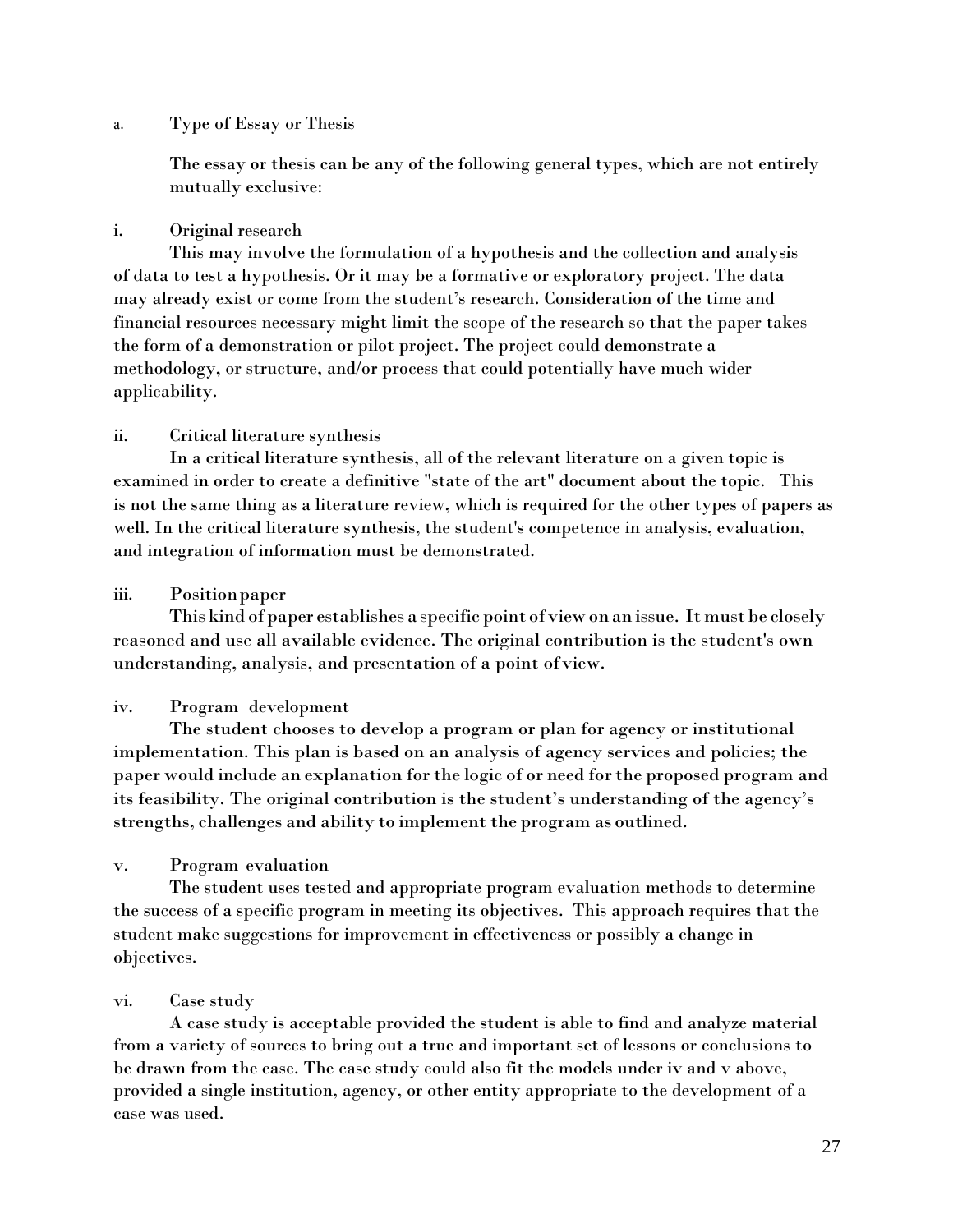a. <u>Type of Essay or Thesis</u>

The essay or thesis can be any of the following general types, which are not entirely mutually exclusive:

i. Original research

This may involve the formulation of a hypothesis and the collection and analysis of data to test a hypothesis. Or it may be a formative or exploratory project. The data may already exist or come from the student's research. Consideration of the time and financial resources necessary might limit the scope of the research so that the paper takes the form of a demonstration or pilot project. The project could demonstrate a methodology, or structure, and/or process that could potentially have much wider applicability.

ii. Critical literature synthesis

In a critical literature synthesis, all of the relevant literature on a given topic is examined in order to create a definitive "state of the art" document about the topic. This is not the same thing as a literature review, which is required for the other types of papers as well. In the critical literature synthesis, the student's competence in analysis, evaluation, and integration of information must be demonstrated.

iii. Position paper

This kind of paper establishes a specific point of view on an issue. It must be closely reasoned and use all available evidence. The original contribution is the student's own understanding, analysis, and presentation of a point of view.

iv. Program development

The student chooses to develop a program or plan for agency or institutional implementation. This plan is based on an analysis of agency services and policies; the paper would include an explanation for the logic of or need for the proposed program and its feasibility. The original contribution is the student's understanding of the agency's strengths, challenges and ability to implement the program as outlined.

v. Program evaluation

The student uses tested and appropriate program evaluation methods to determine the success of a specific program in meeting its objectives. This approach requires that the student make suggestions for improvement in effectiveness or possibly a change in objectives.

vi. Case study

A case study is acceptable provided the student is able to find and analyze material from a variety of sources to bring out a true and important set of lessons or conclusions to be drawn from the case. The case study could also fit the models under iv and v above, provided a single institution, agency, or other entity appropriate to the development of a case was used.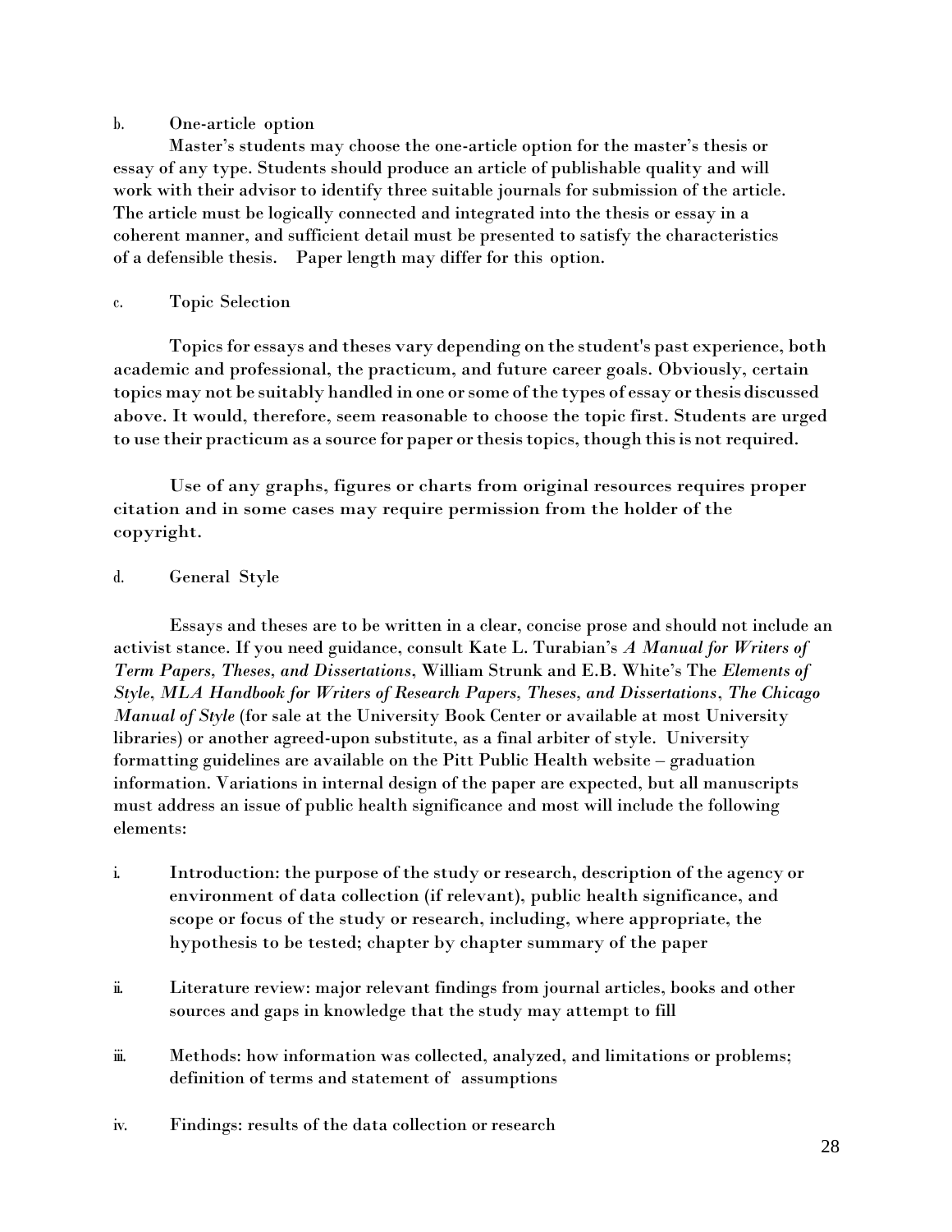b. One-article option

Master's students may choose the one-article option for the master's thesis or essay of any type. Students should produce an article of publishable quality and will work with their advisor to identify three suitable journals for submission of the article. The article must be logically connected and integrated into the thesis or essay in a coherent manner, and sufficient detail must be presented to satisfy the characteristics of a defensible thesis. Paper length may differ for this option.

c. Topic Selection

Topics for essays and theses vary depending on the student's past experience, both academic and professional, the practicum, and future career goals. Obviously, certain topics may not be suitably handled in one or some of the types of essay or thesis discussed above. It would, therefore, seem reasonable to choose the topic first. Students are urged to use their practicum as a source for paper or thesis topics, though this is not required.

Use of any graphs, figures or charts from original resources requires proper citation and in some cases may require permission from the holder of the copyright.

d. General Style

Essays and theses are to be written in a clear, concise prose and should not include an activist stance. If you need guidance, consult Kate L. Turabian's *A Manual for Writers of Term Papers, Theses, and Dissertations*, William Strunk and E.B. White's The *Elements of Style*, *MLA Handbook for Writers of Research Papers, Theses, and Dissertations*, *The Chicago Manual of Style* (for sale at the University Book Center or available at most University libraries) or another agreed-upon substitute, as a final arbiter of style. University formatting guidelines are available on the Pitt Public Health website – graduation information. Variations in internal design of the paper are expected, but all manuscripts must address an issue of public health significance and most will include the following elements:

i. Introduction: the purpose of the study or research, description of the agency or environment of data collection (if relevant), public health significance, and scope or focus of the study or research, including, where appropriate, the hypothesis to be tested; chapter by chapter summary of the paper

ii. Literature review: major relevant findings from journal articles, books and other sources and gaps in knowledge that the study may attempt to fill

iii. Methods: how information was collected, analyzed, and limitations or problems; definition of terms and statement of assumptions

iv. Findings: results of the data collection or research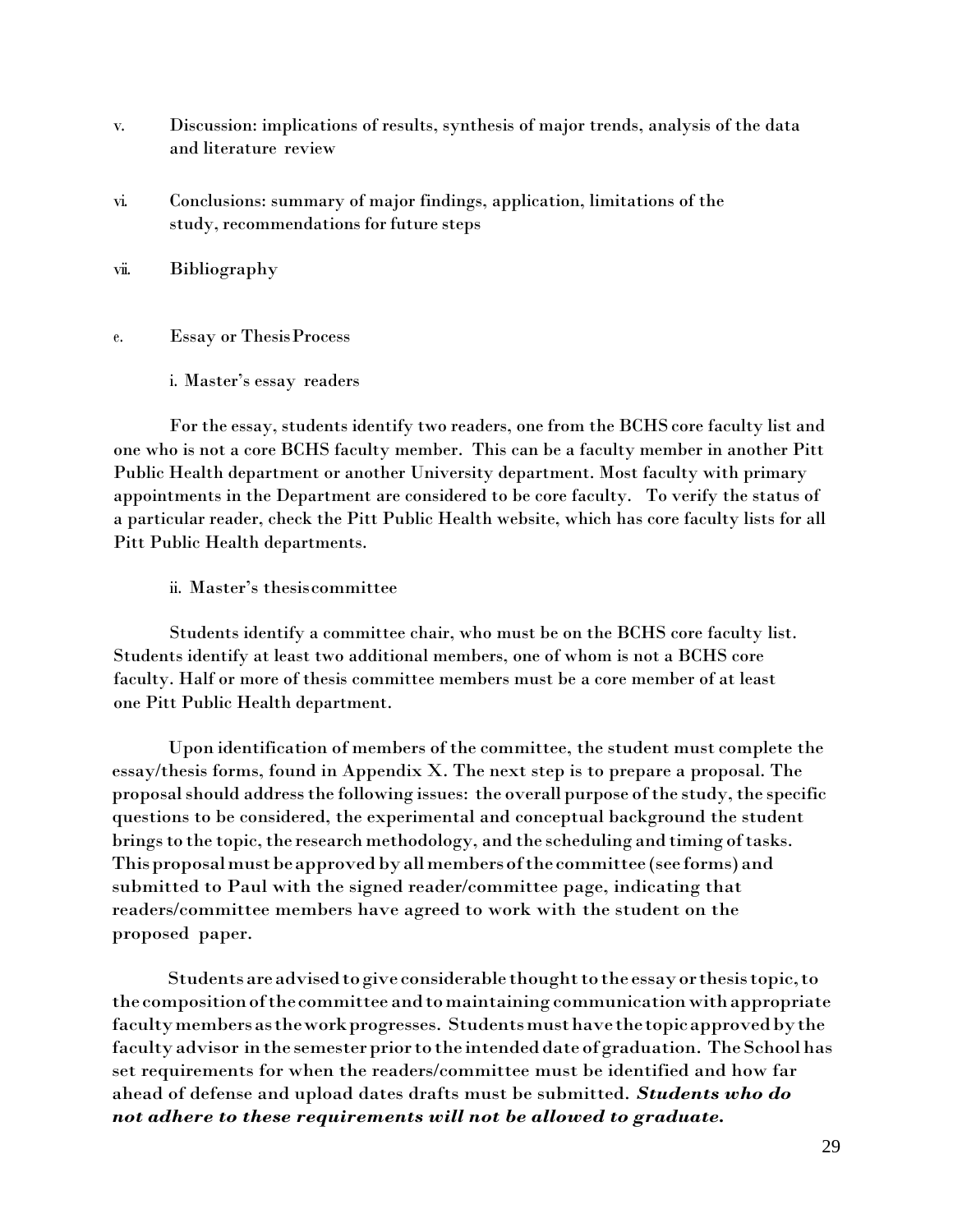v. Discussion: implications of results, synthesis of major trends, analysis of the data and literature review

vi. Conclusions: summary of major findings, application, limitations of the study, recommendations for future steps

vii. Bibliography

e. Essay or Thesis Process

i. Master's essay readers

For the essay, students identify two readers, one from the BCHS core faculty list and one who is not a core BCHS faculty member. This can be a faculty member in another Pitt Public Health department or another University department. Most faculty with primary appointments in the Department are considered to be core faculty. To verify the status of a particular reader, check the Pitt Public Health website, which has core faculty lists for all Pitt Public Health departments.

ii. Master's thesis committee

Students identify a committee chair, who must be on the BCHS core faculty list. Students identify at least two additional members, one of whom is not a BCHS core faculty. Half or more of thesis committee members must be a core member of at least one Pitt Public Health department.

Upon identification of members of the committee, the student must complete the essay/thesis forms, found in Appendix X. The next step is to prepare a proposal. The proposal should address the following issues: the overall purpose of the study, the specific questions to be considered, the experimental and conceptual background the student brings to the topic, the research methodology, and the scheduling and timing of tasks. This proposal must be approved by all members of the committee (see forms) and submitted to Paul with the signed reader/committee page, indicating that readers/committee members have agreed to work with the student on the proposed paper.

Students are advised to give considerable thought to the essay or thesis topic, to the composition of the committee and to maintaining communication with appropriate faculty members as the work progresses. Students must have the topic approved by the faculty advisor in the semester prior to the intended date of graduation. The School has set requirements for when the readers/committee must be identified and how far ahead of defense and upload dates drafts must be submitted. ***Students who do not adhere to these requirements will not be allowed to graduate.***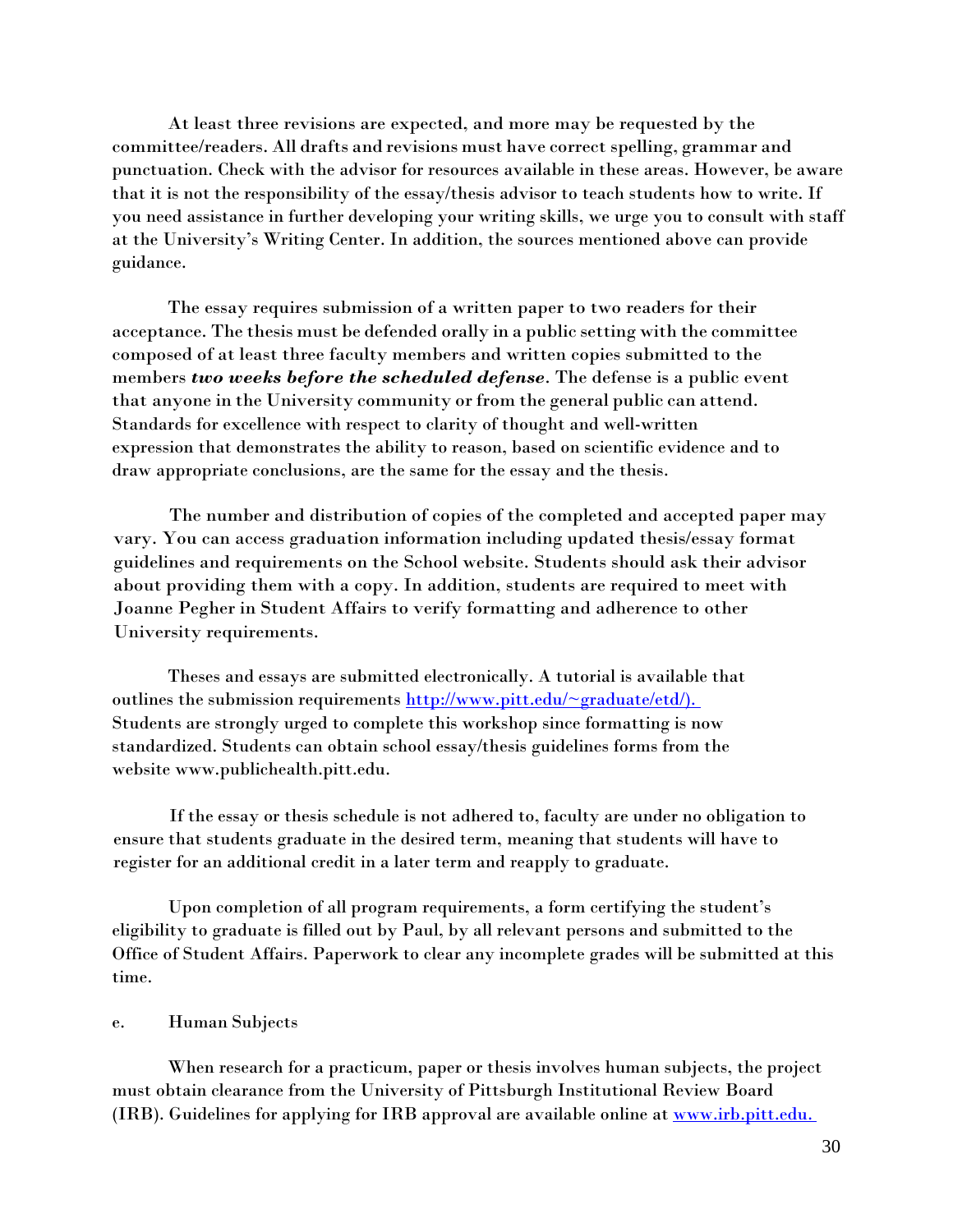At least three revisions are expected, and more may be requested by the committee/readers. All drafts and revisions must have correct spelling, grammar and punctuation. Check with the advisor for resources available in these areas. However, be aware that it is not the responsibility of the essay/thesis advisor to teach students how to write. If you need assistance in further developing your writing skills, we urge you to consult with staff at the University's Writing Center. In addition, the sources mentioned above can provide guidance.

The essay requires submission of a written paper to two readers for their acceptance. The thesis must be defended orally in a public setting with the committee composed of at least three faculty members and written copies submitted to the members ***two weeks before the scheduled defense***. The defense is a public event that anyone in the University community or from the general public can attend. Standards for excellence with respect to clarity of thought and well-written expression that demonstrates the ability to reason, based on scientific evidence and to draw appropriate conclusions, are the same for the essay and the thesis.

The number and distribution of copies of the completed and accepted paper may vary. You can access graduation information including updated thesis/essay format guidelines and requirements on the School website. Students should ask their advisor about providing them with a copy. In addition, students are required to meet with Joanne Pegher in Student Affairs to verify formatting and adherence to other University requirements.

Theses and essays are submitted electronically. A tutorial is available that outlines the submission requirements [http://www.pitt.edu/~graduate/etd/).](http://www.pitt.edu/~graduate/etd/) Students are strongly urged to complete this workshop since formatting is now standardized. Students can obtain school essay/thesis guidelines forms from the website www.publichealth.pitt.edu.

If the essay or thesis schedule is not adhered to, faculty are under no obligation to ensure that students graduate in the desired term, meaning that students will have to register for an additional credit in a later term and reapply to graduate.

Upon completion of all program requirements, a form certifying the student's eligibility to graduate is filled out by Paul, by all relevant persons and submitted to the Office of Student Affairs. Paperwork to clear any incomplete grades will be submitted at this time.

e. Human Subjects

When research for a practicum, paper or thesis involves human subjects, the project must obtain clearance from the University of Pittsburgh Institutional Review Board (IRB). Guidelines for applying for IRB approval are available online at [www.irb.pitt.edu.](http://www.irb.pitt.edu)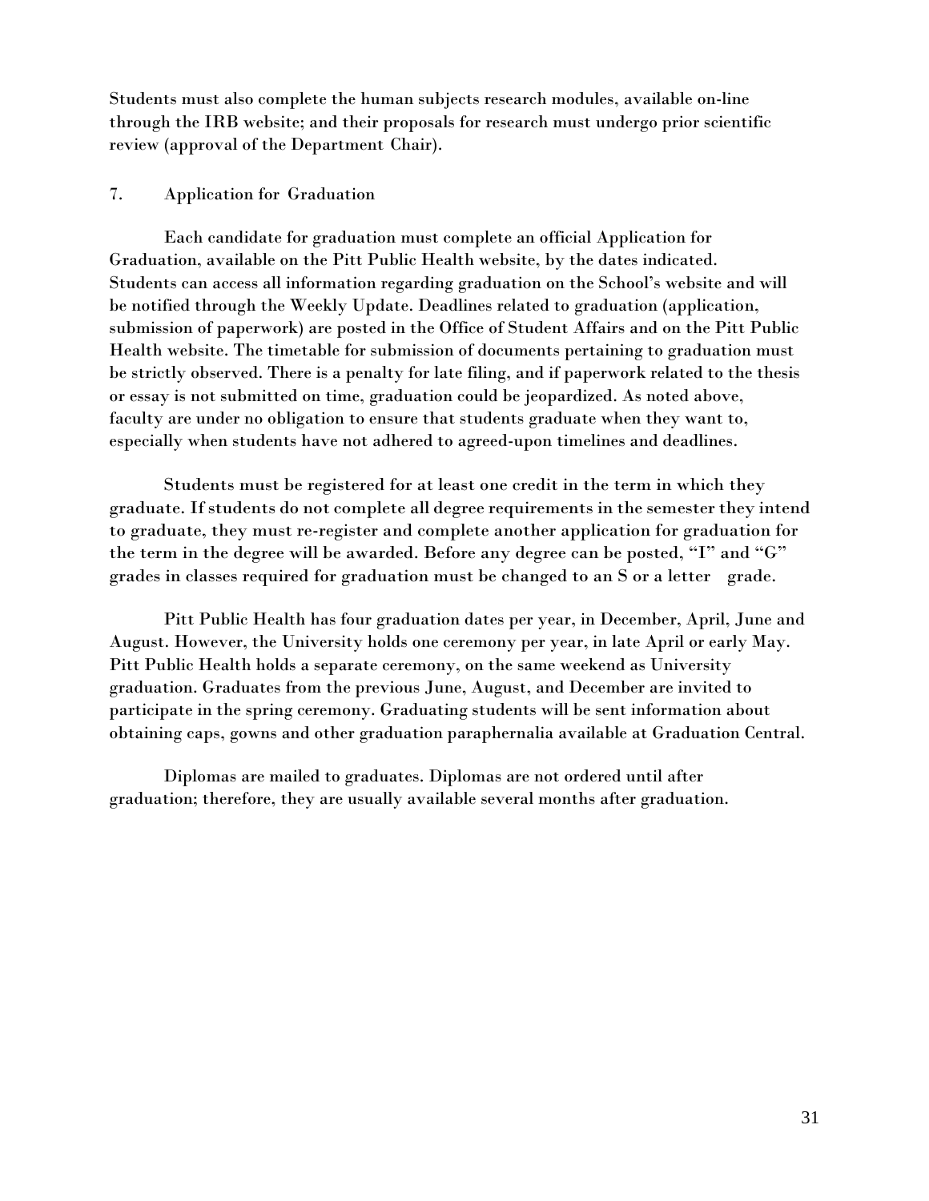Students must also complete the human subjects research modules, available on-line through the IRB website; and their proposals for research must undergo prior scientific review (approval of the Department Chair).

### 7. Application for Graduation

Each candidate for graduation must complete an official Application for Graduation, available on the Pitt Public Health website, by the dates indicated. Students can access all information regarding graduation on the School's website and will be notified through the Weekly Update. Deadlines related to graduation (application, submission of paperwork) are posted in the Office of Student Affairs and on the Pitt Public Health website. The timetable for submission of documents pertaining to graduation must be strictly observed. There is a penalty for late filing, and if paperwork related to the thesis or essay is not submitted on time, graduation could be jeopardized. As noted above, faculty are under no obligation to ensure that students graduate when they want to, especially when students have not adhered to agreed-upon timelines and deadlines.

Students must be registered for at least one credit in the term in which they graduate. If students do not complete all degree requirements in the semester they intend to graduate, they must re-register and complete another application for graduation for the term in the degree will be awarded. Before any degree can be posted, "I" and "G" grades in classes required for graduation must be changed to an S or a letter grade.

Pitt Public Health has four graduation dates per year, in December, April, June and August. However, the University holds one ceremony per year, in late April or early May. Pitt Public Health holds a separate ceremony, on the same weekend as University graduation. Graduates from the previous June, August, and December are invited to participate in the spring ceremony. Graduating students will be sent information about obtaining caps, gowns and other graduation paraphernalia available at Graduation Central.

Diplomas are mailed to graduates. Diplomas are not ordered until after graduation; therefore, they are usually available several months after graduation.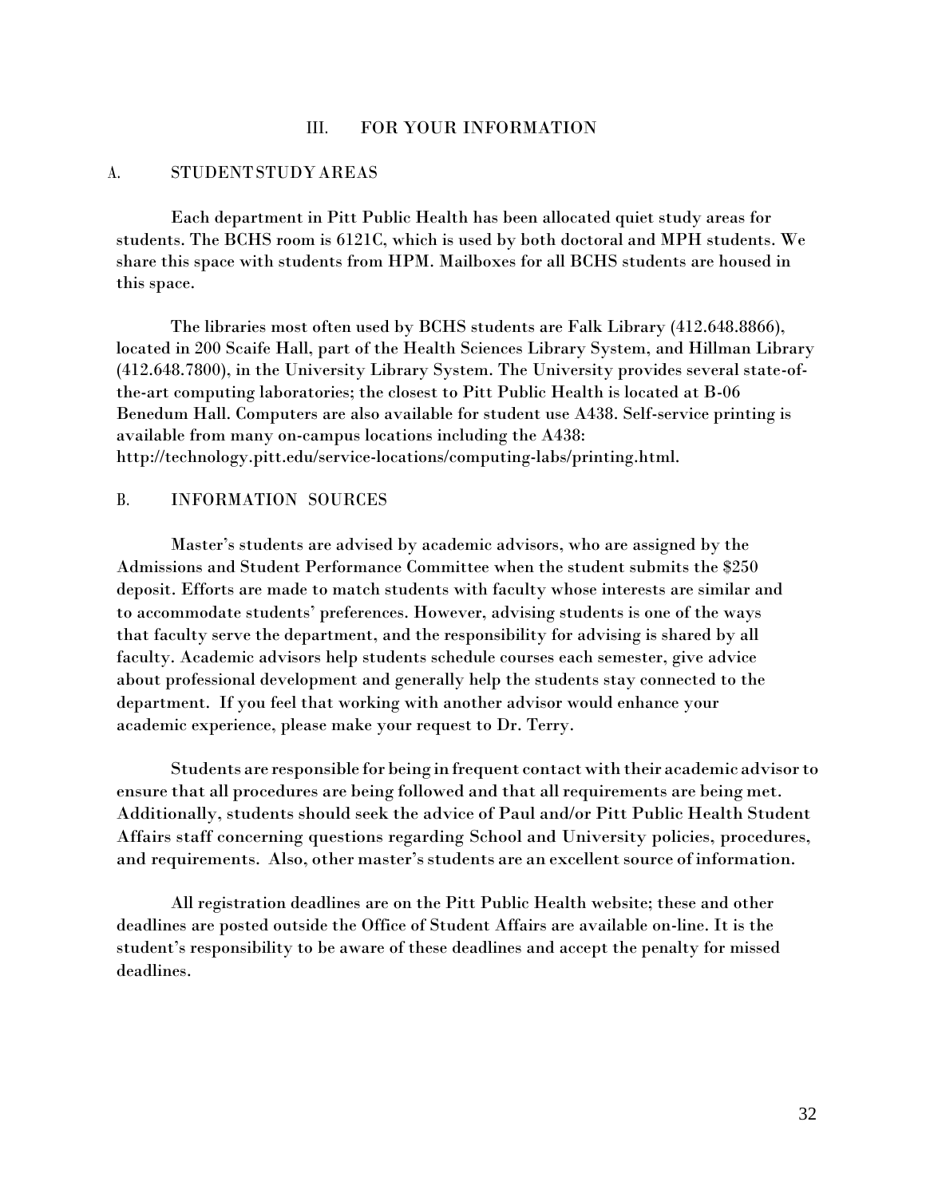# III. FOR YOUR INFORMATION

## A. STUDENT STUDY AREAS

Each department in Pitt Public Health has been allocated quiet study areas for students. The BCHS room is 6121C, which is used by both doctoral and MPH students. We share this space with students from HPM. Mailboxes for all BCHS students are housed in this space.

The libraries most often used by BCHS students are Falk Library (412.648.8866), located in 200 Scaife Hall, part of the Health Sciences Library System, and Hillman Library (412.648.7800), in the University Library System. The University provides several state-of-the-art computing laboratories; the closest to Pitt Public Health is located at B-06 Benedum Hall. Computers are also available for student use A438. Self-service printing is available from many on-campus locations including the A438: http://technology.pitt.edu/service-locations/computing-labs/printing.html.

## B. INFORMATION SOURCES

Master's students are advised by academic advisors, who are assigned by the Admissions and Student Performance Committee when the student submits the $250 deposit. Efforts are made to match students with faculty whose interests are similar and to accommodate students' preferences. However, advising students is one of the ways that faculty serve the department, and the responsibility for advising is shared by all faculty. Academic advisors help students schedule courses each semester, give advice about professional development and generally help the students stay connected to the department. If you feel that working with another advisor would enhance your academic experience, please make your request to Dr. Terry.

Students are responsible for being in frequent contact with their academic advisor to ensure that all procedures are being followed and that all requirements are being met. Additionally, students should seek the advice of Paul and/or Pitt Public Health Student Affairs staff concerning questions regarding School and University policies, procedures, and requirements. Also, other master's students are an excellent source of information.

All registration deadlines are on the Pitt Public Health website; these and other deadlines are posted outside the Office of Student Affairs are available on-line. It is the student's responsibility to be aware of these deadlines and accept the penalty for missed deadlines.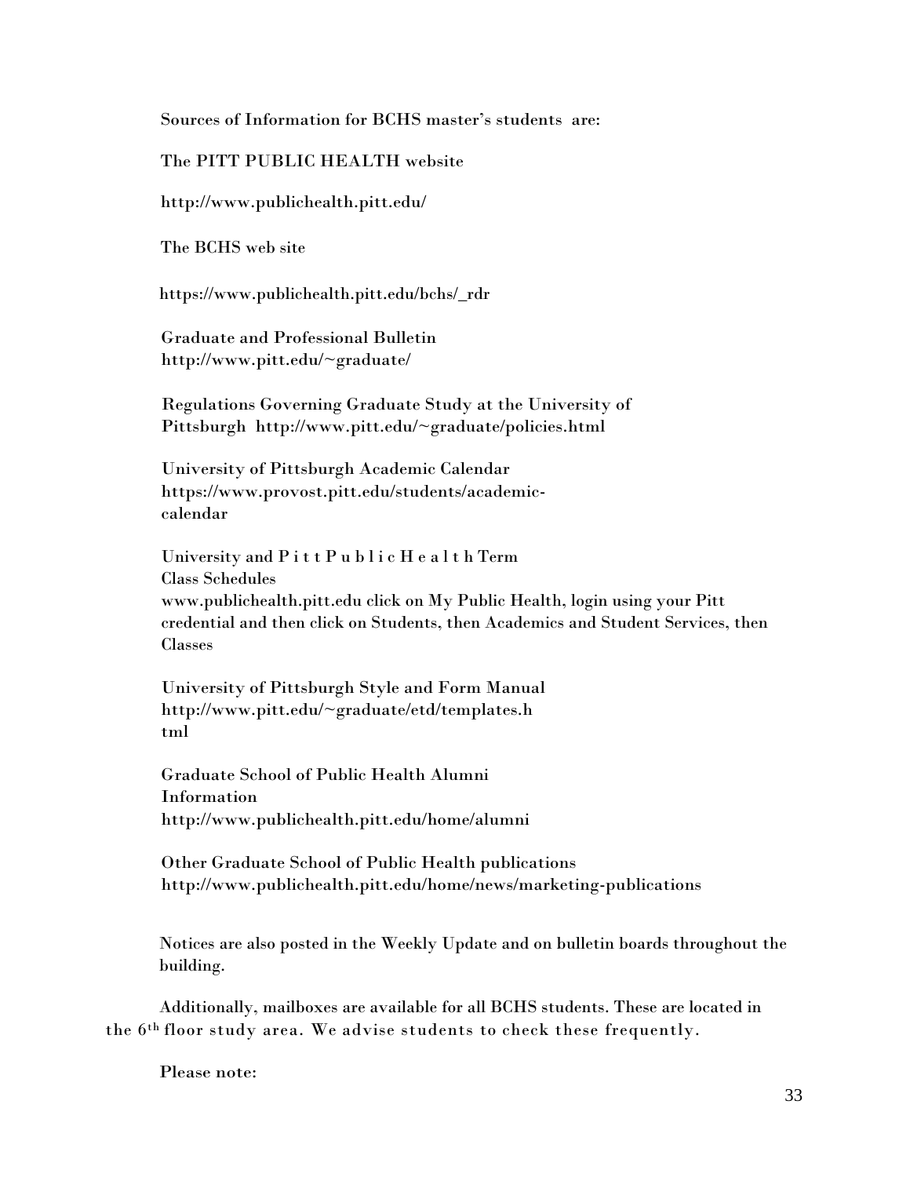Sources of Information for BCHS master's students are:

The PITT PUBLIC HEALTH website

http://www.publichealth.pitt.edu/

The BCHS web site

https://www.publichealth.pitt.edu/bchs/_rdr

Graduate and Professional Bulletin
http://www.pitt.edu/~graduate/

Regulations Governing Graduate Study at the University of Pittsburgh http://www.pitt.edu/~graduate/policies.html

University of Pittsburgh Academic Calendar
https://www.provost.pitt.edu/students/academic-calendar

University and Pitt Public Health Term Class Schedules
www.publichealth.pitt.edu click on My Public Health, login using your Pitt credential and then click on Students, then Academics and Student Services, then Classes

University of Pittsburgh Style and Form Manual
http://www.pitt.edu/~graduate/etd/templates.html

Graduate School of Public Health Alumni Information
http://www.publichealth.pitt.edu/home/alumni

Other Graduate School of Public Health publications
http://www.publichealth.pitt.edu/home/news/marketing-publications

Notices are also posted in the Weekly Update and on bulletin boards throughout the building.

Additionally, mailboxes are available for all BCHS students. These are located in the 6th floor study area. We advise students to check these frequently.

Please note: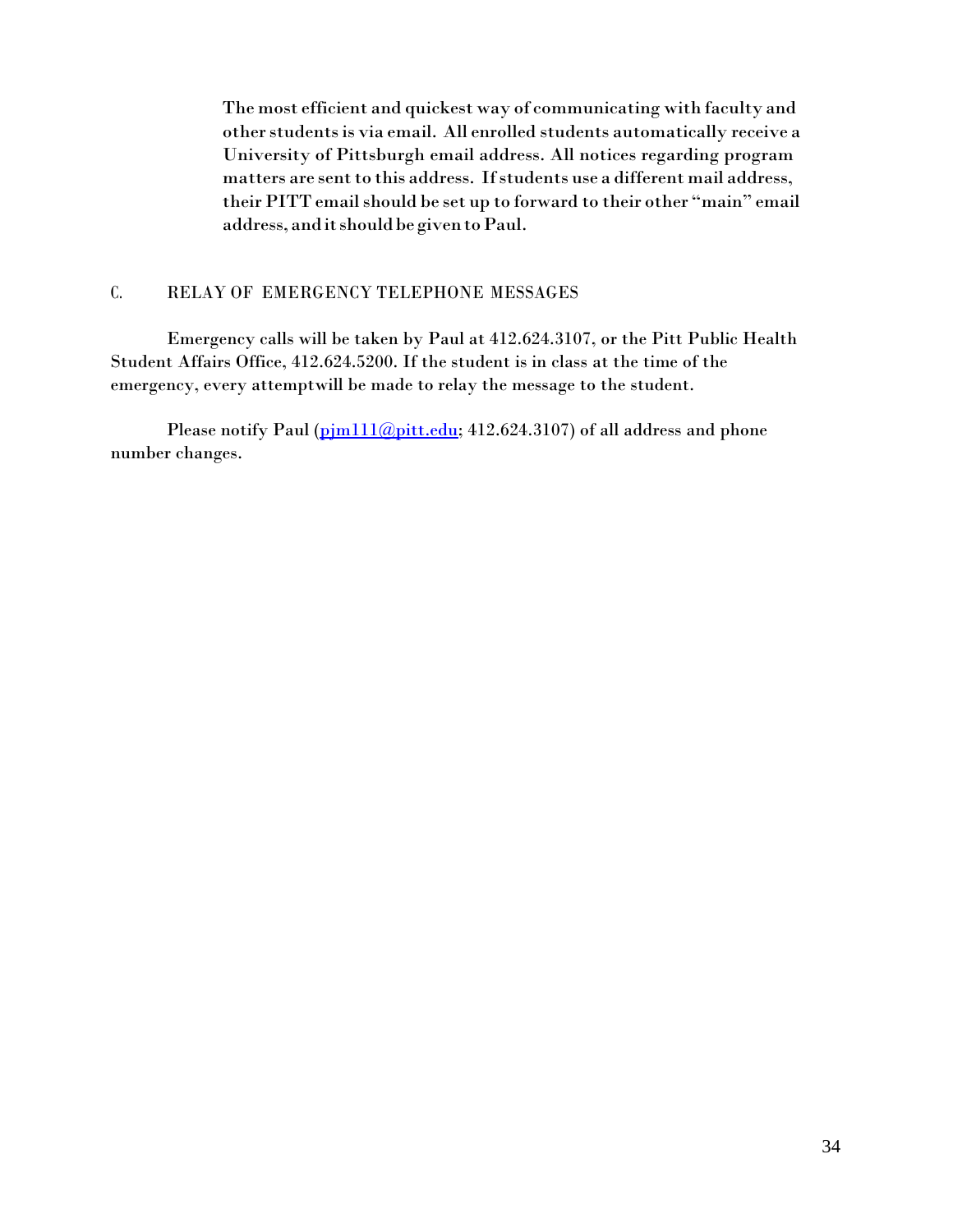The most efficient and quickest way of communicating with faculty and other students is via email. All enrolled students automatically receive a University of Pittsburgh email address. All notices regarding program matters are sent to this address. If students use a different mail address, their PITT email should be set up to forward to their other "main" email address, and it should be given to Paul.

## C. RELAY OF EMERGENCY TELEPHONE MESSAGES

Emergency calls will be taken by Paul at 412.624.3107, or the Pitt Public Health Student Affairs Office, 412.624.5200. If the student is in class at the time of the emergency, every attemptwill be made to relay the message to the student.

Please notify Paul (pjm111@pitt.edu; 412.624.3107) of all address and phone number changes.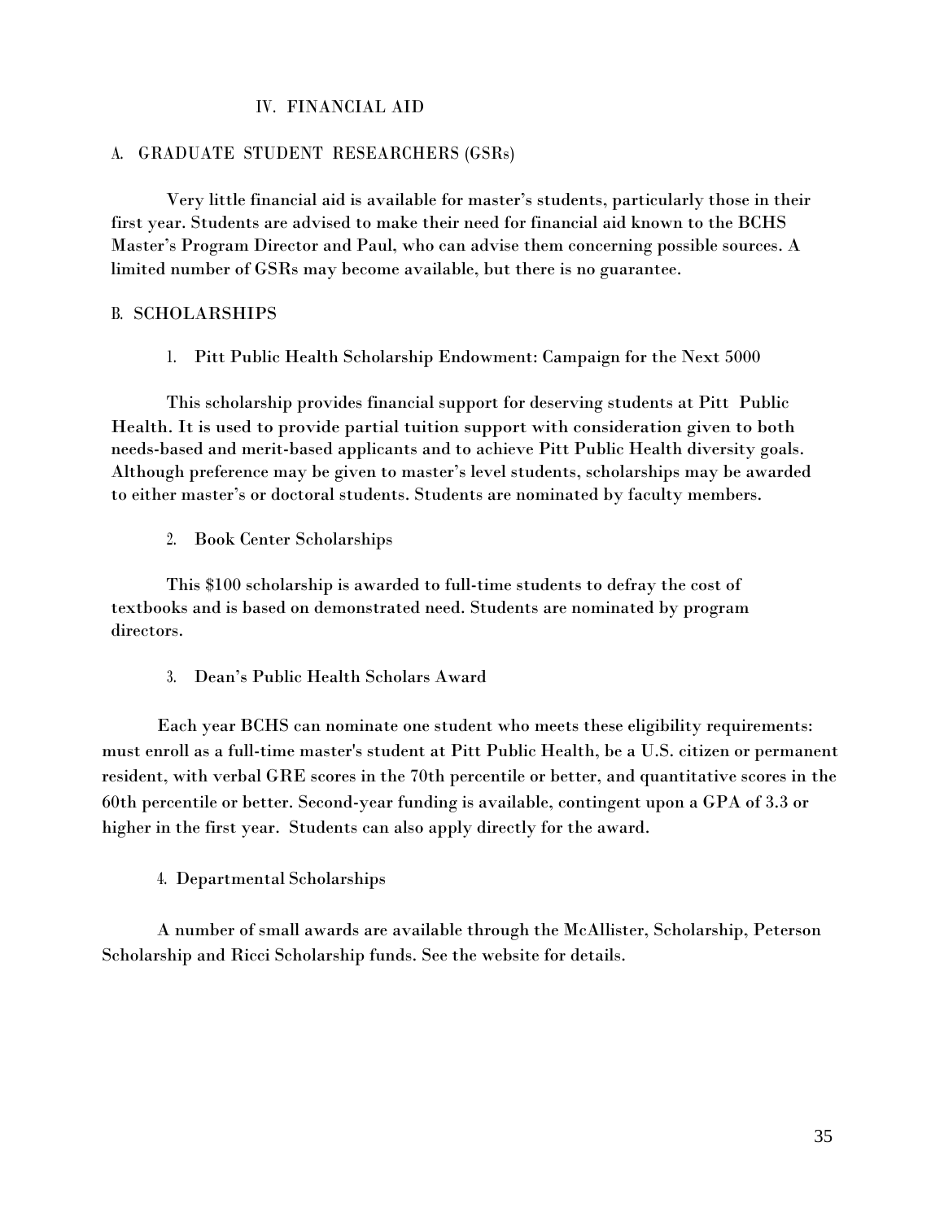# IV. FINANCIAL AID

## A. GRADUATE STUDENT RESEARCHERS (GSRs)

Very little financial aid is available for master's students, particularly those in their first year. Students are advised to make their need for financial aid known to the BCHS Master's Program Director and Paul, who can advise them concerning possible sources. A limited number of GSRs may become available, but there is no guarantee.

## B. SCHOLARSHIPS

### 1. Pitt Public Health Scholarship Endowment: Campaign for the Next 5000

This scholarship provides financial support for deserving students at Pitt Public Health. It is used to provide partial tuition support with consideration given to both needs-based and merit-based applicants and to achieve Pitt Public Health diversity goals. Although preference may be given to master's level students, scholarships may be awarded to either master's or doctoral students. Students are nominated by faculty members.

### 2. Book Center Scholarships

This $100 scholarship is awarded to full-time students to defray the cost of textbooks and is based on demonstrated need. Students are nominated by program directors.

### 3. Dean's Public Health Scholars Award

Each year BCHS can nominate one student who meets these eligibility requirements: must enroll as a full-time master's student at Pitt Public Health, be a U.S. citizen or permanent resident, with verbal GRE scores in the 70th percentile or better, and quantitative scores in the 60th percentile or better. Second-year funding is available, contingent upon a GPA of 3.3 or higher in the first year. Students can also apply directly for the award.

### 4. Departmental Scholarships

A number of small awards are available through the McAllister, Scholarship, Peterson Scholarship and Ricci Scholarship funds. See the website for details.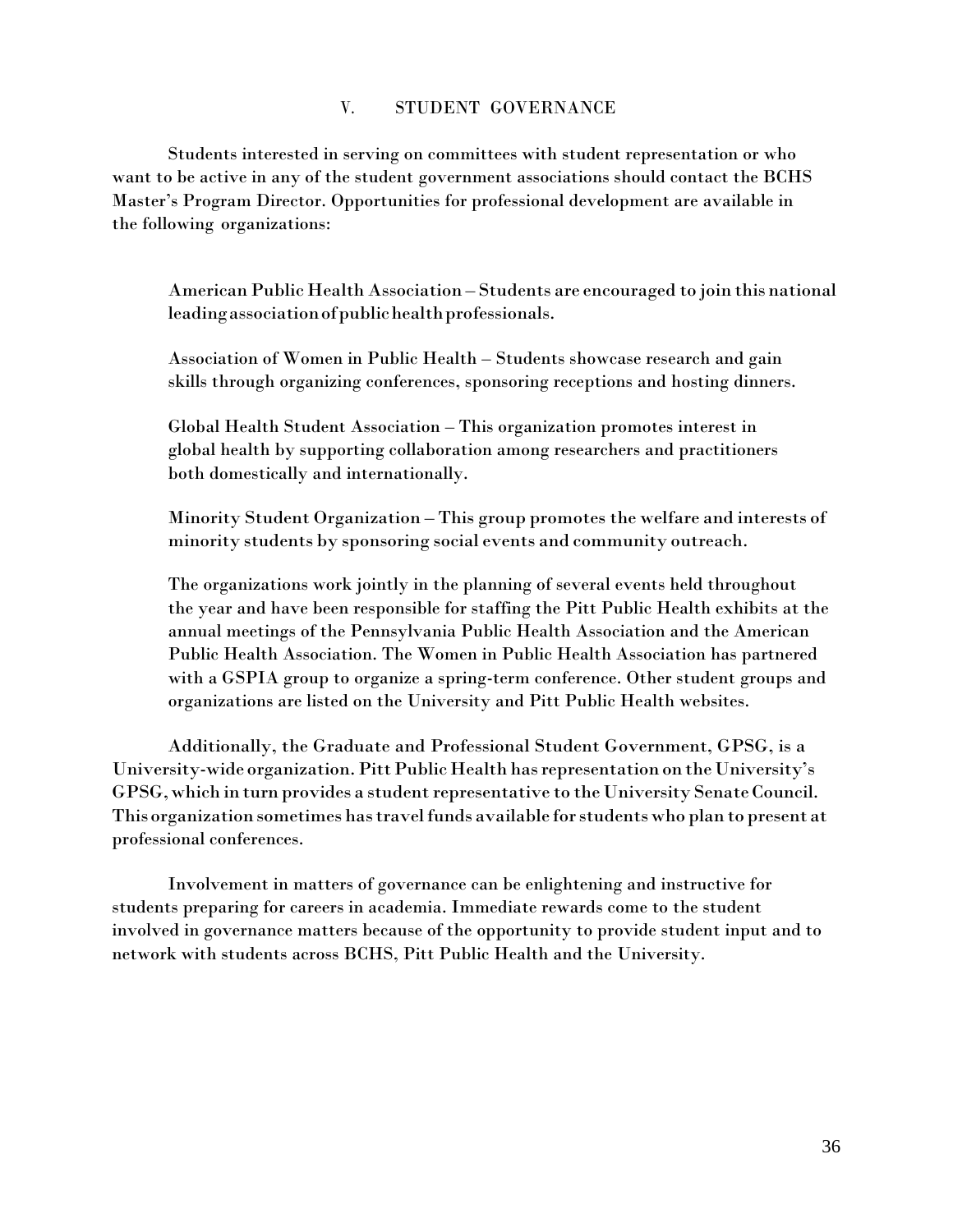## V. STUDENT GOVERNANCE

Students interested in serving on committees with student representation or who want to be active in any of the student government associations should contact the BCHS Master's Program Director. Opportunities for professional development are available in the following organizations:

American Public Health Association – Students are encouraged to join this national leading association of public health professionals.

Association of Women in Public Health – Students showcase research and gain skills through organizing conferences, sponsoring receptions and hosting dinners.

Global Health Student Association – This organization promotes interest in global health by supporting collaboration among researchers and practitioners both domestically and internationally.

Minority Student Organization – This group promotes the welfare and interests of minority students by sponsoring social events and community outreach.

The organizations work jointly in the planning of several events held throughout the year and have been responsible for staffing the Pitt Public Health exhibits at the annual meetings of the Pennsylvania Public Health Association and the American Public Health Association. The Women in Public Health Association has partnered with a GSPIA group to organize a spring-term conference. Other student groups and organizations are listed on the University and Pitt Public Health websites.

Additionally, the Graduate and Professional Student Government, GPSG, is a University-wide organization. Pitt Public Health has representation on the University's GPSG, which in turn provides a student representative to the University Senate Council. This organization sometimes has travel funds available for students who plan to present at professional conferences.

Involvement in matters of governance can be enlightening and instructive for students preparing for careers in academia. Immediate rewards come to the student involved in governance matters because of the opportunity to provide student input and to network with students across BCHS, Pitt Public Health and the University.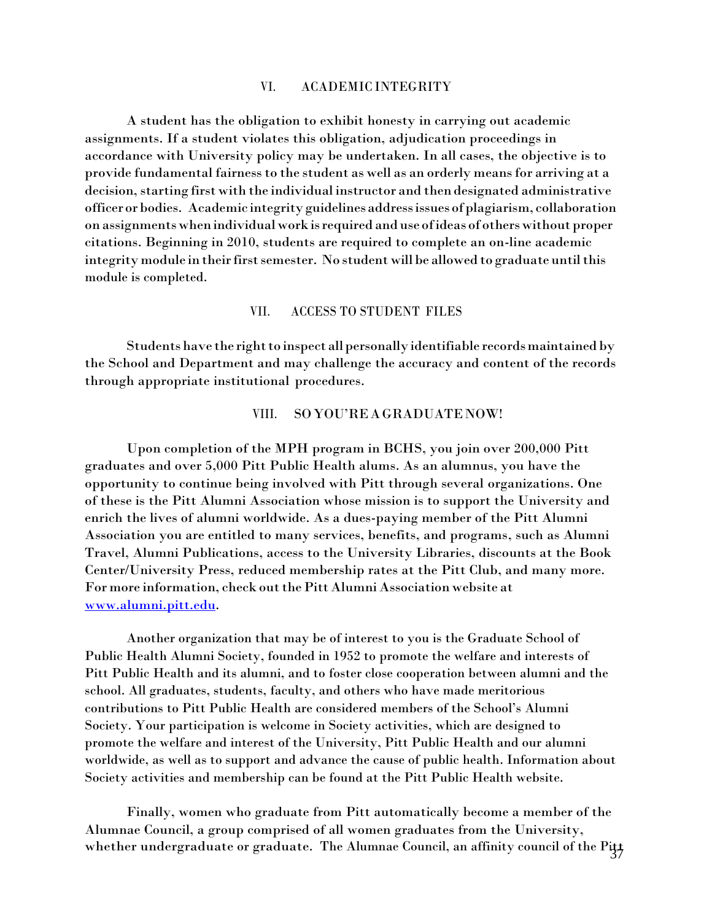## VI. ACADEMIC INTEGRITY

A student has the obligation to exhibit honesty in carrying out academic assignments. If a student violates this obligation, adjudication proceedings in accordance with University policy may be undertaken. In all cases, the objective is to provide fundamental fairness to the student as well as an orderly means for arriving at a decision, starting first with the individual instructor and then designated administrative officer or bodies. Academic integrity guidelines address issues of plagiarism, collaboration on assignments when individual work is required and use of ideas of others without proper citations. Beginning in 2010, students are required to complete an on-line academic integrity module in their first semester. No student will be allowed to graduate until this module is completed.

## VII. ACCESS TO STUDENT FILES

Students have the right to inspect all personally identifiable records maintained by the School and Department and may challenge the accuracy and content of the records through appropriate institutional procedures.

## VIII. SO YOU'RE A GRADUATE NOW!

Upon completion of the MPH program in BCHS, you join over 200,000 Pitt graduates and over 5,000 Pitt Public Health alums. As an alumnus, you have the opportunity to continue being involved with Pitt through several organizations. One of these is the Pitt Alumni Association whose mission is to support the University and enrich the lives of alumni worldwide. As a dues-paying member of the Pitt Alumni Association you are entitled to many services, benefits, and programs, such as Alumni Travel, Alumni Publications, access to the University Libraries, discounts at the Book Center/University Press, reduced membership rates at the Pitt Club, and many more. For more information, check out the Pitt Alumni Association website at [www.alumni.pitt.edu](http://www.alumni.pitt.edu).

Another organization that may be of interest to you is the Graduate School of Public Health Alumni Society, founded in 1952 to promote the welfare and interests of Pitt Public Health and its alumni, and to foster close cooperation between alumni and the school. All graduates, students, faculty, and others who have made meritorious contributions to Pitt Public Health are considered members of the School's Alumni Society. Your participation is welcome in Society activities, which are designed to promote the welfare and interest of the University, Pitt Public Health and our alumni worldwide, as well as to support and advance the cause of public health. Information about Society activities and membership can be found at the Pitt Public Health website.

Finally, women who graduate from Pitt automatically become a member of the Alumnae Council, a group comprised of all women graduates from the University, whether undergraduate or graduate. The Alumnae Council, an affinity council of the Pitt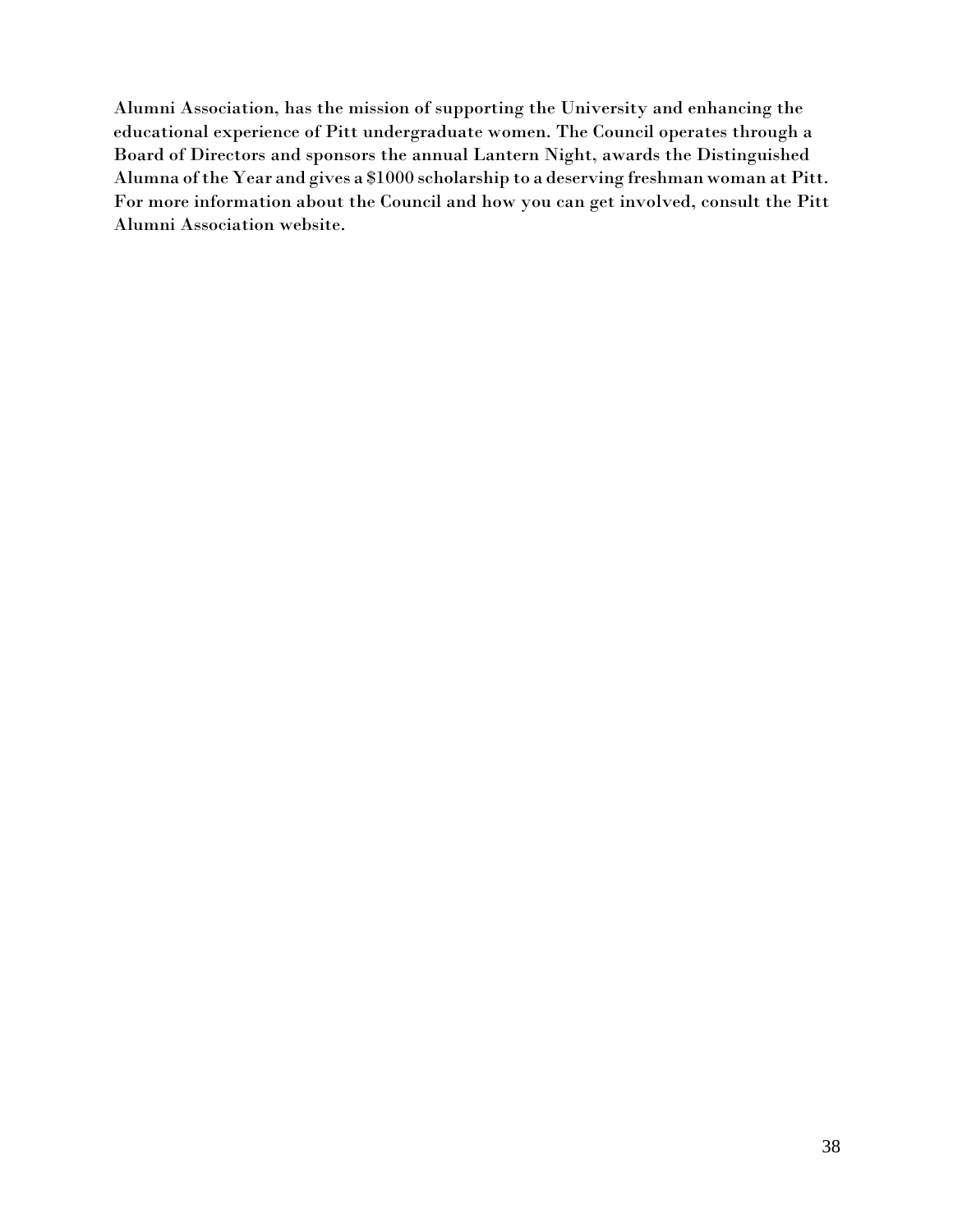Alumni Association, has the mission of supporting the University and enhancing the educational experience of Pitt undergraduate women. The Council operates through a Board of Directors and sponsors the annual Lantern Night, awards the Distinguished Alumna of the Year and gives a $1000 scholarship to a deserving freshman woman at Pitt. For more information about the Council and how you can get involved, consult the Pitt Alumni Association website.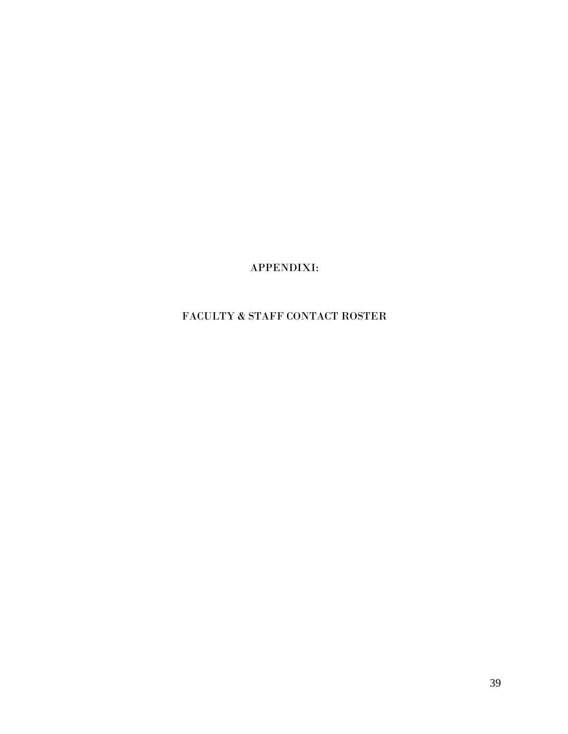# APPENDIXI:

# FACULTY & STAFF CONTACT ROSTER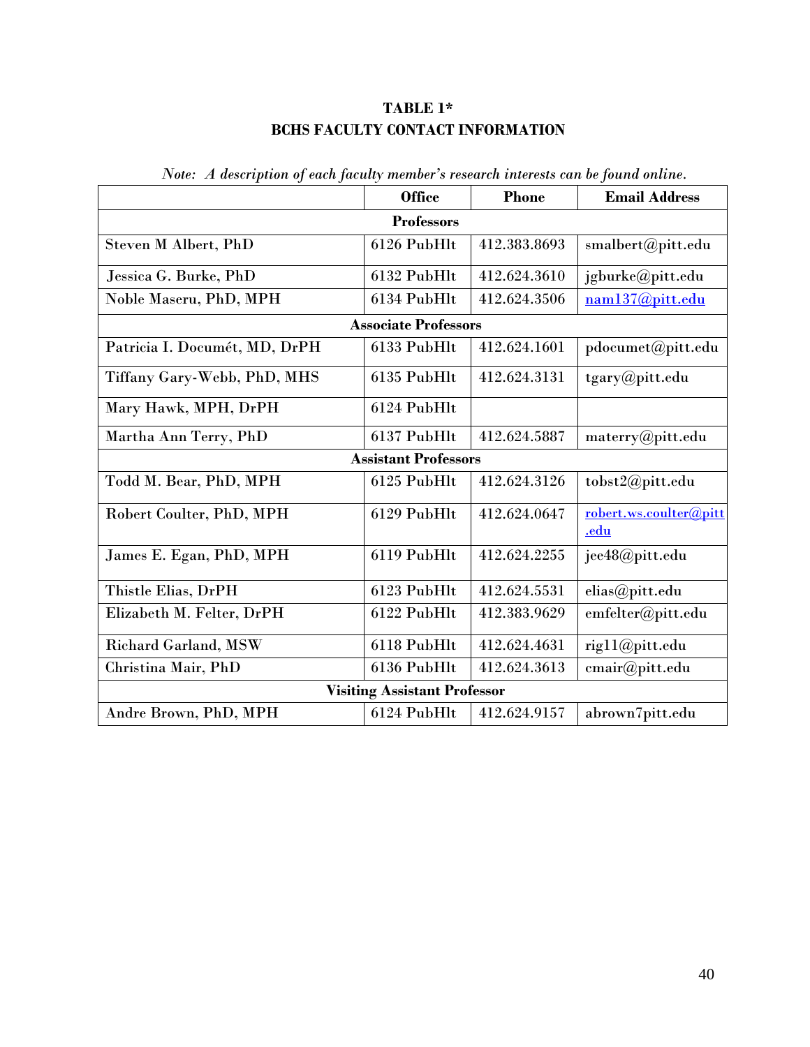**TABLE 1***
**BCHS FACULTY CONTACT INFORMATION**

*Note: A description of each faculty member's research interests can be found online.*

| | Office | Phone | Email Address |
|---|---|---|---|
| **Professors** | | | |
| Steven M Albert, PhD | 6126 PubHlt | 412.383.8693 | smalbert@pitt.edu |
| Jessica G. Burke, PhD | 6132 PubHlt | 412.624.3610 | jgburke@pitt.edu |
| Noble Maseru, PhD, MPH | 6134 PubHlt | 412.624.3506 | nam137@pitt.edu |
| **Associate Professors** | | | |
| Patricia I. Documét, MD, DrPH | 6133 PubHlt | 412.624.1601 | pdocumet@pitt.edu |
| Tiffany Gary-Webb, PhD, MHS | 6135 PubHlt | 412.624.3131 | tgary@pitt.edu |
| Mary Hawk, MPH, DrPH | 6124 PubHlt | | |
| Martha Ann Terry, PhD | 6137 PubHlt | 412.624.5887 | materry@pitt.edu |
| **Assistant Professors** | | | |
| Todd M. Bear, PhD, MPH | 6125 PubHlt | 412.624.3126 | tobst2@pitt.edu |
| Robert Coulter, PhD, MPH | 6129 PubHlt | 412.624.0647 | robert.ws.coulter@pitt.edu |
| James E. Egan, PhD, MPH | 6119 PubHlt | 412.624.2255 | jee48@pitt.edu |
| Thistle Elias, DrPH | 6123 PubHlt | 412.624.5531 | elias@pitt.edu |
| Elizabeth M. Felter, DrPH | 6122 PubHlt | 412.383.9629 | emfelter@pitt.edu |
| Richard Garland, MSW | 6118 PubHlt | 412.624.4631 | rig11@pitt.edu |
| Christina Mair, PhD | 6136 PubHlt | 412.624.3613 | cmair@pitt.edu |
| **Visiting Assistant Professor** | | | |
| Andre Brown, PhD, MPH | 6124 PubHlt | 412.624.9157 | abrown7pitt.edu |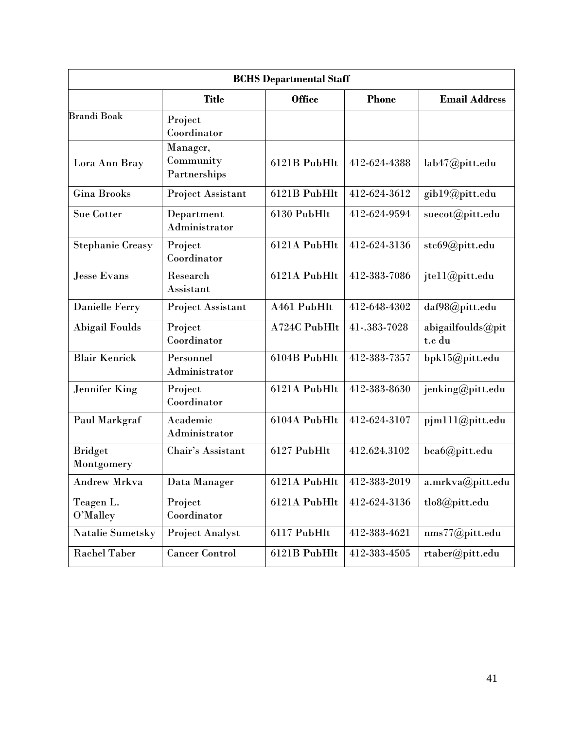| BCHS Departmental Staff | | | | |
|---|---|---|---|---|
| | **Title** | **Office** | **Phone** | **Email Address** |
| Brandi Boak | Project Coordinator | | | |
| Lora Ann Bray | Manager, Community Partnerships | 6121B PubHlt | 412-624-4388 | lab47@pitt.edu |
| Gina Brooks | Project Assistant | 6121B PubHlt | 412-624-3612 | gib19@pitt.edu |
| Sue Cotter | Department Administrator | 6130 PubHlt | 412-624-9594 | suecot@pitt.edu |
| Stephanie Creasy | Project Coordinator | 6121A PubHlt | 412-624-3136 | stc69@pitt.edu |
| Jesse Evans | Research Assistant | 6121A PubHlt | 412-383-7086 | jte11@pitt.edu |
| Danielle Ferry | Project Assistant | A461 PubHlt | 412-648-4302 | daf98@pitt.edu |
| Abigail Foulds | Project Coordinator | A724C PubHlt | 41-.383-7028 | abigailfoulds@pit t.e du |
| Blair Kenrick | Personnel Administrator | 6104B PubHlt | 412-383-7357 | bpk15@pitt.edu |
| Jennifer King | Project Coordinator | 6121A PubHlt | 412-383-8630 | jenking@pitt.edu |
| Paul Markgraf | Academic Administrator | 6104A PubHlt | 412-624-3107 | pjm111@pitt.edu |
| Bridget Montgomery | Chair's Assistant | 6127 PubHlt | 412.624.3102 | bca6@pitt.edu |
| Andrew Mrkva | Data Manager | 6121A PubHlt | 412-383-2019 | a.mrkva@pitt.edu |
| Teagen L. O'Malley | Project Coordinator | 6121A PubHlt | 412-624-3136 | tlo8@pitt.edu |
| Natalie Sumetsky | Project Analyst | 6117 PubHlt | 412-383-4621 | nms77@pitt.edu |
| Rachel Taber | Cancer Control | 6121B PubHlt | 412-383-4505 | rtaber@pitt.edu |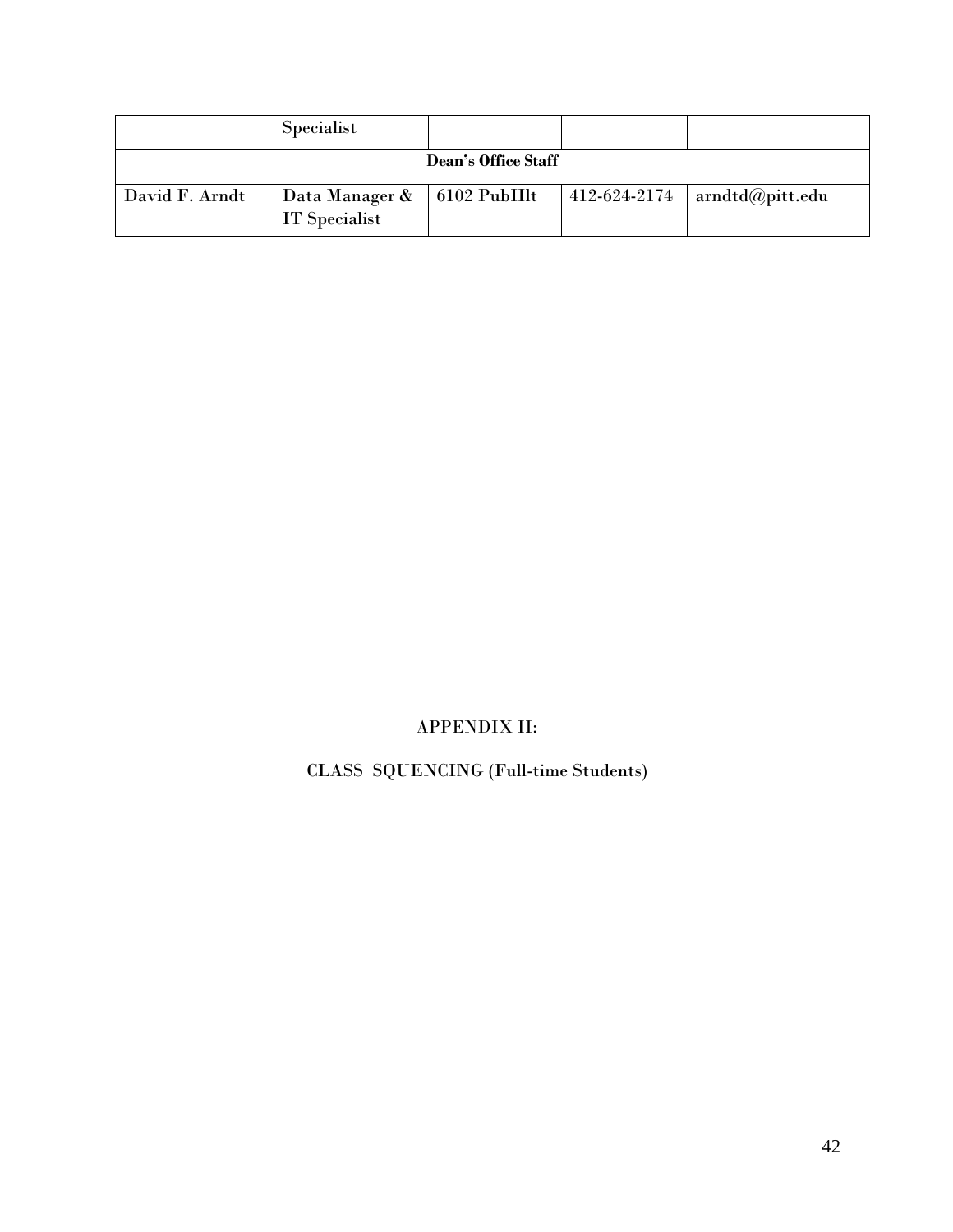| | Specialist | | | |
|---|---|---|---|---|
| **Dean's Office Staff** | | | | |
| David F. Arndt | Data Manager & IT Specialist | 6102 PubHlt | 412-624-2174 | arndtd@pitt.edu |

APPENDIX II:

CLASS SQUENCING (Full-time Students)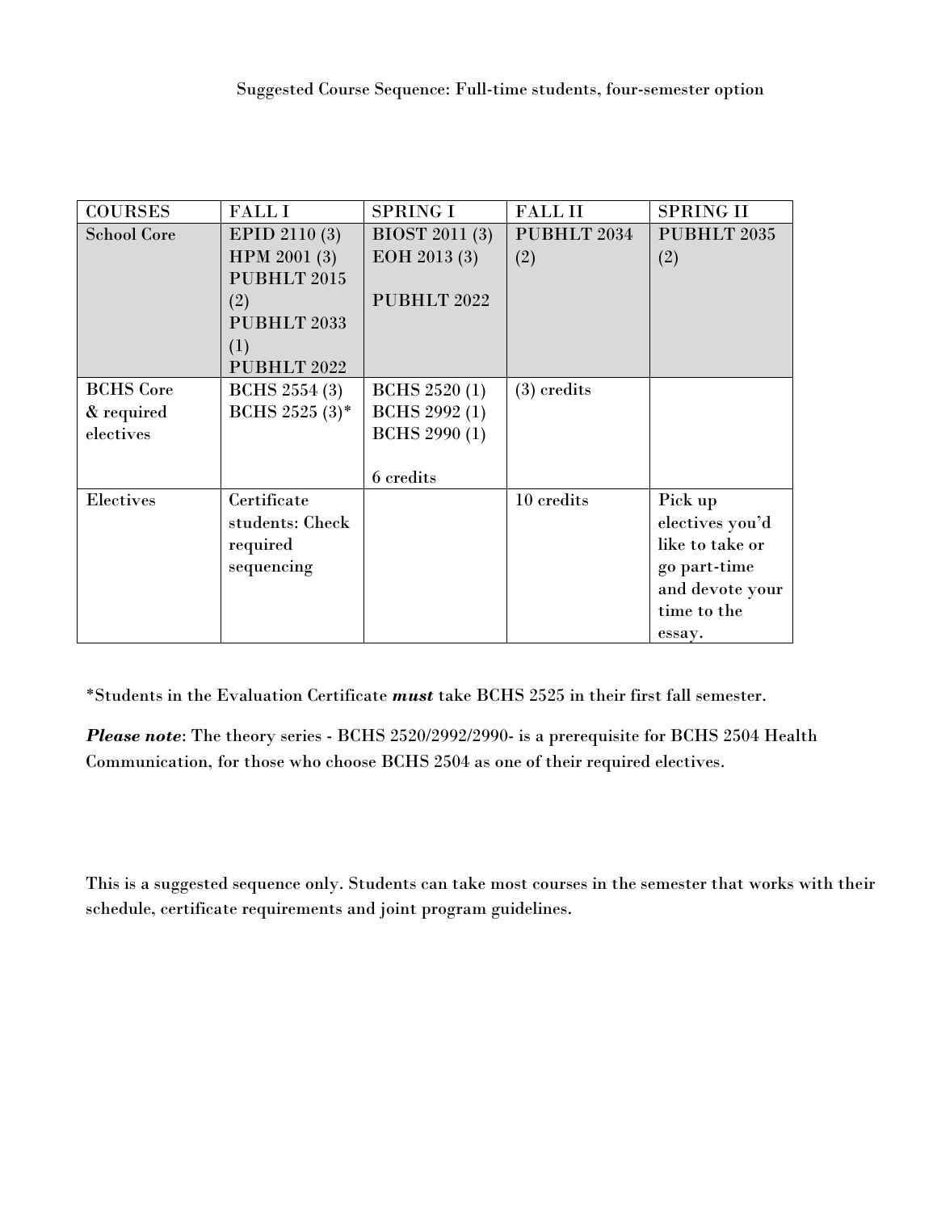Suggested Course Sequence: Full-time students, four-semester option

| COURSES | FALL I | SPRING I | FALL II | SPRING II |
| --- | --- | --- | --- | --- |
| School Core | EPID 2110 (3)<br>HPM 2001 (3)<br>PUBHLT 2015 (2)<br>PUBHLT 2033 (1)<br>PUBHLT 2022 | BIOST 2011 (3)<br>EOH 2013 (3)<br><br>PUBHLT 2022 | PUBHLT 2034 (2) | PUBHLT 2035 (2) |
| BCHS Core & required electives | BCHS 2554 (3)<br>BCHS 2525 (3)* | BCHS 2520 (1)<br>BCHS 2992 (1)<br>BCHS 2990 (1)<br><br>6 credits | (3) credits | |
| Electives | Certificate students: Check required sequencing | | 10 credits | Pick up electives you'd like to take or go part-time and devote your time to the essay. |

*Students in the Evaluation Certificate ***must*** take BCHS 2525 in their first fall semester.

***Please note***: The theory series - BCHS 2520/2992/2990- is a prerequisite for BCHS 2504 Health Communication, for those who choose BCHS 2504 as one of their required electives.

This is a suggested sequence only. Students can take most courses in the semester that works with their schedule, certificate requirements and joint program guidelines.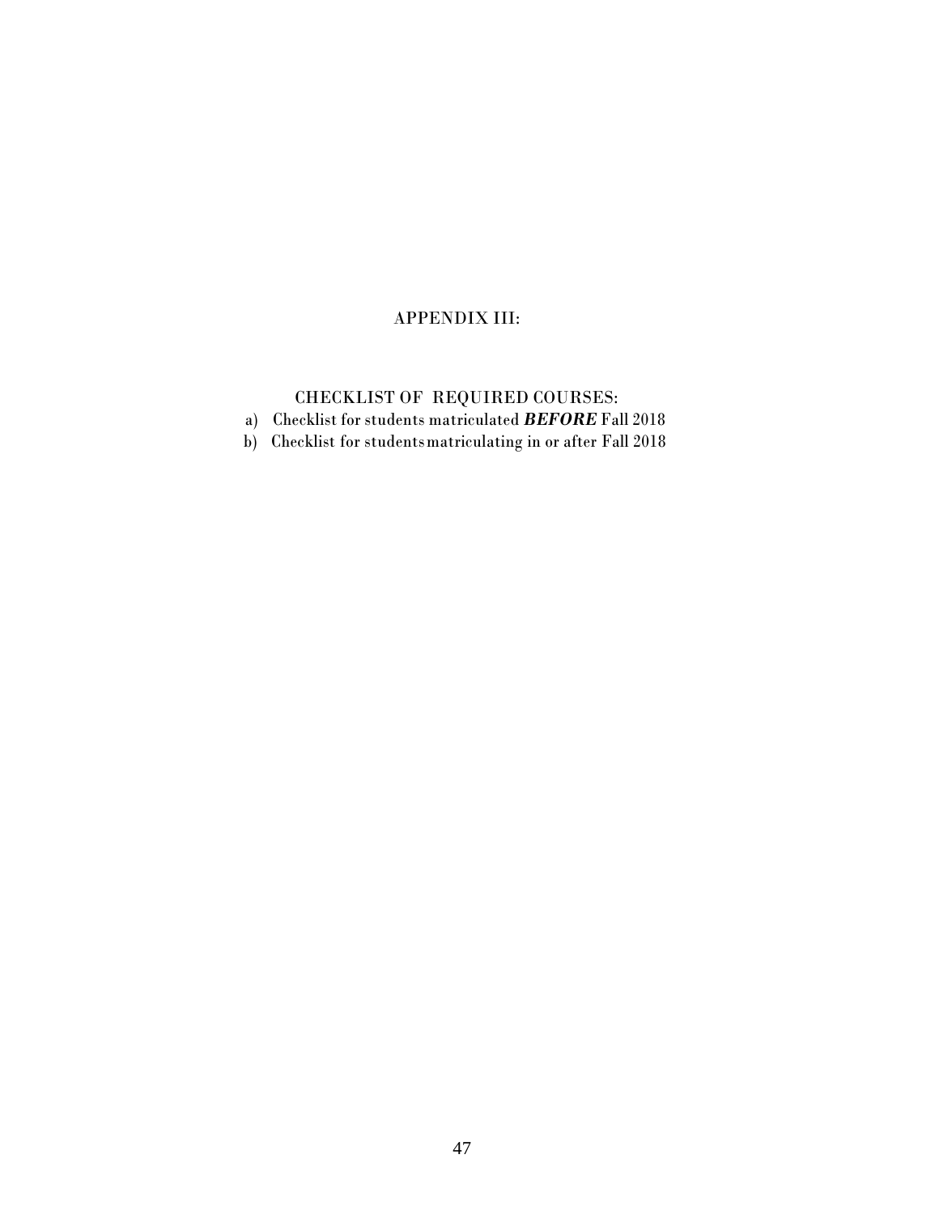# APPENDIX III:

## CHECKLIST OF REQUIRED COURSES:

a) Checklist for students matriculated ***BEFORE*** Fall 2018
b) Checklist for students matriculating in or after Fall 2018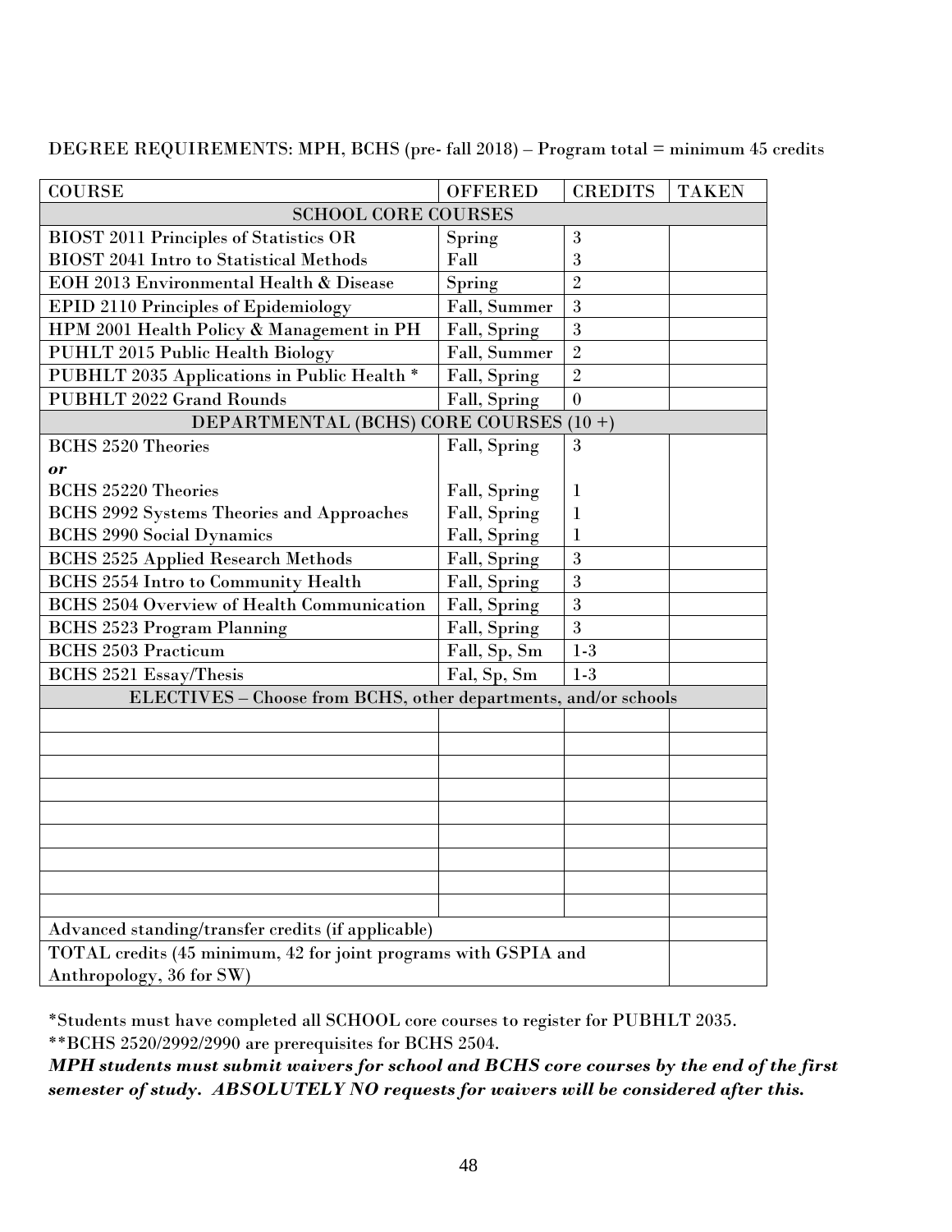DEGREE REQUIREMENTS: MPH, BCHS (pre- fall 2018) – Program total = minimum 45 credits

| COURSE | OFFERED | CREDITS | TAKEN |
|---|---|---|---|
| SCHOOL CORE COURSES | | | |
| BIOST 2011 Principles of Statistics OR | Spring | 3 | |
| BIOST 2041 Intro to Statistical Methods | Fall | 3 | |
| EOH 2013 Environmental Health & Disease | Spring | 2 | |
| EPID 2110 Principles of Epidemiology | Fall, Summer | 3 | |
| HPM 2001 Health Policy & Management in PH | Fall, Spring | 3 | |
| PUHLT 2015 Public Health Biology | Fall, Summer | 2 | |
| PUBHLT 2035 Applications in Public Health * | Fall, Spring | 2 | |
| PUBHLT 2022 Grand Rounds | Fall, Spring | 0 | |
| DEPARTMENTAL (BCHS) CORE COURSES (10 +) | | | |
| BCHS 2520 Theories | Fall, Spring | 3 | |
| ***or*** | | | |
| BCHS 25220 Theories | Fall, Spring | 1 | |
| BCHS 2992 Systems Theories and Approaches | Fall, Spring | 1 | |
| BCHS 2990 Social Dynamics | Fall, Spring | 1 | |
| BCHS 2525 Applied Research Methods | Fall, Spring | 3 | |
| BCHS 2554 Intro to Community Health | Fall, Spring | 3 | |
| BCHS 2504 Overview of Health Communication | Fall, Spring | 3 | |
| BCHS 2523 Program Planning | Fall, Spring | 3 | |
| BCHS 2503 Practicum | Fall, Sp, Sm | 1-3 | |
| BCHS 2521 Essay/Thesis | Fal, Sp, Sm | 1-3 | |
| ELECTIVES – Choose from BCHS, other departments, and/or schools | | | |
| | | | |
| | | | |
| | | | |
| | | | |
| | | | |
| | | | |
| | | | |
| | | | |
| | | | |
| Advanced standing/transfer credits (if applicable) | | | |
| TOTAL credits (45 minimum, 42 for joint programs with GSPIA and Anthropology, 36 for SW) | | | |

*Students must have completed all SCHOOL core courses to register for PUBHLT 2035.

**BCHS 2520/2992/2990 are prerequisites for BCHS 2504.

***MPH students must submit waivers for school and BCHS core courses by the end of the first semester of study. ABSOLUTELY NO requests for waivers will be considered after this.***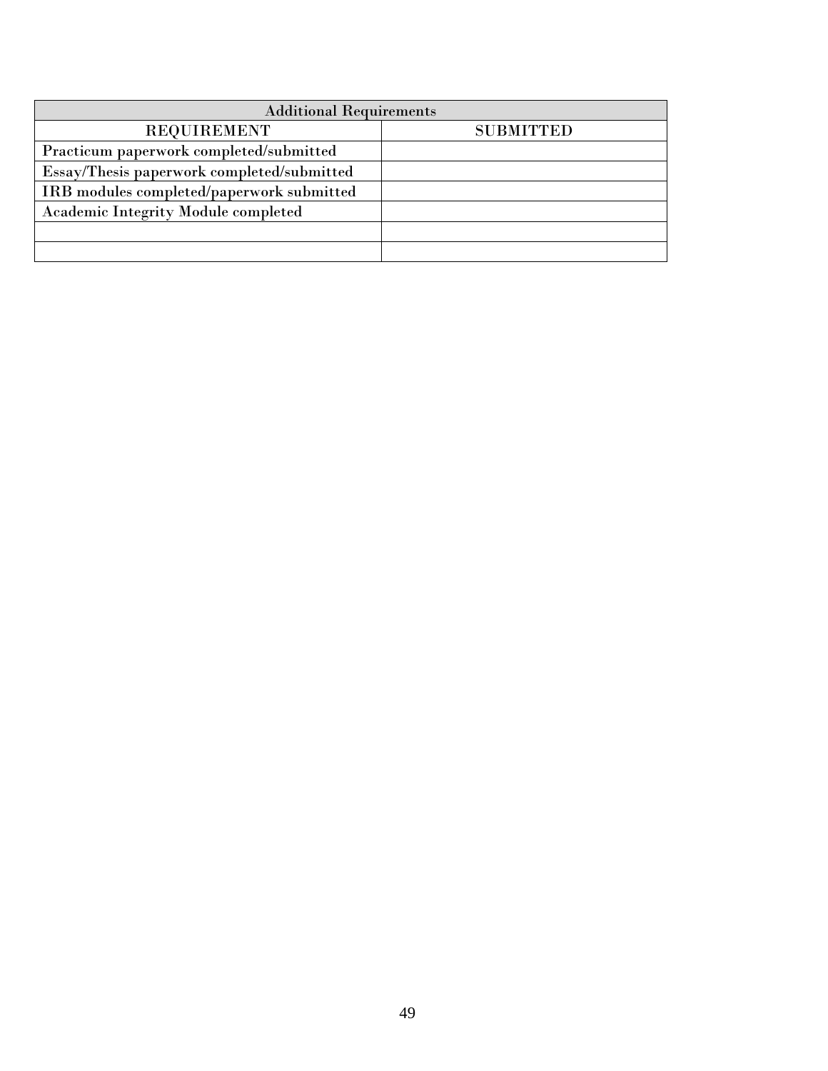| Additional Requirements | |
|---|---|
| REQUIREMENT | SUBMITTED |
| Practicum paperwork completed/submitted | |
| Essay/Thesis paperwork completed/submitted | |
| IRB modules completed/paperwork submitted | |
| Academic Integrity Module completed | |
| | |
| | |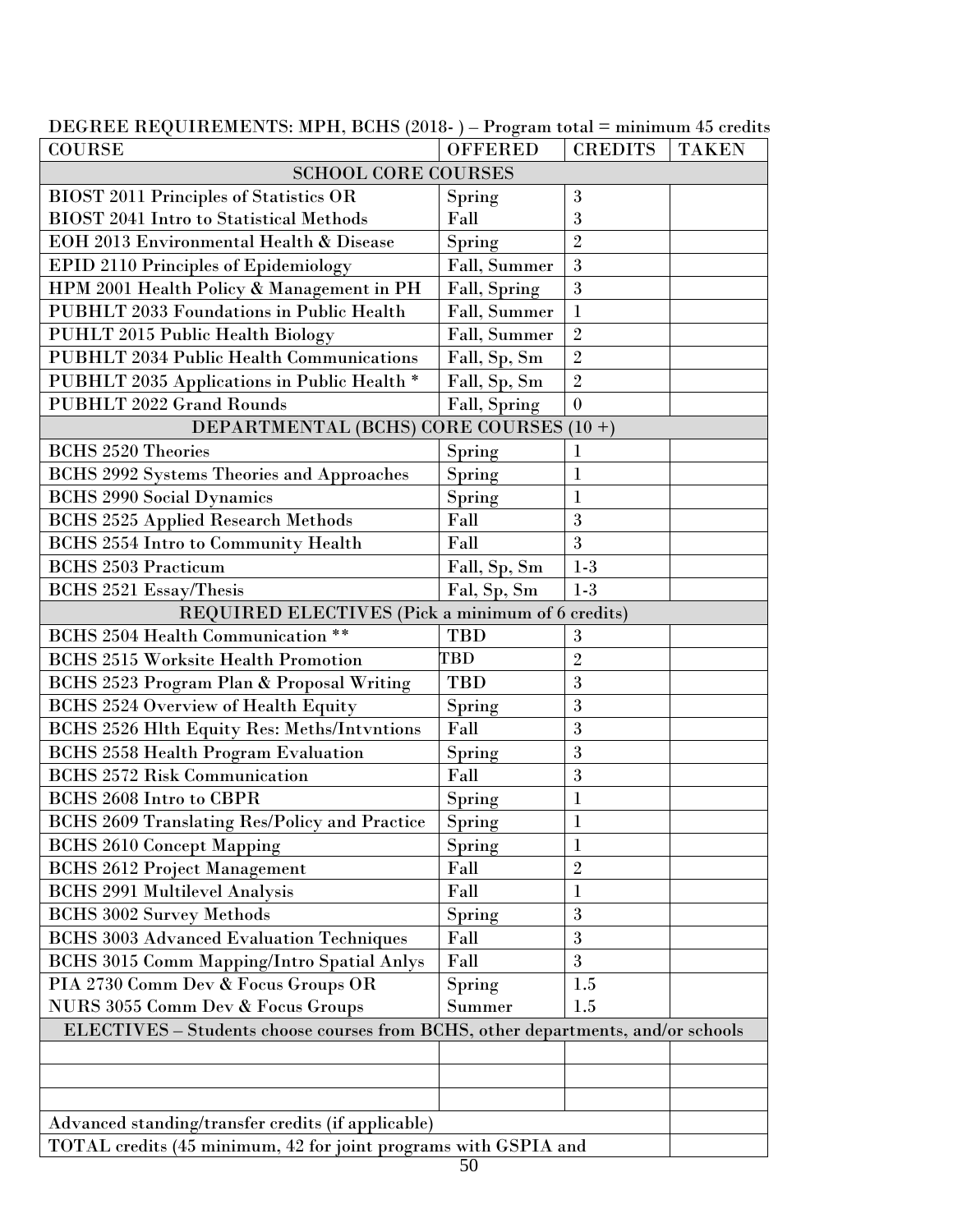DEGREE REQUIREMENTS: MPH, BCHS (2018- ) – Program total = minimum 45 credits

| COURSE | OFFERED | CREDITS | TAKEN |
|---|---|---|---|
| SCHOOL CORE COURSES | | | |
| BIOST 2011 Principles of Statistics OR | Spring | 3 | |
| BIOST 2041 Intro to Statistical Methods | Fall | 3 | |
| EOH 2013 Environmental Health & Disease | Spring | 2 | |
| EPID 2110 Principles of Epidemiology | Fall, Summer | 3 | |
| HPM 2001 Health Policy & Management in PH | Fall, Spring | 3 | |
| PUBHLT 2033 Foundations in Public Health | Fall, Summer | 1 | |
| PUHLT 2015 Public Health Biology | Fall, Summer | 2 | |
| PUBHLT 2034 Public Health Communications | Fall, Sp, Sm | 2 | |
| PUBHLT 2035 Applications in Public Health * | Fall, Sp, Sm | 2 | |
| PUBHLT 2022 Grand Rounds | Fall, Spring | 0 | |
| DEPARTMENTAL (BCHS) CORE COURSES (10 +) | | | |
| BCHS 2520 Theories | Spring | 1 | |
| BCHS 2992 Systems Theories and Approaches | Spring | 1 | |
| BCHS 2990 Social Dynamics | Spring | 1 | |
| BCHS 2525 Applied Research Methods | Fall | 3 | |
| BCHS 2554 Intro to Community Health | Fall | 3 | |
| BCHS 2503 Practicum | Fall, Sp, Sm | 1-3 | |
| BCHS 2521 Essay/Thesis | Fal, Sp, Sm | 1-3 | |
| REQUIRED ELECTIVES (Pick a minimum of 6 credits) | | | |
| BCHS 2504 Health Communication ** | TBD | 3 | |
| BCHS 2515 Worksite Health Promotion | TBD | 2 | |
| BCHS 2523 Program Plan & Proposal Writing | TBD | 3 | |
| BCHS 2524 Overview of Health Equity | Spring | 3 | |
| BCHS 2526 Hlth Equity Res: Meths/Intvntions | Fall | 3 | |
| BCHS 2558 Health Program Evaluation | Spring | 3 | |
| BCHS 2572 Risk Communication | Fall | 3 | |
| BCHS 2608 Intro to CBPR | Spring | 1 | |
| BCHS 2609 Translating Res/Policy and Practice | Spring | 1 | |
| BCHS 2610 Concept Mapping | Spring | 1 | |
| BCHS 2612 Project Management | Fall | 2 | |
| BCHS 2991 Multilevel Analysis | Fall | 1 | |
| BCHS 3002 Survey Methods | Spring | 3 | |
| BCHS 3003 Advanced Evaluation Techniques | Fall | 3 | |
| BCHS 3015 Comm Mapping/Intro Spatial Anlys | Fall | 3 | |
| PIA 2730 Comm Dev & Focus Groups OR | Spring | 1.5 | |
| NURS 3055 Comm Dev & Focus Groups | Summer | 1.5 | |
| ELECTIVES – Students choose courses from BCHS, other departments, and/or schools | | | |
| | | | |
| | | | |
| | | | |
| Advanced standing/transfer credits (if applicable) | | | |
| TOTAL credits (45 minimum, 42 for joint programs with GSPIA and | | | |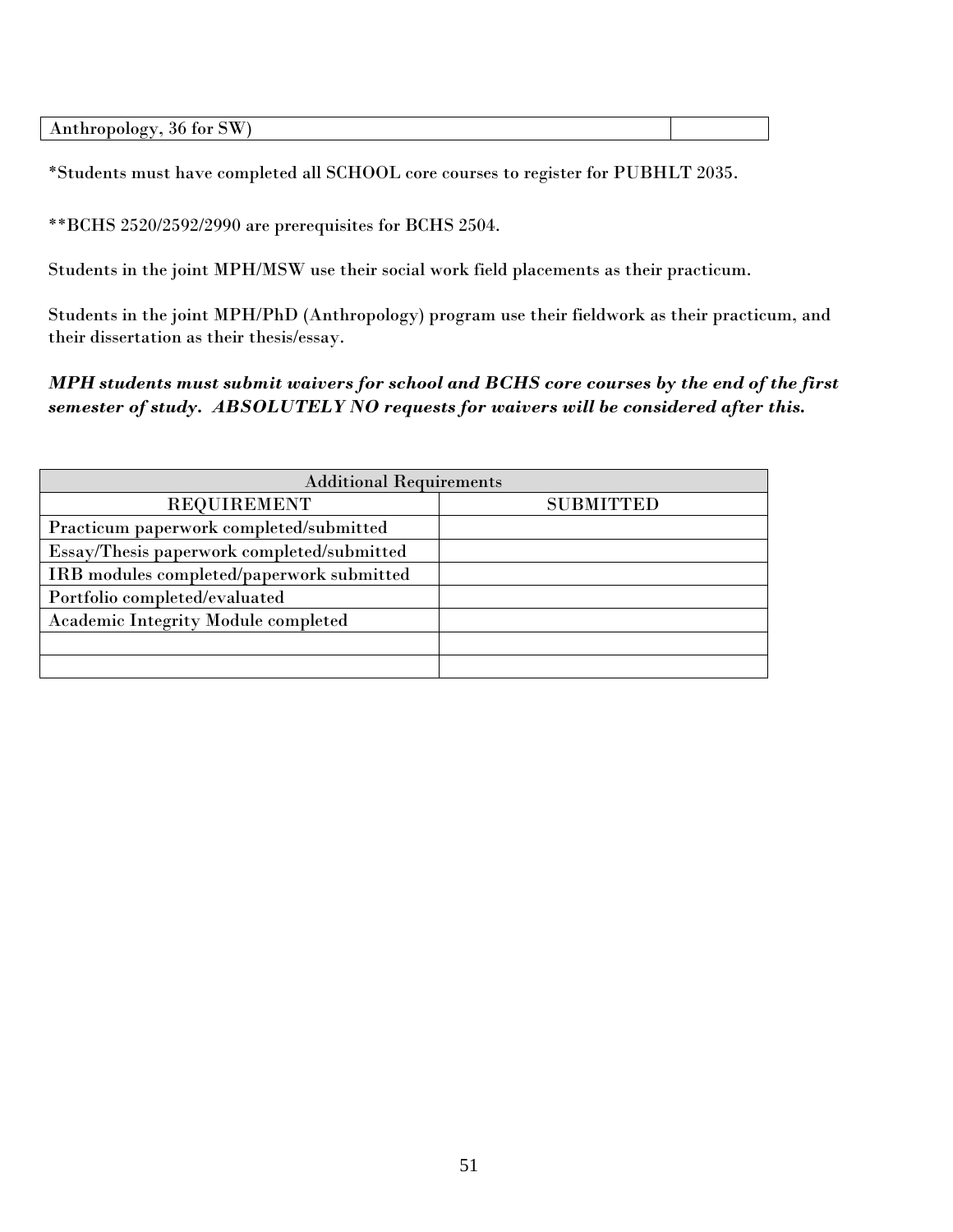| Anthropology, 36 for SW) | |
|---|---|

*Students must have completed all SCHOOL core courses to register for PUBHLT 2035.

**BCHS 2520/2592/2990 are prerequisites for BCHS 2504.

Students in the joint MPH/MSW use their social work field placements as their practicum.

Students in the joint MPH/PhD (Anthropology) program use their fieldwork as their practicum, and their dissertation as their thesis/essay.

***MPH students must submit waivers for school and BCHS core courses by the end of the first semester of study. ABSOLUTELY NO requests for waivers will be considered after this.***

| Additional Requirements | |
|---|---|
| REQUIREMENT | SUBMITTED |
| Practicum paperwork completed/submitted | |
| Essay/Thesis paperwork completed/submitted | |
| IRB modules completed/paperwork submitted | |
| Portfolio completed/evaluated | |
| Academic Integrity Module completed | |
| | |
| | |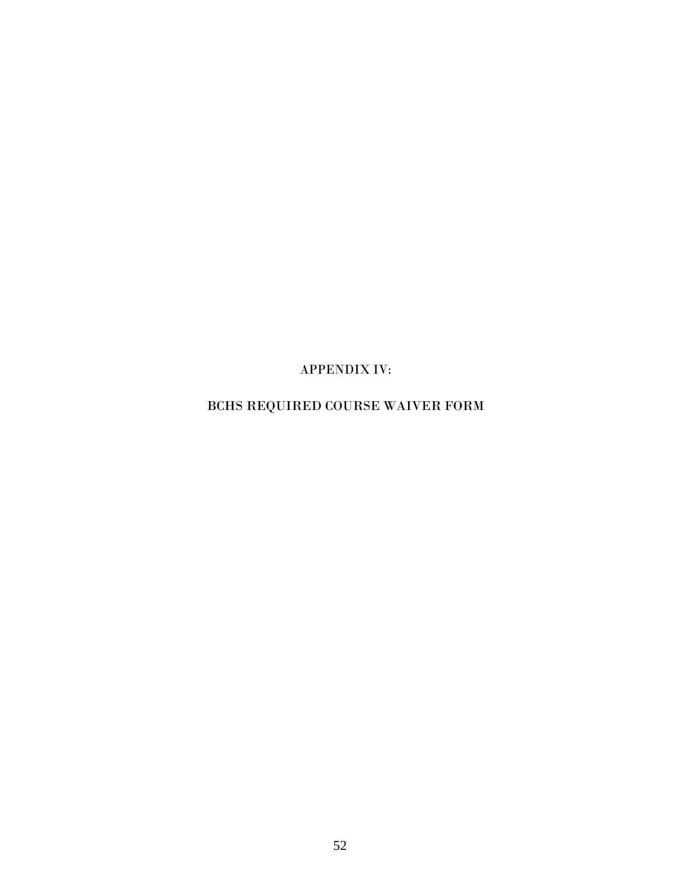# APPENDIX IV:

# BCHS REQUIRED COURSE WAIVER FORM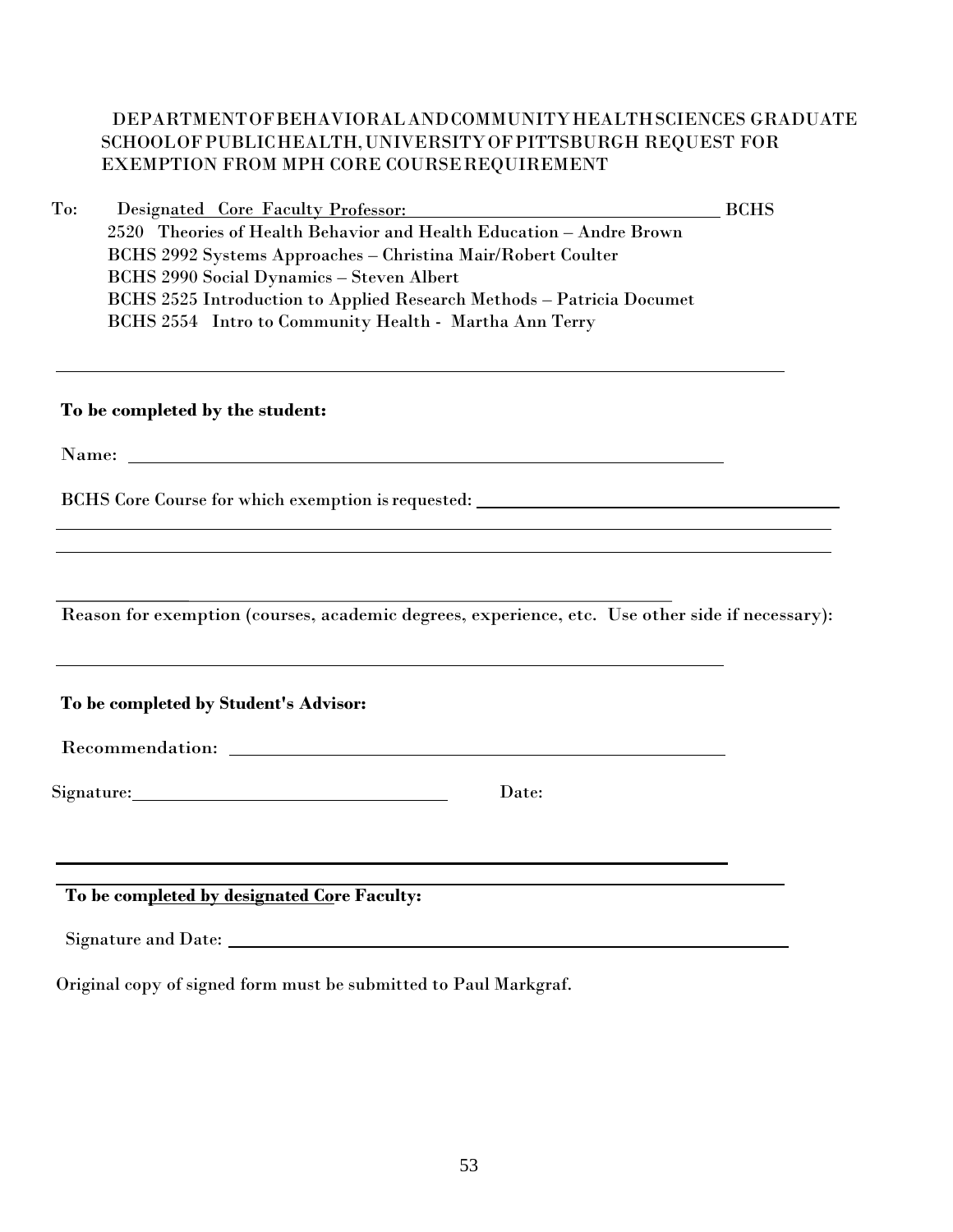# DEPARTMENT OF BEHAVIORAL AND COMMUNITY HEALTH SCIENCES GRADUATE SCHOOL OF PUBLIC HEALTH, UNIVERSITY OF PITTSBURGH REQUEST FOR EXEMPTION FROM MPH CORE COURSE REQUIREMENT

To: Designated Core Faculty Professor: ______________________ BCHS 2520 Theories of Health Behavior and Health Education – Andre Brown
BCHS 2992 Systems Approaches – Christina Mair/Robert Coulter
BCHS 2990 Social Dynamics – Steven Albert
BCHS 2525 Introduction to Applied Research Methods – Patricia Documet
BCHS 2554 Intro to Community Health - Martha Ann Terry

---

**To be completed by the student:**

Name: ______________________________________________

BCHS Core Course for which exemption is requested: ______________________________

______________________________________________

______________________________________________

______________________________________________

Reason for exemption (courses, academic degrees, experience, etc. Use other side if necessary):

______________________________________________

**To be completed by Student's Advisor:**

Recommendation: ______________________________________

Signature: ___________________________ Date:

---

**To be completed by designated Core Faculty:**

Signature and Date: ______________________________________

Original copy of signed form must be submitted to Paul Markgraf.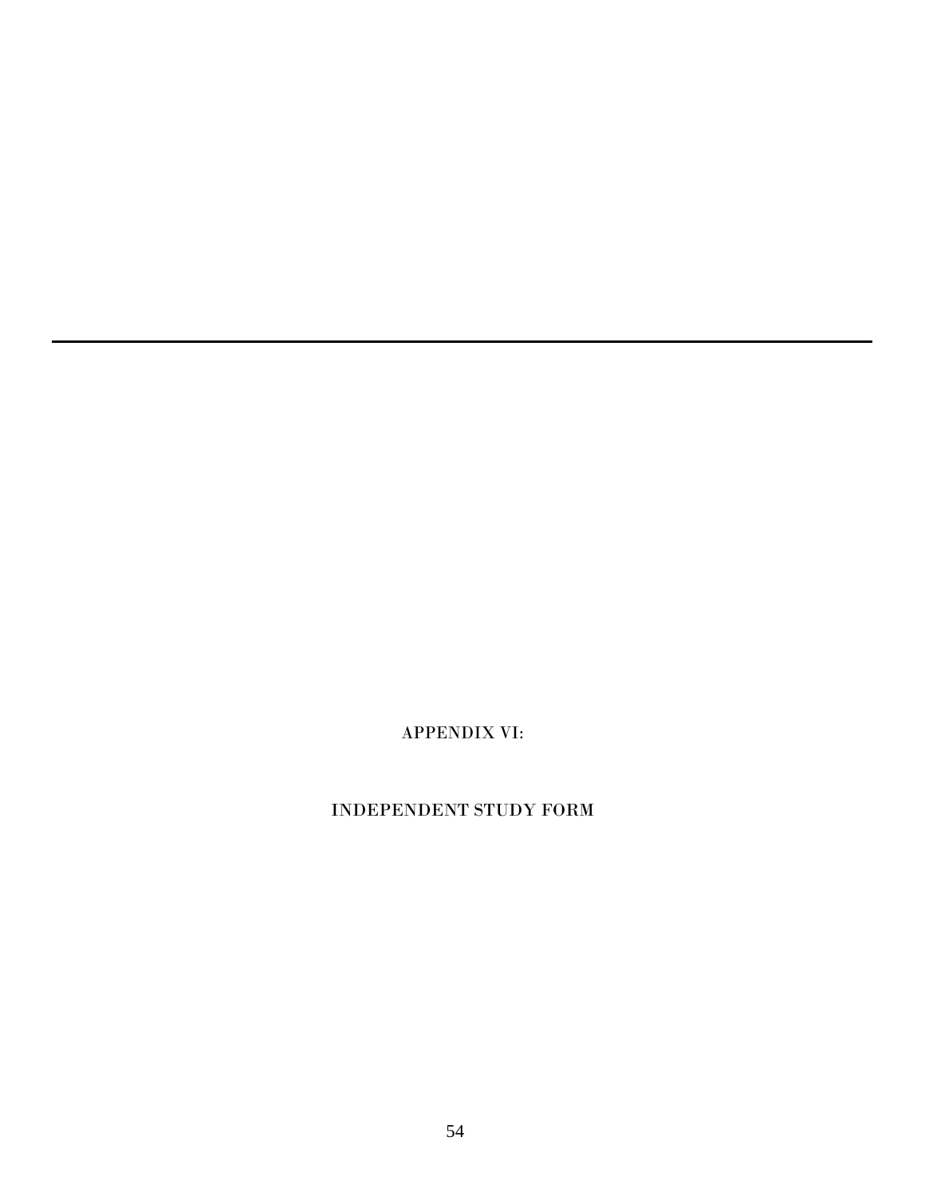# APPENDIX VI:

# INDEPENDENT STUDY FORM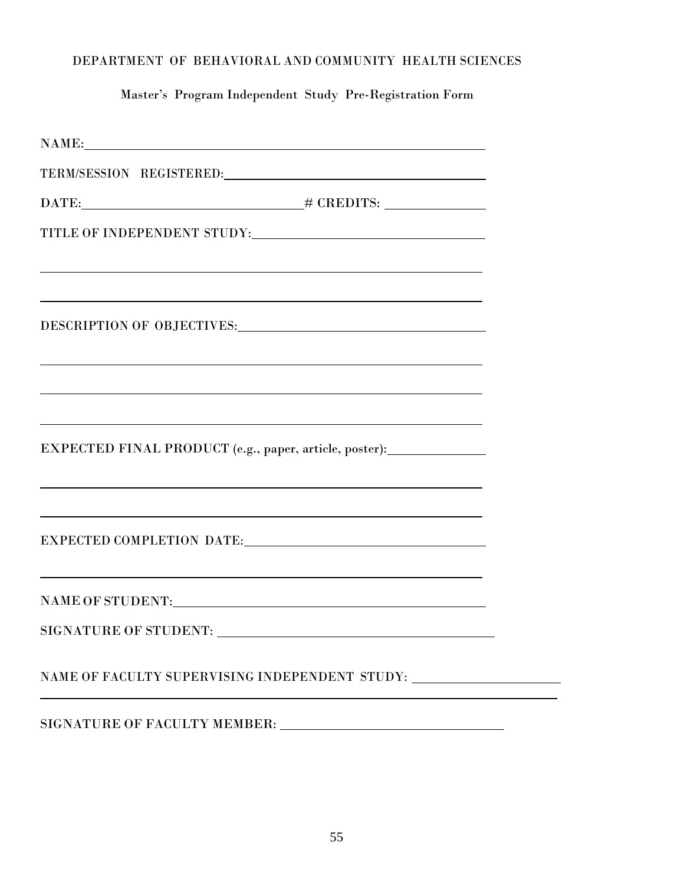DEPARTMENT OF BEHAVIORAL AND COMMUNITY HEALTH SCIENCES

Master's Program Independent Study Pre-Registration Form

NAME: ______________________________________________

TERM/SESSION REGISTERED: ______________________________

DATE: ________________________ # CREDITS: ___________

TITLE OF INDEPENDENT STUDY: ___________________________

______________________________________________________

______________________________________________________

DESCRIPTION OF OBJECTIVES: ____________________________

______________________________________________________

______________________________________________________

______________________________________________________

EXPECTED FINAL PRODUCT (e.g., paper, article, poster): ___________

______________________________________________________

______________________________________________________

EXPECTED COMPLETION DATE: ____________________________

______________________________________________________

NAME OF STUDENT: ____________________________________

SIGNATURE OF STUDENT: _______________________________

NAME OF FACULTY SUPERVISING INDEPENDENT STUDY: _______________

______________________________________________________

SIGNATURE OF FACULTY MEMBER: _________________________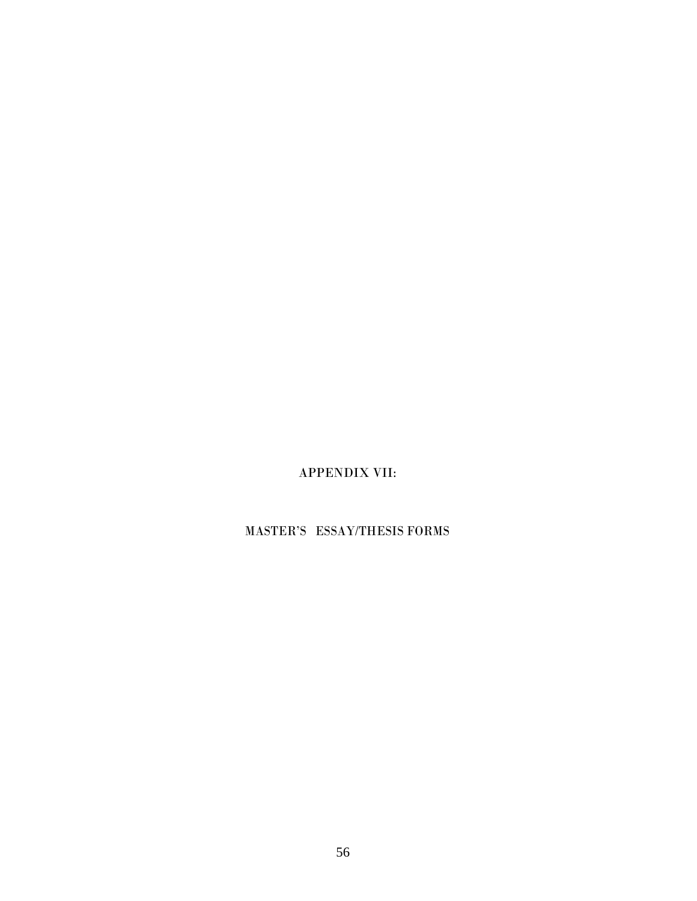# APPENDIX VII:

## MASTER'S ESSAY/THESIS FORMS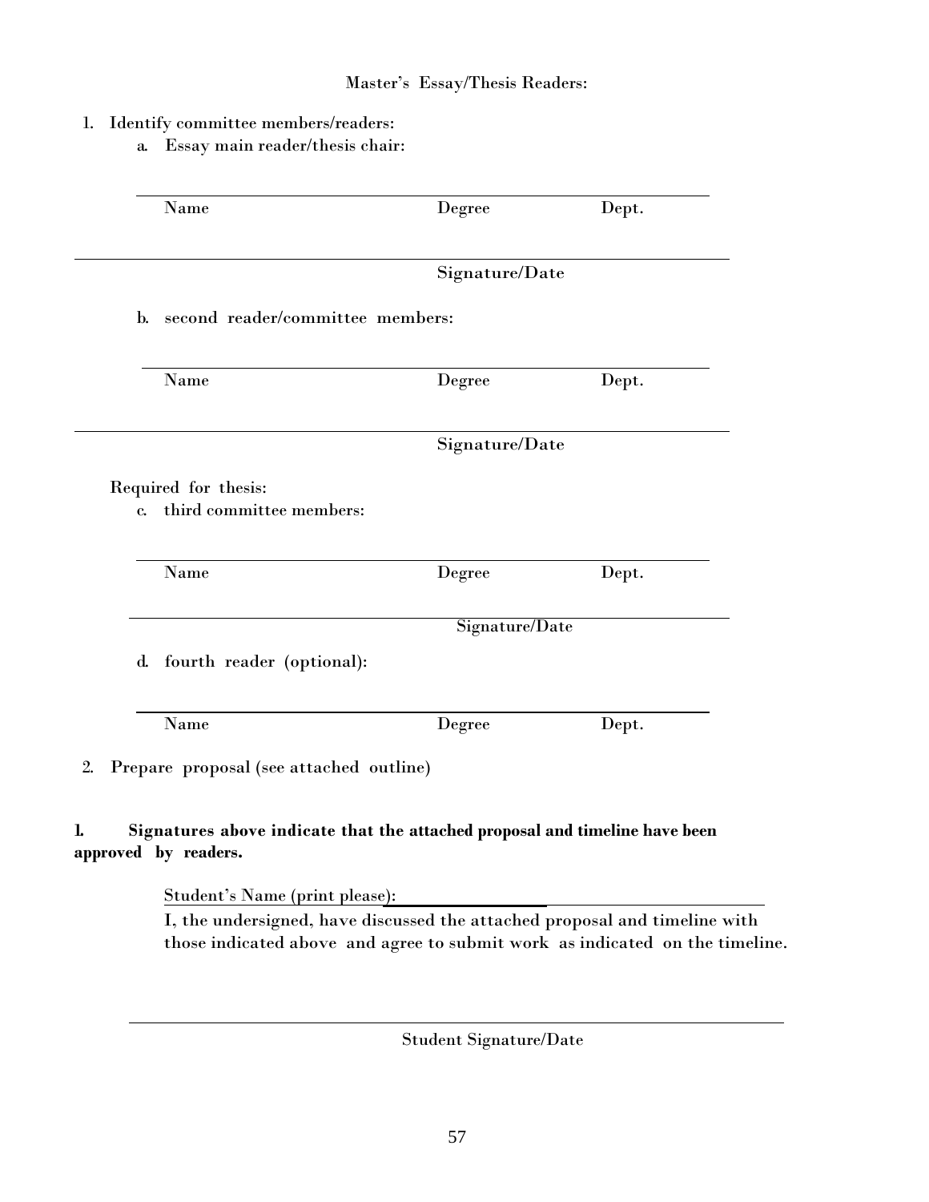Master's Essay/Thesis Readers:

1. Identify committee members/readers:
   a. Essay main reader/thesis chair:

______________________________________________
Name                                        Degree                Dept.

______________________________________________
Signature/Date

   b. second reader/committee members:

______________________________________________
Name                                        Degree                Dept.

______________________________________________
Signature/Date

Required for thesis:
   c. third committee members:

______________________________________________
Name                                        Degree                Dept.

______________________________________________
Signature/Date

   d. fourth reader (optional):

______________________________________________
Name                                        Degree                Dept.

2. Prepare proposal (see attached outline)

**I. Signatures above indicate that the attached proposal and timeline have been approved by readers.**

Student's Name (print please): ______________________________

I, the undersigned, have discussed the attached proposal and timeline with those indicated above and agree to submit work as indicated on the timeline.

______________________________________________
Student Signature/Date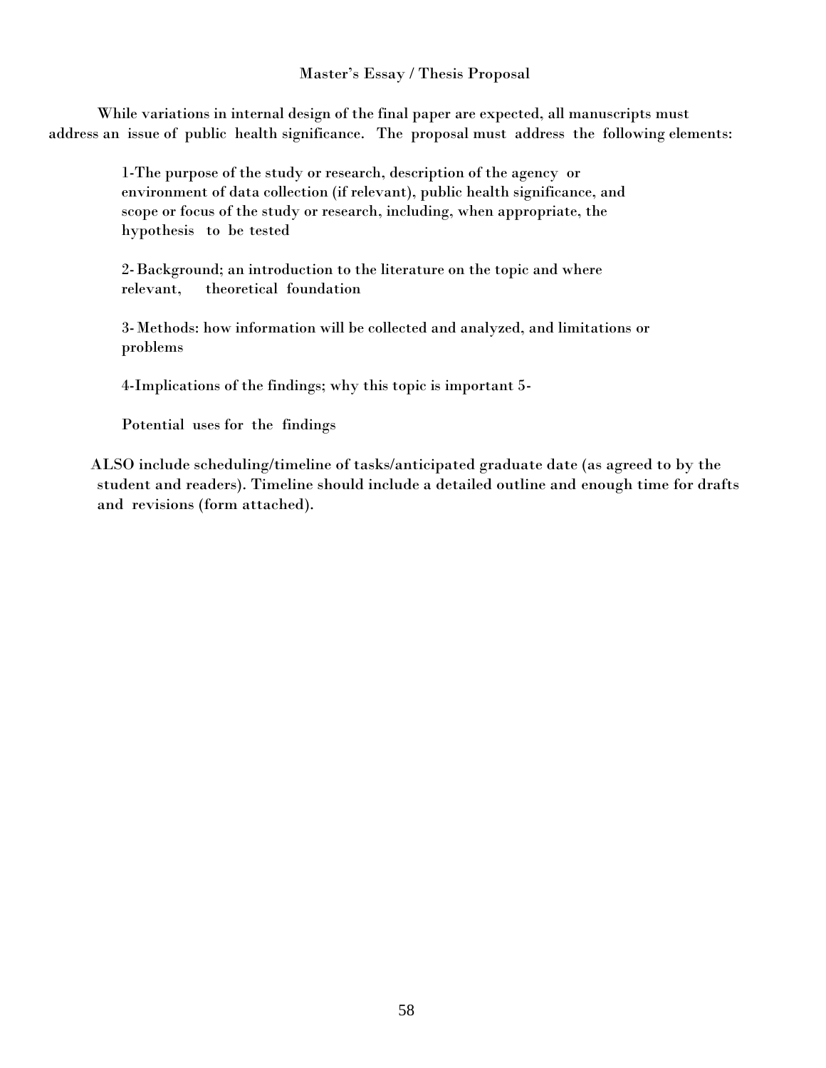# Master's Essay / Thesis Proposal

While variations in internal design of the final paper are expected, all manuscripts must address an issue of public health significance. The proposal must address the following elements:

1-The purpose of the study or research, description of the agency or environment of data collection (if relevant), public health significance, and scope or focus of the study or research, including, when appropriate, the hypothesis to be tested

2- Background; an introduction to the literature on the topic and where relevant, theoretical foundation

3- Methods: how information will be collected and analyzed, and limitations or problems

4-Implications of the findings; why this topic is important 5-

Potential uses for the findings

ALSO include scheduling/timeline of tasks/anticipated graduate date (as agreed to by the student and readers). Timeline should include a detailed outline and enough time for drafts and revisions (form attached).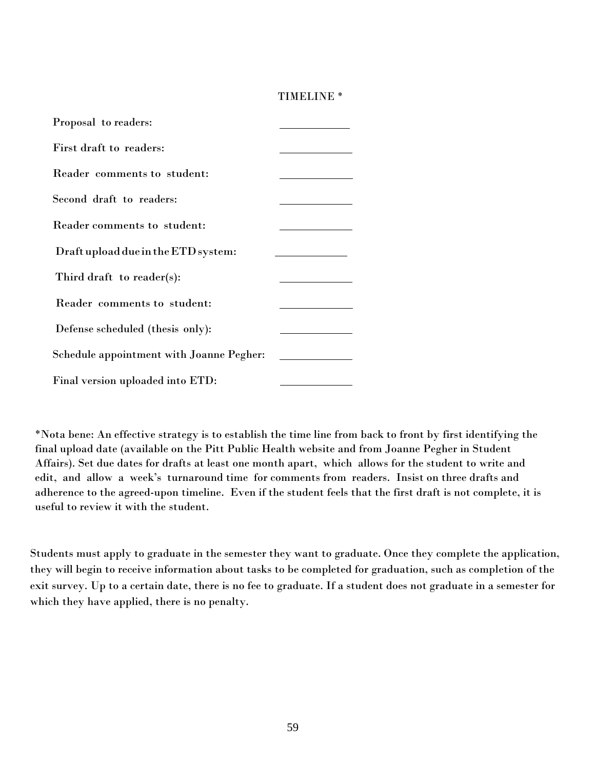## TIMELINE *

| | |
|---|---|
| Proposal to readers: | ____________ |
| First draft to readers: | ____________ |
| Reader comments to student: | ____________ |
| Second draft to readers: | ____________ |
| Reader comments to student: | ____________ |
| Draft upload due in the ETD system: | ____________ |
| Third draft to reader(s): | ____________ |
| Reader comments to student: | ____________ |
| Defense scheduled (thesis only): | ____________ |
| Schedule appointment with Joanne Pegher: | ____________ |
| Final version uploaded into ETD: | ____________ |

*Nota bene: An effective strategy is to establish the time line from back to front by first identifying the final upload date (available on the Pitt Public Health website and from Joanne Pegher in Student Affairs). Set due dates for drafts at least one month apart, which allows for the student to write and edit, and allow a week's turnaround time for comments from readers. Insist on three drafts and adherence to the agreed-upon timeline. Even if the student feels that the first draft is not complete, it is useful to review it with the student.

Students must apply to graduate in the semester they want to graduate. Once they complete the application, they will begin to receive information about tasks to be completed for graduation, such as completion of the exit survey. Up to a certain date, there is no fee to graduate. If a student does not graduate in a semester for which they have applied, there is no penalty.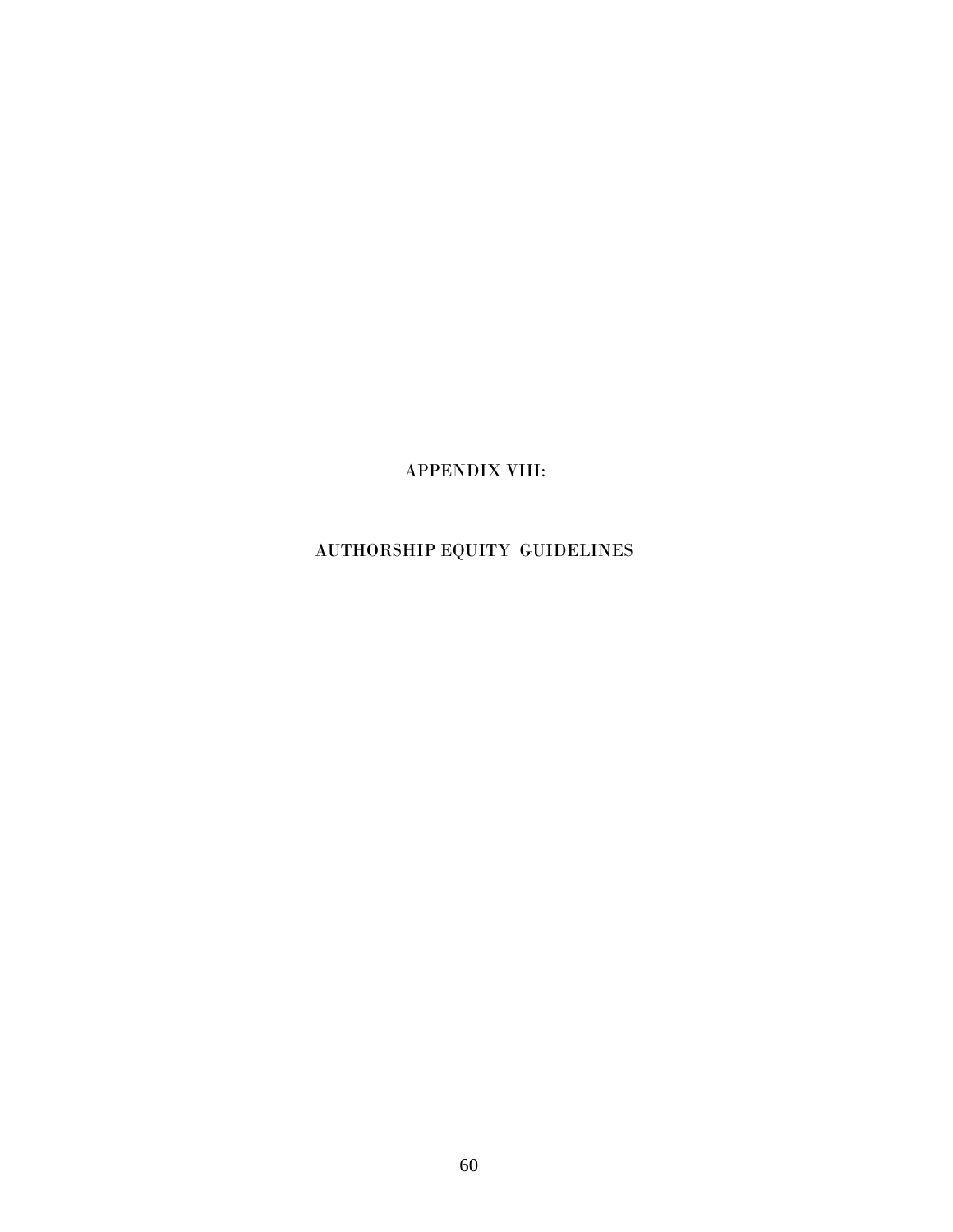# APPENDIX VIII:

# AUTHORSHIP EQUITY GUIDELINES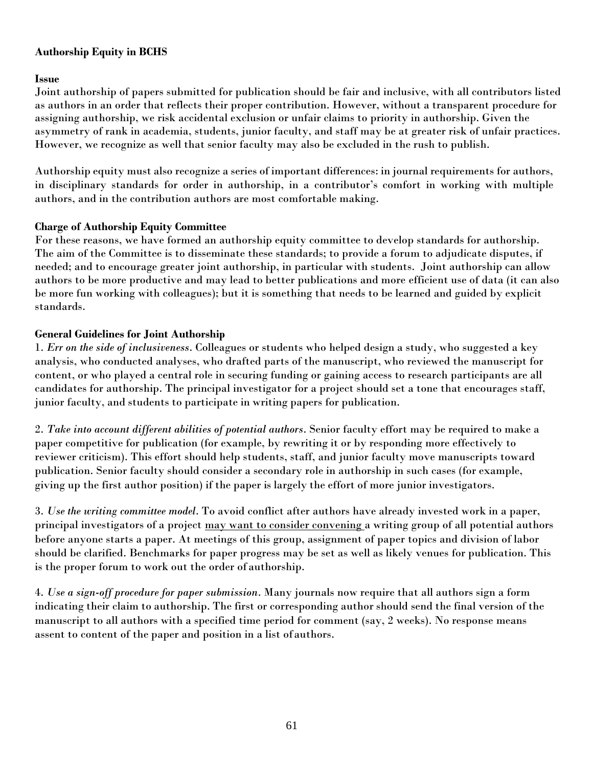**Authorship Equity in BCHS**

**Issue**

Joint authorship of papers submitted for publication should be fair and inclusive, with all contributors listed as authors in an order that reflects their proper contribution. However, without a transparent procedure for assigning authorship, we risk accidental exclusion or unfair claims to priority in authorship. Given the asymmetry of rank in academia, students, junior faculty, and staff may be at greater risk of unfair practices. However, we recognize as well that senior faculty may also be excluded in the rush to publish.

Authorship equity must also recognize a series of important differences: in journal requirements for authors, in disciplinary standards for order in authorship, in a contributor's comfort in working with multiple authors, and in the contribution authors are most comfortable making.

**Charge of Authorship Equity Committee**

For these reasons, we have formed an authorship equity committee to develop standards for authorship. The aim of the Committee is to disseminate these standards; to provide a forum to adjudicate disputes, if needed; and to encourage greater joint authorship, in particular with students. Joint authorship can allow authors to be more productive and may lead to better publications and more efficient use of data (it can also be more fun working with colleagues); but it is something that needs to be learned and guided by explicit standards.

**General Guidelines for Joint Authorship**

1. *Err on the side of inclusiveness*. Colleagues or students who helped design a study, who suggested a key analysis, who conducted analyses, who drafted parts of the manuscript, who reviewed the manuscript for content, or who played a central role in securing funding or gaining access to research participants are all candidates for authorship. The principal investigator for a project should set a tone that encourages staff, junior faculty, and students to participate in writing papers for publication.

2. *Take into account different abilities of potential authors*. Senior faculty effort may be required to make a paper competitive for publication (for example, by rewriting it or by responding more effectively to reviewer criticism). This effort should help students, staff, and junior faculty move manuscripts toward publication. Senior faculty should consider a secondary role in authorship in such cases (for example, giving up the first author position) if the paper is largely the effort of more junior investigators.

3. *Use the writing committee model*. To avoid conflict after authors have already invested work in a paper, principal investigators of a project <u>may want to consider convening</u> a writing group of all potential authors before anyone starts a paper. At meetings of this group, assignment of paper topics and division of labor should be clarified. Benchmarks for paper progress may be set as well as likely venues for publication. This is the proper forum to work out the order of authorship.

4. *Use a sign-off procedure for paper submission*. Many journals now require that all authors sign a form indicating their claim to authorship. The first or corresponding author should send the final version of the manuscript to all authors with a specified time period for comment (say, 2 weeks). No response means assent to content of the paper and position in a list of authors.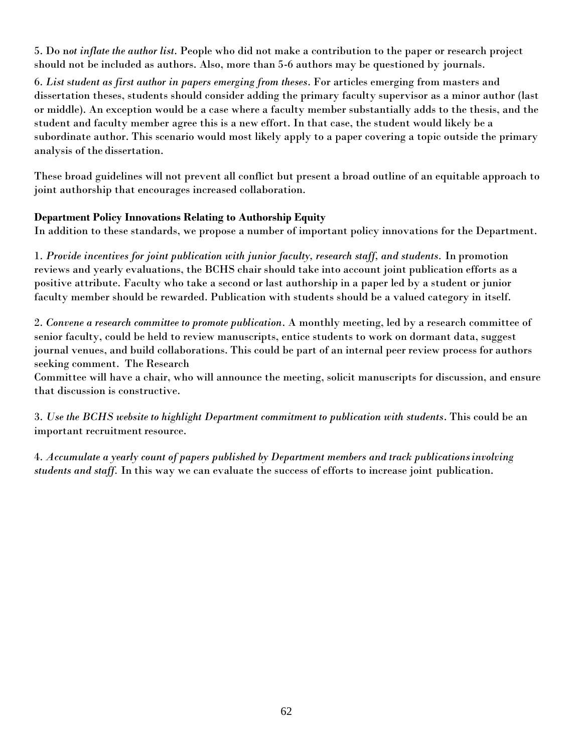5. Do n*ot inflate the author list*. People who did not make a contribution to the paper or research project should not be included as authors. Also, more than 5-6 authors may be questioned by journals.

6. *List student as first author in papers emerging from theses*. For articles emerging from masters and dissertation theses, students should consider adding the primary faculty supervisor as a minor author (last or middle). An exception would be a case where a faculty member substantially adds to the thesis, and the student and faculty member agree this is a new effort. In that case, the student would likely be a subordinate author. This scenario would most likely apply to a paper covering a topic outside the primary analysis of the dissertation.

These broad guidelines will not prevent all conflict but present a broad outline of an equitable approach to joint authorship that encourages increased collaboration.

**Department Policy Innovations Relating to Authorship Equity**

In addition to these standards, we propose a number of important policy innovations for the Department.

1. *Provide incentives for joint publication with junior faculty, research staff, and students.* In promotion reviews and yearly evaluations, the BCHS chair should take into account joint publication efforts as a positive attribute. Faculty who take a second or last authorship in a paper led by a student or junior faculty member should be rewarded. Publication with students should be a valued category in itself.

2. *Convene a research committee to promote publication*. A monthly meeting, led by a research committee of senior faculty, could be held to review manuscripts, entice students to work on dormant data, suggest journal venues, and build collaborations. This could be part of an internal peer review process for authors seeking comment. The Research Committee will have a chair, who will announce the meeting, solicit manuscripts for discussion, and ensure that discussion is constructive.

3. *Use the BCHS website to highlight Department commitment to publication with students*. This could be an important recruitment resource.

4. *Accumulate a yearly count of papers published by Department members and track publications involving students and staff.* In this way we can evaluate the success of efforts to increase joint publication.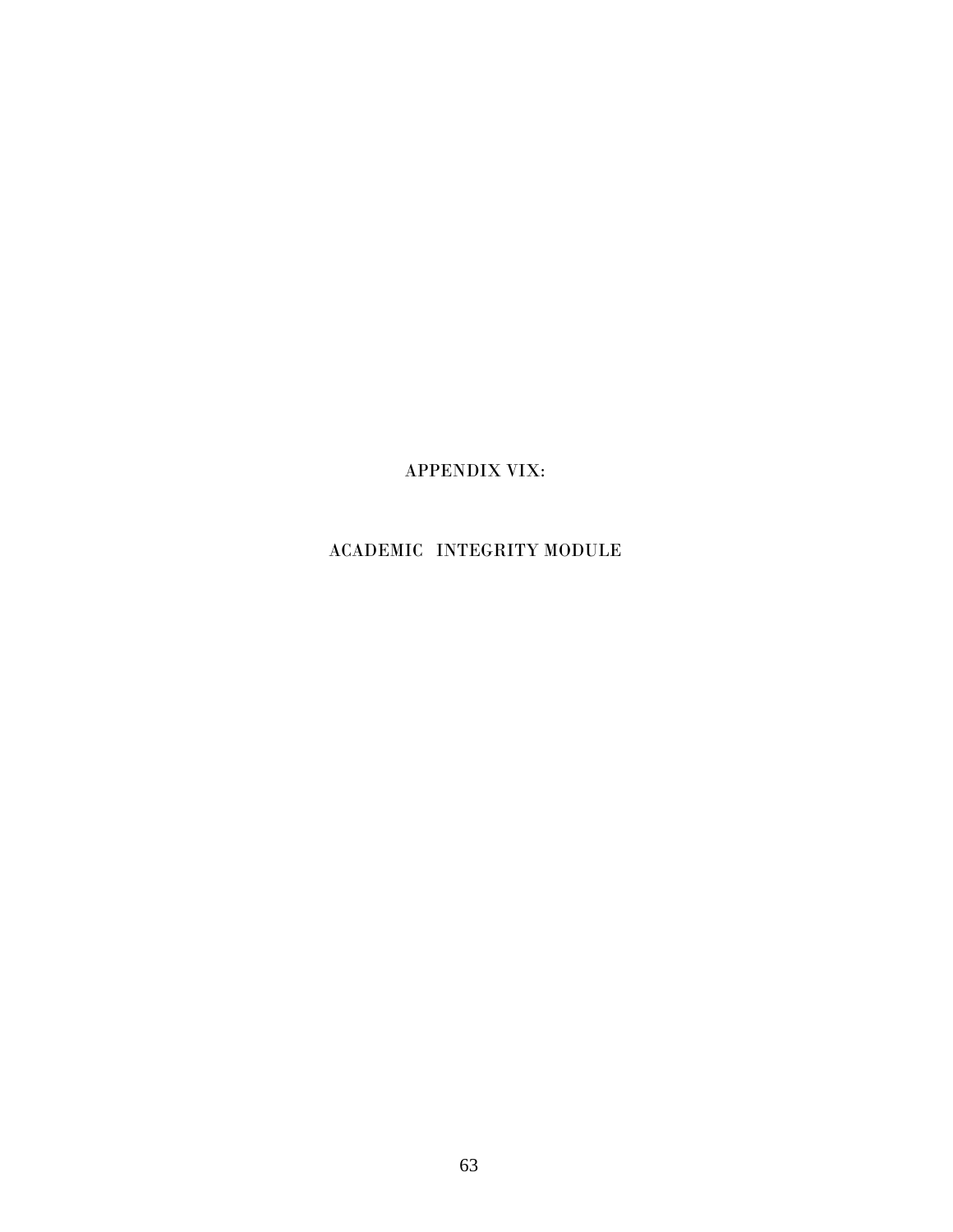# APPENDIX VIX:

# ACADEMIC INTEGRITY MODULE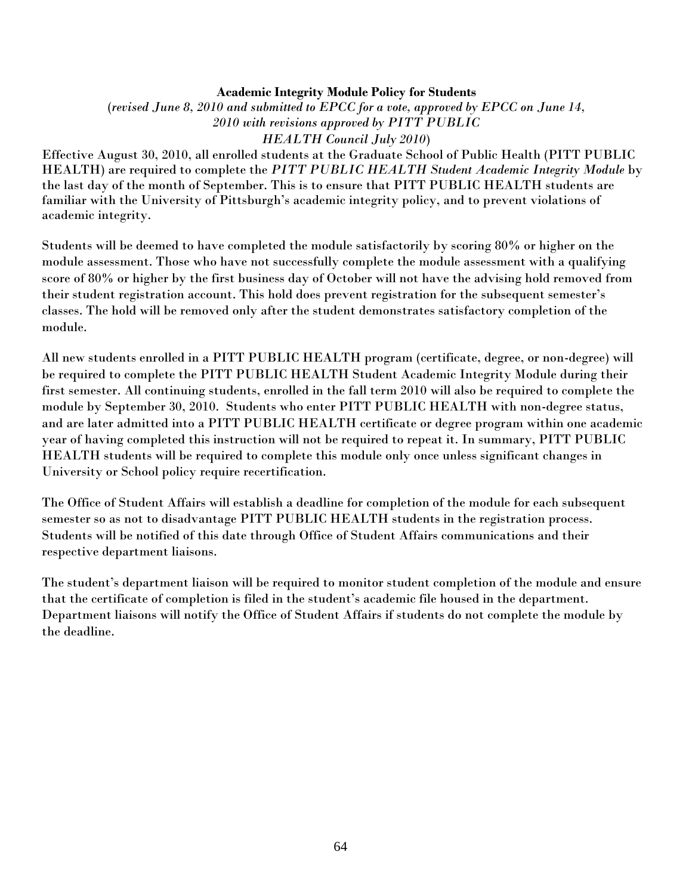**Academic Integrity Module Policy for Students**

(*revised June 8, 2010 and submitted to EPCC for a vote, approved by EPCC on June 14, 2010 with revisions approved by PITT PUBLIC HEALTH Council July 2010*)

Effective August 30, 2010, all enrolled students at the Graduate School of Public Health (PITT PUBLIC HEALTH) are required to complete the *PITT PUBLIC HEALTH Student Academic Integrity Module* by the last day of the month of September. This is to ensure that PITT PUBLIC HEALTH students are familiar with the University of Pittsburgh's academic integrity policy, and to prevent violations of academic integrity.

Students will be deemed to have completed the module satisfactorily by scoring 80% or higher on the module assessment. Those who have not successfully complete the module assessment with a qualifying score of 80% or higher by the first business day of October will not have the advising hold removed from their student registration account. This hold does prevent registration for the subsequent semester's classes. The hold will be removed only after the student demonstrates satisfactory completion of the module.

All new students enrolled in a PITT PUBLIC HEALTH program (certificate, degree, or non-degree) will be required to complete the PITT PUBLIC HEALTH Student Academic Integrity Module during their first semester. All continuing students, enrolled in the fall term 2010 will also be required to complete the module by September 30, 2010. Students who enter PITT PUBLIC HEALTH with non-degree status, and are later admitted into a PITT PUBLIC HEALTH certificate or degree program within one academic year of having completed this instruction will not be required to repeat it. In summary, PITT PUBLIC HEALTH students will be required to complete this module only once unless significant changes in University or School policy require recertification.

The Office of Student Affairs will establish a deadline for completion of the module for each subsequent semester so as not to disadvantage PITT PUBLIC HEALTH students in the registration process. Students will be notified of this date through Office of Student Affairs communications and their respective department liaisons.

The student's department liaison will be required to monitor student completion of the module and ensure that the certificate of completion is filed in the student's academic file housed in the department. Department liaisons will notify the Office of Student Affairs if students do not complete the module by the deadline.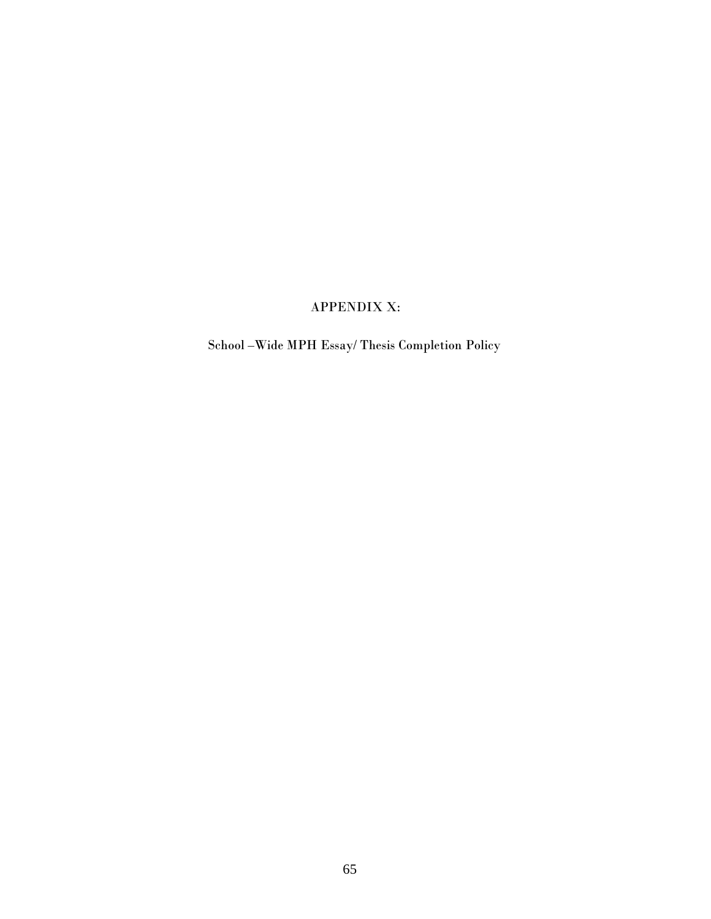# APPENDIX X:

## School –Wide MPH Essay/ Thesis Completion Policy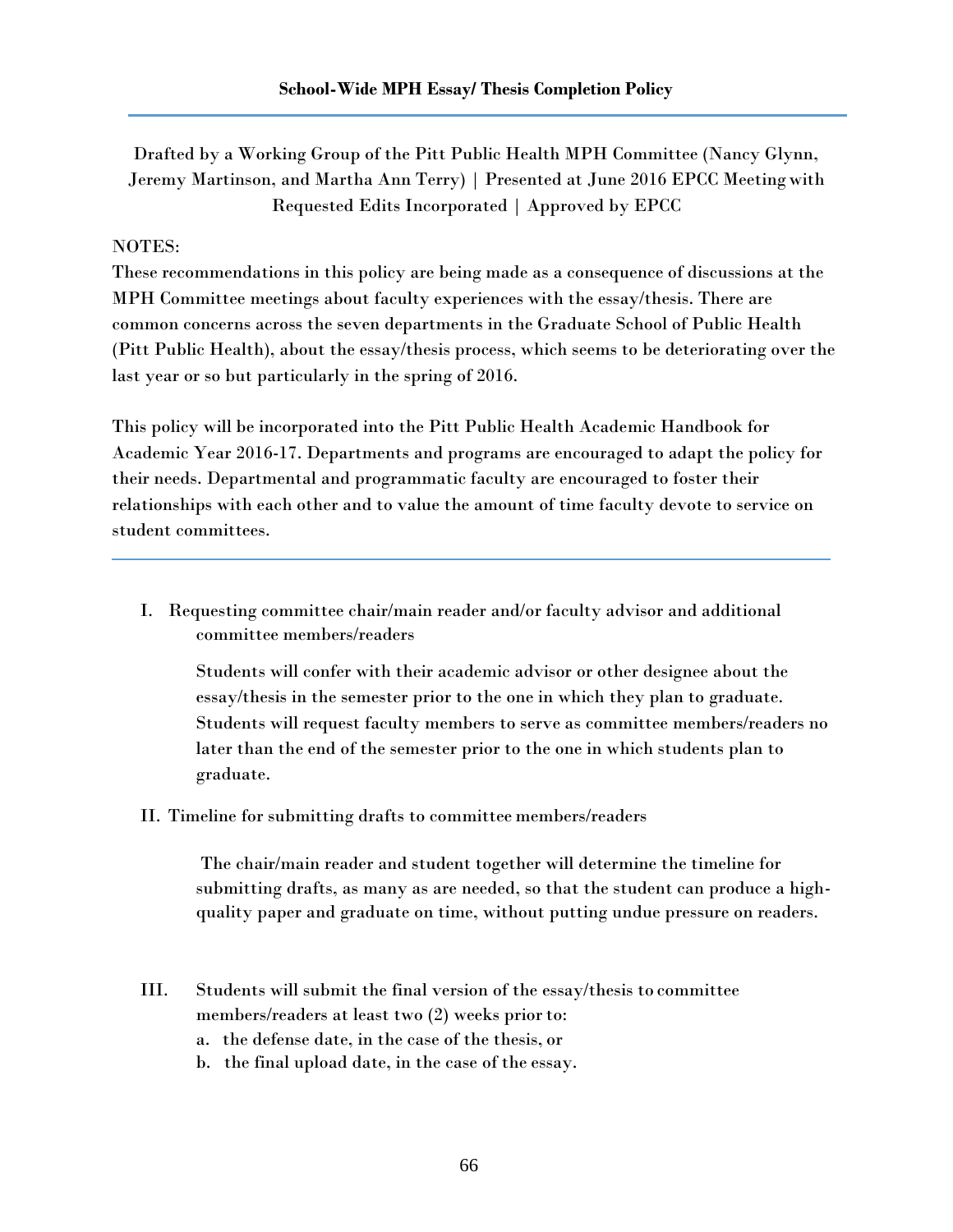## School-Wide MPH Essay/ Thesis Completion Policy

Drafted by a Working Group of the Pitt Public Health MPH Committee (Nancy Glynn, Jeremy Martinson, and Martha Ann Terry) | Presented at June 2016 EPCC Meeting with Requested Edits Incorporated | Approved by EPCC

NOTES:

These recommendations in this policy are being made as a consequence of discussions at the MPH Committee meetings about faculty experiences with the essay/thesis. There are common concerns across the seven departments in the Graduate School of Public Health (Pitt Public Health), about the essay/thesis process, which seems to be deteriorating over the last year or so but particularly in the spring of 2016.

This policy will be incorporated into the Pitt Public Health Academic Handbook for Academic Year 2016-17. Departments and programs are encouraged to adapt the policy for their needs. Departmental and programmatic faculty are encouraged to foster their relationships with each other and to value the amount of time faculty devote to service on student committees.

I. Requesting committee chair/main reader and/or faculty advisor and additional committee members/readers

   Students will confer with their academic advisor or other designee about the essay/thesis in the semester prior to the one in which they plan to graduate. Students will request faculty members to serve as committee members/readers no later than the end of the semester prior to the one in which students plan to graduate.

II. Timeline for submitting drafts to committee members/readers

   The chair/main reader and student together will determine the timeline for submitting drafts, as many as are needed, so that the student can produce a high-quality paper and graduate on time, without putting undue pressure on readers.

III. Students will submit the final version of the essay/thesis to committee members/readers at least two (2) weeks prior to:

   a. the defense date, in the case of the thesis, or
   b. the final upload date, in the case of the essay.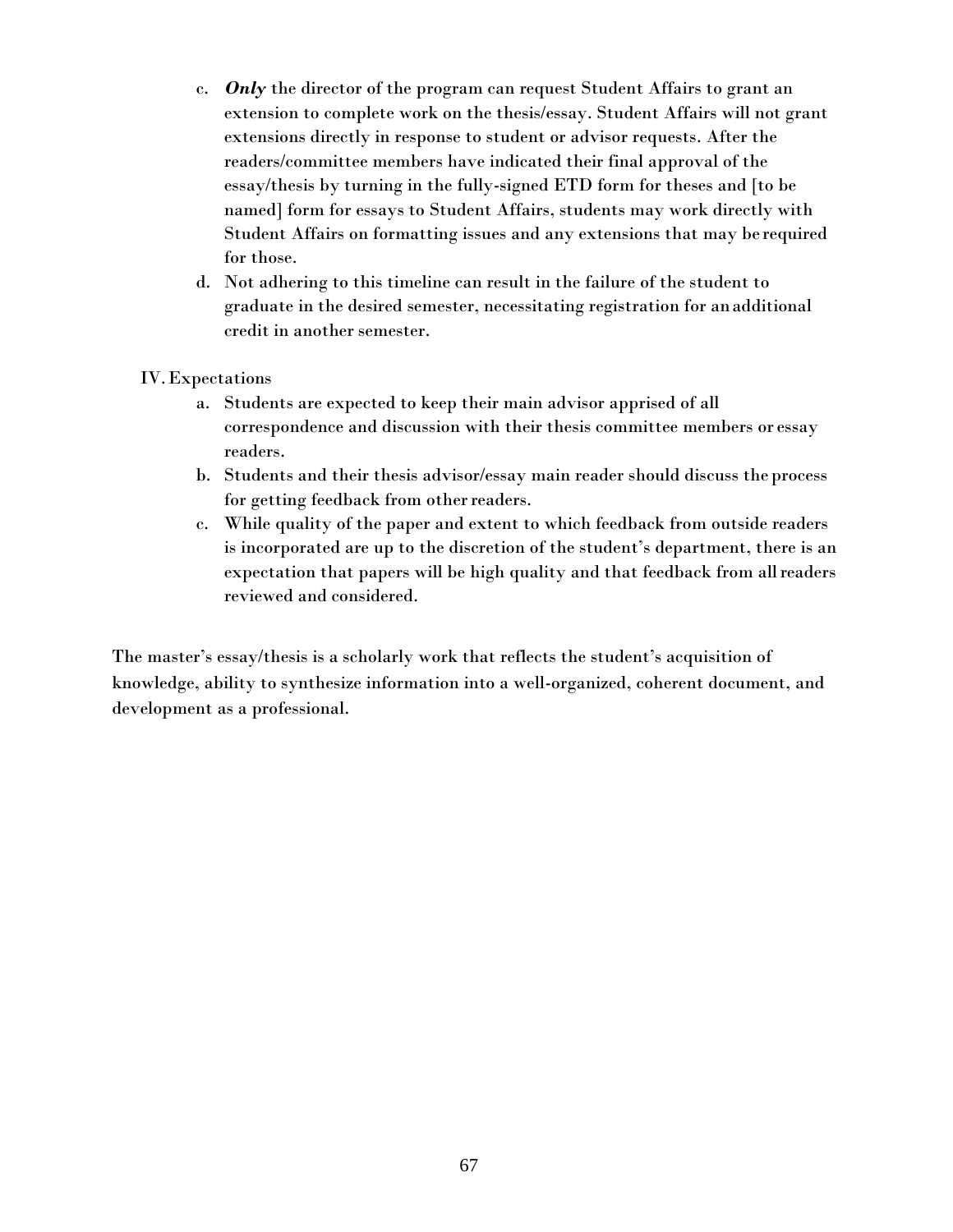c. ***Only*** the director of the program can request Student Affairs to grant an extension to complete work on the thesis/essay. Student Affairs will not grant extensions directly in response to student or advisor requests. After the readers/committee members have indicated their final approval of the essay/thesis by turning in the fully-signed ETD form for theses and [to be named] form for essays to Student Affairs, students may work directly with Student Affairs on formatting issues and any extensions that may be required for those.

d. Not adhering to this timeline can result in the failure of the student to graduate in the desired semester, necessitating registration for an additional credit in another semester.

IV. Expectations

a. Students are expected to keep their main advisor apprised of all correspondence and discussion with their thesis committee members or essay readers.

b. Students and their thesis advisor/essay main reader should discuss the process for getting feedback from other readers.

c. While quality of the paper and extent to which feedback from outside readers is incorporated are up to the discretion of the student's department, there is an expectation that papers will be high quality and that feedback from all readers reviewed and considered.

The master's essay/thesis is a scholarly work that reflects the student's acquisition of knowledge, ability to synthesize information into a well-organized, coherent document, and development as a professional.